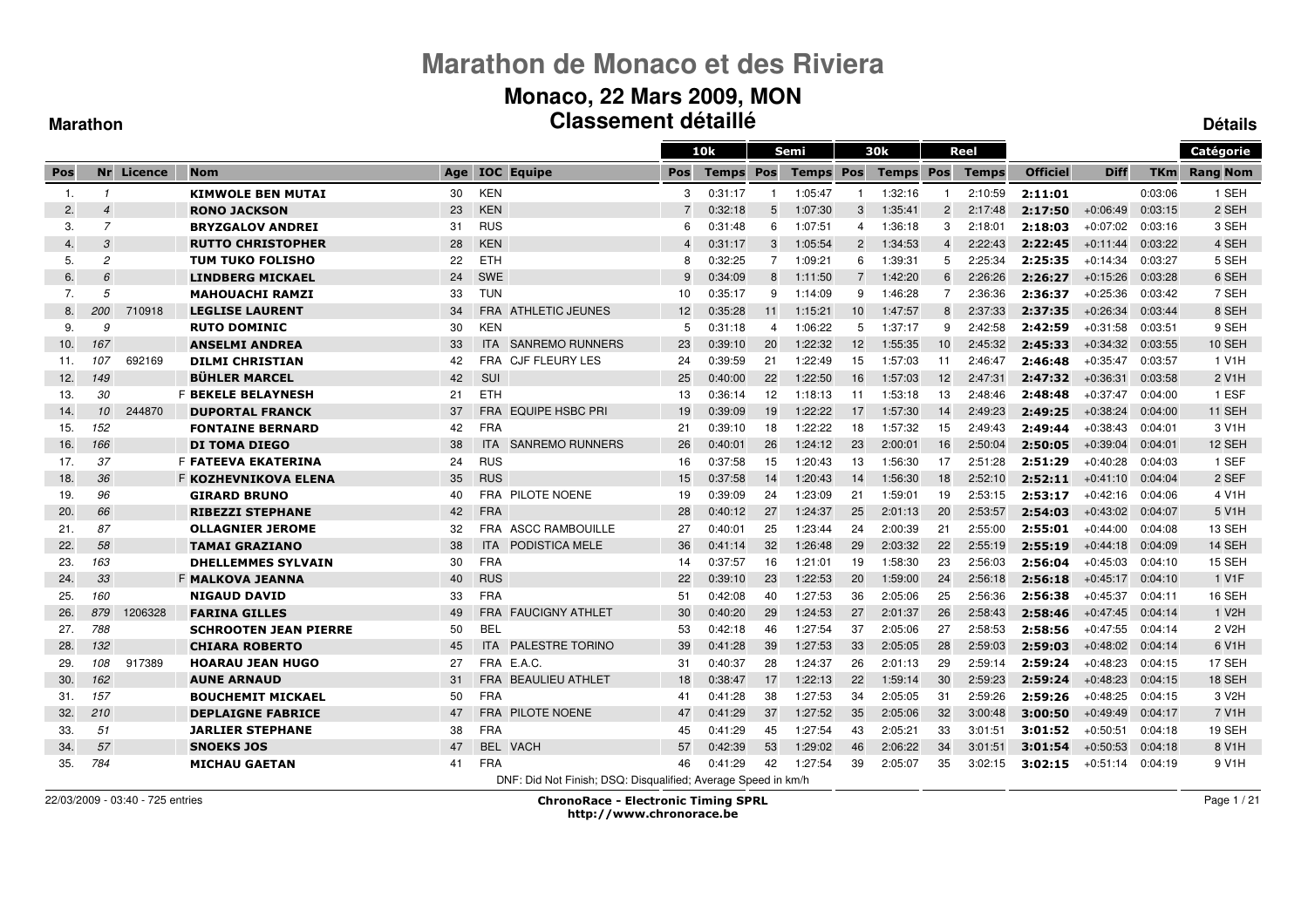# Marathon de Monaco et des Riviera

## Monaco, 22 Mars 2009, MON

**Marathon**

## Classement détaillé

**Détails**

| Pos | Nr | Licence | Nom | Age | IOC | Equipe | 10k Pos | 10k Temps | Semi Pos | Semi Temps | 30k Pos | 30k Temps | Reel Pos | Reel Temps | Officiel | Diff | TKm | Catégorie Rang Nom |
|---|---|---|---|---|---|---|---|---|---|---|---|---|---|---|---|---|---|---|
| 1. | 1 | | KIMWOLE BEN MUTAI | 30 | KEN | | 3 | 0:31:17 | 1 | 1:05:47 | 1 | 1:32:16 | 1 | 2:10:59 | **2:11:01** | | 0:03:06 | 1 SEH |
| 2. | 4 | | RONO JACKSON | 23 | KEN | | 7 | 0:32:18 | 5 | 1:07:30 | 3 | 1:35:41 | 2 | 2:17:48 | **2:17:50** | +0:06:49 | 0:03:15 | 2 SEH |
| 3. | 7 | | BRYZGALOV ANDREI | 31 | RUS | | 6 | 0:31:48 | 6 | 1:07:51 | 4 | 1:36:18 | 3 | 2:18:01 | **2:18:03** | +0:07:02 | 0:03:16 | 3 SEH |
| 4. | 3 | | RUTTO CHRISTOPHER | 28 | KEN | | 4 | 0:31:17 | 3 | 1:05:54 | 2 | 1:34:53 | 4 | 2:22:43 | **2:22:45** | +0:11:44 | 0:03:22 | 4 SEH |
| 5. | 2 | | TUM TUKO FOLISHO | 22 | ETH | | 8 | 0:32:25 | 7 | 1:09:21 | 6 | 1:39:31 | 5 | 2:25:34 | **2:25:35** | +0:14:34 | 0:03:27 | 5 SEH |
| 6. | 6 | | LINDBERG MICKAEL | 24 | SWE | | 9 | 0:34:09 | 8 | 1:11:50 | 7 | 1:42:20 | 6 | 2:26:26 | **2:26:27** | +0:15:26 | 0:03:28 | 6 SEH |
| 7. | 5 | | MAHOUACHI RAMZI | 33 | TUN | | 10 | 0:35:17 | 9 | 1:14:09 | 9 | 1:46:28 | 7 | 2:36:36 | **2:36:37** | +0:25:36 | 0:03:42 | 7 SEH |
| 8. | 200 | 710918 | LEGLISE LAURENT | 34 | FRA | ATHLETIC JEUNES | 12 | 0:35:28 | 11 | 1:15:21 | 10 | 1:47:57 | 8 | 2:37:33 | **2:37:35** | +0:26:34 | 0:03:44 | 8 SEH |
| 9. | 9 | | RUTO DOMINIC | 30 | KEN | | 5 | 0:31:18 | 4 | 1:06:22 | 5 | 1:37:17 | 9 | 2:42:58 | **2:42:59** | +0:31:58 | 0:03:51 | 9 SEH |
| 10. | 167 | | ANSELMI ANDREA | 33 | ITA | SANREMO RUNNERS | 23 | 0:39:10 | 20 | 1:22:32 | 12 | 1:55:35 | 10 | 2:45:32 | **2:45:33** | +0:34:32 | 0:03:55 | 10 SEH |
| 11. | 107 | 692169 | DILMI CHRISTIAN | 42 | FRA | CJF FLEURY LES | 24 | 0:39:59 | 21 | 1:22:49 | 15 | 1:57:03 | 11 | 2:46:47 | **2:46:48** | +0:35:47 | 0:03:57 | 1 V1H |
| 12. | 149 | | BÜHLER MARCEL | 42 | SUI | | 25 | 0:40:00 | 22 | 1:22:50 | 16 | 1:57:03 | 12 | 2:47:31 | **2:47:32** | +0:36:31 | 0:03:58 | 2 V1H |
| 13. | 30 | | F BEKELE BELAYNESH | 21 | ETH | | 13 | 0:36:14 | 12 | 1:18:13 | 11 | 1:53:18 | 13 | 2:48:46 | **2:48:48** | +0:37:47 | 0:04:00 | 1 ESF |
| 14. | 10 | 244870 | DUPORTAL FRANCK | 37 | FRA | EQUIPE HSBC PRI | 19 | 0:39:09 | 19 | 1:22:22 | 17 | 1:57:30 | 14 | 2:49:23 | **2:49:25** | +0:38:24 | 0:04:00 | 11 SEH |
| 15. | 152 | | FONTAINE BERNARD | 42 | FRA | | 21 | 0:39:10 | 18 | 1:22:22 | 18 | 1:57:32 | 15 | 2:49:43 | **2:49:44** | +0:38:43 | 0:04:01 | 3 V1H |
| 16. | 166 | | DI TOMA DIEGO | 38 | ITA | SANREMO RUNNERS | 26 | 0:40:01 | 26 | 1:24:12 | 23 | 2:00:01 | 16 | 2:50:04 | **2:50:05** | +0:39:04 | 0:04:01 | 12 SEH |
| 17. | 37 | | F FATEEVA EKATERINA | 24 | RUS | | 16 | 0:37:58 | 15 | 1:20:43 | 13 | 1:56:30 | 17 | 2:51:28 | **2:51:29** | +0:40:28 | 0:04:03 | 1 SEF |
| 18. | 36 | | F KOZHEVNIKOVA ELENA | 35 | RUS | | 15 | 0:37:58 | 14 | 1:20:43 | 14 | 1:56:30 | 18 | 2:52:10 | **2:52:11** | +0:41:10 | 0:04:04 | 2 SEF |
| 19. | 96 | | GIRARD BRUNO | 40 | FRA | PILOTE NOENE | 19 | 0:39:09 | 24 | 1:23:09 | 21 | 1:59:01 | 19 | 2:53:15 | **2:53:17** | +0:42:16 | 0:04:06 | 4 V1H |
| 20. | 66 | | RIBEZZI STEPHANE | 42 | FRA | | 28 | 0:40:12 | 27 | 1:24:37 | 25 | 2:01:13 | 20 | 2:53:57 | **2:54:03** | +0:43:02 | 0:04:07 | 5 V1H |
| 21. | 87 | | OLLAGNIER JEROME | 32 | FRA | ASCC RAMBOUILLE | 27 | 0:40:01 | 25 | 1:23:44 | 24 | 2:00:39 | 21 | 2:55:00 | **2:55:01** | +0:44:00 | 0:04:08 | 13 SEH |
| 22. | 58 | | TAMAI GRAZIANO | 38 | ITA | PODISTICA MELE | 36 | 0:41:14 | 32 | 1:26:48 | 29 | 2:03:32 | 22 | 2:55:19 | **2:55:19** | +0:44:18 | 0:04:09 | 14 SEH |
| 23. | 163 | | DHELLEMMES SYLVAIN | 30 | FRA | | 14 | 0:37:57 | 16 | 1:21:01 | 19 | 1:58:30 | 23 | 2:56:03 | **2:56:04** | +0:45:03 | 0:04:10 | 15 SEH |
| 24. | 33 | | F MALKOVA JEANNA | 40 | RUS | | 22 | 0:39:10 | 23 | 1:22:53 | 20 | 1:59:00 | 24 | 2:56:18 | **2:56:18** | +0:45:17 | 0:04:10 | 1 V1F |
| 25. | 160 | | NIGAUD DAVID | 33 | FRA | | 51 | 0:42:08 | 40 | 1:27:53 | 36 | 2:05:06 | 25 | 2:56:36 | **2:56:38** | +0:45:37 | 0:04:11 | 16 SEH |
| 26. | 879 | 1206328 | FARINA GILLES | 49 | FRA | FAUCIGNY ATHLET | 30 | 0:40:20 | 29 | 1:24:53 | 27 | 2:01:37 | 26 | 2:58:43 | **2:58:46** | +0:47:45 | 0:04:14 | 1 V2H |
| 27. | 788 | | SCHROOTEN JEAN PIERRE | 50 | BEL | | 53 | 0:42:18 | 46 | 1:27:54 | 37 | 2:05:06 | 27 | 2:58:53 | **2:58:56** | +0:47:55 | 0:04:14 | 2 V2H |
| 28. | 132 | | CHIARA ROBERTO | 45 | ITA | PALESTRE TORINO | 39 | 0:41:28 | 39 | 1:27:53 | 33 | 2:05:05 | 28 | 2:59:03 | **2:59:03** | +0:48:02 | 0:04:14 | 6 V1H |
| 29. | 108 | 917389 | HOARAU JEAN HUGO | 27 | FRA | E.A.C. | 31 | 0:40:37 | 28 | 1:24:37 | 26 | 2:01:13 | 29 | 2:59:14 | **2:59:24** | +0:48:23 | 0:04:15 | 17 SEH |
| 30. | 162 | | AUNE ARNAUD | 31 | FRA | BEAULIEU ATHLET | 18 | 0:38:47 | 17 | 1:22:13 | 22 | 1:59:14 | 30 | 2:59:23 | **2:59:24** | +0:48:23 | 0:04:15 | 18 SEH |
| 31. | 157 | | BOUCHEMIT MICKAEL | 50 | FRA | | 41 | 0:41:28 | 38 | 1:27:53 | 34 | 2:05:05 | 31 | 2:59:26 | **2:59:26** | +0:48:25 | 0:04:15 | 3 V2H |
| 32. | 210 | | DEPLAIGNE FABRICE | 47 | FRA | PILOTE NOENE | 47 | 0:41:29 | 37 | 1:27:52 | 35 | 2:05:06 | 32 | 3:00:48 | **3:00:50** | +0:49:49 | 0:04:17 | 7 V1H |
| 33. | 51 | | JARLIER STEPHANE | 38 | FRA | | 45 | 0:41:29 | 45 | 1:27:54 | 43 | 2:05:21 | 33 | 3:01:51 | **3:01:52** | +0:50:51 | 0:04:18 | 19 SEH |
| 34. | 57 | | SNOEKS JOS | 47 | BEL | VACH | 57 | 0:42:39 | 53 | 1:29:02 | 46 | 2:06:22 | 34 | 3:01:51 | **3:01:54** | +0:50:53 | 0:04:18 | 8 V1H |
| 35. | 784 | | MICHAU GAETAN | 41 | FRA | | 46 | 0:41:29 | 42 | 1:27:54 | 39 | 2:05:07 | 35 | 3:02:15 | **3:02:15** | +0:51:14 | 0:04:19 | 9 V1H |

DNF: Did Not Finish; DSQ: Disqualified; Average Speed in km/h

22/03/2009 - 03:40 - 725 entries

**ChronoRace - Electronic Timing SPRL**
**http://www.chronorace.be**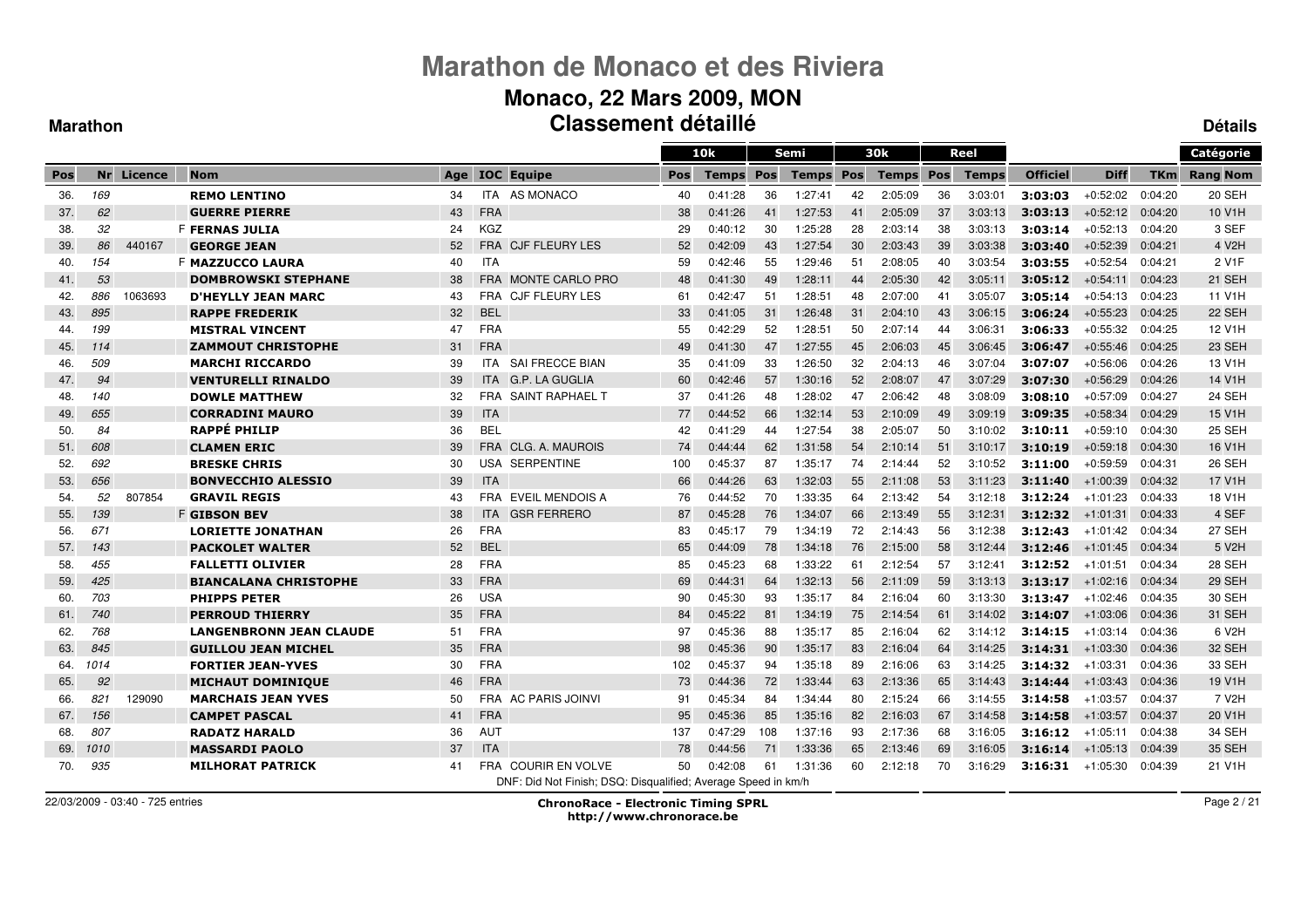# Marathon de Monaco et des Riviera

## Monaco, 22 Mars 2009, MON

### Classement détaillé

**Marathon** **Détails**

| | | | | | | | | 10k | | Semi | | 30k | | Reel | | | | | Catégorie |
|---|---|---|---|---|---|---|---|---|---|---|---|---|---|---|---|---|---|---|---|
| Pos | Nr | Licence | Nom | Age | IOC | Equipe | Pos | Temps | Pos | Temps | Pos | Temps | Pos | Temps | Officiel | Diff | TKm | Rang Nom |
| 36. | 169 | | REMO LENTINO | 34 | ITA | AS MONACO | 40 | 0:41:28 | 36 | 1:27:41 | 42 | 2:05:09 | 36 | 3:03:01 | 3:03:03 | +0:52:02 | 0:04:20 | 20 SEH |
| 37. | 62 | | GUERRE PIERRE | 43 | FRA | | 38 | 0:41:26 | 41 | 1:27:53 | 41 | 2:05:09 | 37 | 3:03:13 | 3:03:13 | +0:52:12 | 0:04:20 | 10 V1H |
| 38. | 32 | | F FERNAS JULIA | 24 | KGZ | | 29 | 0:40:12 | 30 | 1:25:28 | 28 | 2:03:14 | 38 | 3:03:13 | 3:03:14 | +0:52:13 | 0:04:20 | 3 SEF |
| 39. | 86 | 440167 | GEORGE JEAN | 52 | FRA | CJF FLEURY LES | 52 | 0:42:09 | 43 | 1:27:54 | 30 | 2:03:43 | 39 | 3:03:38 | 3:03:40 | +0:52:39 | 0:04:21 | 4 V2H |
| 40. | 154 | | F MAZZUCCO LAURA | 40 | ITA | | 59 | 0:42:46 | 55 | 1:29:46 | 51 | 2:08:05 | 40 | 3:03:54 | 3:03:55 | +0:52:54 | 0:04:21 | 2 V1F |
| 41. | 53 | | DOMBROWSKI STEPHANE | 38 | FRA | MONTE CARLO PRO | 48 | 0:41:30 | 49 | 1:28:11 | 44 | 2:05:30 | 42 | 3:05:11 | 3:05:12 | +0:54:11 | 0:04:23 | 21 SEH |
| 42. | 886 | 1063693 | D'HEYLLY JEAN MARC | 43 | FRA | CJF FLEURY LES | 61 | 0:42:47 | 51 | 1:28:51 | 48 | 2:07:00 | 41 | 3:05:07 | 3:05:14 | +0:54:13 | 0:04:23 | 11 V1H |
| 43. | 895 | | RAPPE FREDERIK | 32 | BEL | | 33 | 0:41:05 | 31 | 1:26:48 | 31 | 2:04:10 | 43 | 3:06:15 | 3:06:24 | +0:55:23 | 0:04:25 | 22 SEH |
| 44. | 199 | | MISTRAL VINCENT | 47 | FRA | | 55 | 0:42:29 | 52 | 1:28:51 | 50 | 2:07:14 | 44 | 3:06:31 | 3:06:33 | +0:55:32 | 0:04:25 | 12 V1H |
| 45. | 114 | | ZAMMOUT CHRISTOPHE | 31 | FRA | | 49 | 0:41:30 | 47 | 1:27:55 | 45 | 2:06:03 | 45 | 3:06:45 | 3:06:47 | +0:55:46 | 0:04:25 | 23 SEH |
| 46. | 509 | | MARCHI RICCARDO | 39 | ITA | SAI FRECCE BIAN | 35 | 0:41:09 | 33 | 1:26:50 | 32 | 2:04:13 | 46 | 3:07:04 | 3:07:07 | +0:56:06 | 0:04:26 | 13 V1H |
| 47. | 94 | | VENTURELLI RINALDO | 39 | ITA | G.P. LA GUGLIA | 60 | 0:42:46 | 57 | 1:30:16 | 52 | 2:08:07 | 47 | 3:07:29 | 3:07:30 | +0:56:29 | 0:04:26 | 14 V1H |
| 48. | 140 | | DOWLE MATTHEW | 32 | FRA | SAINT RAPHAEL T | 37 | 0:41:26 | 48 | 1:28:02 | 47 | 2:06:42 | 48 | 3:08:09 | 3:08:10 | +0:57:09 | 0:04:27 | 24 SEH |
| 49. | 655 | | CORRADINI MAURO | 39 | ITA | | 77 | 0:44:52 | 66 | 1:32:14 | 53 | 2:10:09 | 49 | 3:09:19 | 3:09:35 | +0:58:34 | 0:04:29 | 15 V1H |
| 50. | 84 | | RAPPÉ PHILIP | 36 | BEL | | 42 | 0:41:29 | 44 | 1:27:54 | 38 | 2:05:07 | 50 | 3:10:02 | 3:10:11 | +0:59:10 | 0:04:30 | 25 SEH |
| 51. | 608 | | CLAMEN ERIC | 39 | FRA | CLG. A. MAUROIS | 74 | 0:44:44 | 62 | 1:31:58 | 54 | 2:10:14 | 51 | 3:10:17 | 3:10:19 | +0:59:18 | 0:04:30 | 16 V1H |
| 52. | 692 | | BRESKE CHRIS | 30 | USA | SERPENTINE | 100 | 0:45:37 | 87 | 1:35:17 | 74 | 2:14:44 | 52 | 3:10:52 | 3:11:00 | +0:59:59 | 0:04:31 | 26 SEH |
| 53. | 656 | | BONVECCHIO ALESSIO | 39 | ITA | | 66 | 0:44:26 | 63 | 1:32:03 | 55 | 2:11:08 | 53 | 3:11:23 | 3:11:40 | +1:00:39 | 0:04:32 | 17 V1H |
| 54. | 52 | 807854 | GRAVIL REGIS | 43 | FRA | EVEIL MENDOIS A | 76 | 0:44:52 | 70 | 1:33:35 | 64 | 2:13:42 | 54 | 3:12:18 | 3:12:24 | +1:01:23 | 0:04:33 | 18 V1H |
| 55. | 139 | | F GIBSON BEV | 38 | ITA | GSR FERRERO | 87 | 0:45:28 | 76 | 1:34:07 | 66 | 2:13:49 | 55 | 3:12:31 | 3:12:32 | +1:01:31 | 0:04:33 | 4 SEF |
| 56. | 671 | | LORIETTE JONATHAN | 26 | FRA | | 83 | 0:45:17 | 79 | 1:34:19 | 72 | 2:14:43 | 56 | 3:12:38 | 3:12:43 | +1:01:42 | 0:04:34 | 27 SEH |
| 57. | 143 | | PACKOLET WALTER | 52 | BEL | | 65 | 0:44:09 | 78 | 1:34:18 | 76 | 2:15:00 | 58 | 3:12:44 | 3:12:46 | +1:01:45 | 0:04:34 | 5 V2H |
| 58. | 455 | | FALLETTI OLIVIER | 28 | FRA | | 85 | 0:45:23 | 68 | 1:33:22 | 61 | 2:12:54 | 57 | 3:12:41 | 3:12:52 | +1:01:51 | 0:04:34 | 28 SEH |
| 59. | 425 | | BIANCALANA CHRISTOPHE | 33 | FRA | | 69 | 0:44:31 | 64 | 1:32:13 | 56 | 2:11:09 | 59 | 3:13:13 | 3:13:17 | +1:02:16 | 0:04:34 | 29 SEH |
| 60. | 703 | | PHIPPS PETER | 26 | USA | | 90 | 0:45:30 | 93 | 1:35:17 | 84 | 2:16:04 | 60 | 3:13:30 | 3:13:47 | +1:02:46 | 0:04:35 | 30 SEH |
| 61. | 740 | | PERROUD THIERRY | 35 | FRA | | 84 | 0:45:22 | 81 | 1:34:19 | 75 | 2:14:54 | 61 | 3:14:02 | 3:14:07 | +1:03:06 | 0:04:36 | 31 SEH |
| 62. | 768 | | LANGENBRONN JEAN CLAUDE | 51 | FRA | | 97 | 0:45:36 | 88 | 1:35:17 | 85 | 2:16:04 | 62 | 3:14:12 | 3:14:15 | +1:03:14 | 0:04:36 | 6 V2H |
| 63. | 845 | | GUILLOU JEAN MICHEL | 35 | FRA | | 98 | 0:45:36 | 90 | 1:35:17 | 83 | 2:16:04 | 64 | 3:14:25 | 3:14:31 | +1:03:30 | 0:04:36 | 32 SEH |
| 64. | 1014 | | FORTIER JEAN-YVES | 30 | FRA | | 102 | 0:45:37 | 94 | 1:35:18 | 89 | 2:16:06 | 63 | 3:14:25 | 3:14:32 | +1:03:31 | 0:04:36 | 33 SEH |
| 65. | 92 | | MICHAUT DOMINIQUE | 46 | FRA | | 73 | 0:44:36 | 72 | 1:33:44 | 63 | 2:13:36 | 65 | 3:14:43 | 3:14:44 | +1:03:43 | 0:04:36 | 19 V1H |
| 66. | 821 | 129090 | MARCHAIS JEAN YVES | 50 | FRA | AC PARIS JOINVI | 91 | 0:45:34 | 84 | 1:34:44 | 80 | 2:15:24 | 66 | 3:14:55 | 3:14:58 | +1:03:57 | 0:04:37 | 7 V2H |
| 67. | 156 | | CAMPET PASCAL | 41 | FRA | | 95 | 0:45:36 | 85 | 1:35:16 | 82 | 2:16:03 | 67 | 3:14:58 | 3:14:58 | +1:03:57 | 0:04:37 | 20 V1H |
| 68. | 807 | | RADATZ HARALD | 36 | AUT | | 137 | 0:47:29 | 108 | 1:37:16 | 93 | 2:17:36 | 68 | 3:16:05 | 3:16:12 | +1:05:11 | 0:04:38 | 34 SEH |
| 69. | 1010 | | MASSARDI PAOLO | 37 | ITA | | 78 | 0:44:56 | 71 | 1:33:36 | 65 | 2:13:46 | 69 | 3:16:05 | 3:16:14 | +1:05:13 | 0:04:39 | 35 SEH |
| 70. | 935 | | MILHORAT PATRICK | 41 | FRA | COURIR EN VOLVE | 50 | 0:42:08 | 61 | 1:31:36 | 60 | 2:12:18 | 70 | 3:16:29 | 3:16:31 | +1:05:30 | 0:04:39 | 21 V1H |

DNF: Did Not Finish; DSQ: Disqualified; Average Speed in km/h

22/03/2009 - 03:40 - 725 entries

**ChronoRace - Electronic Timing SPRL**
**http://www.chronorace.be**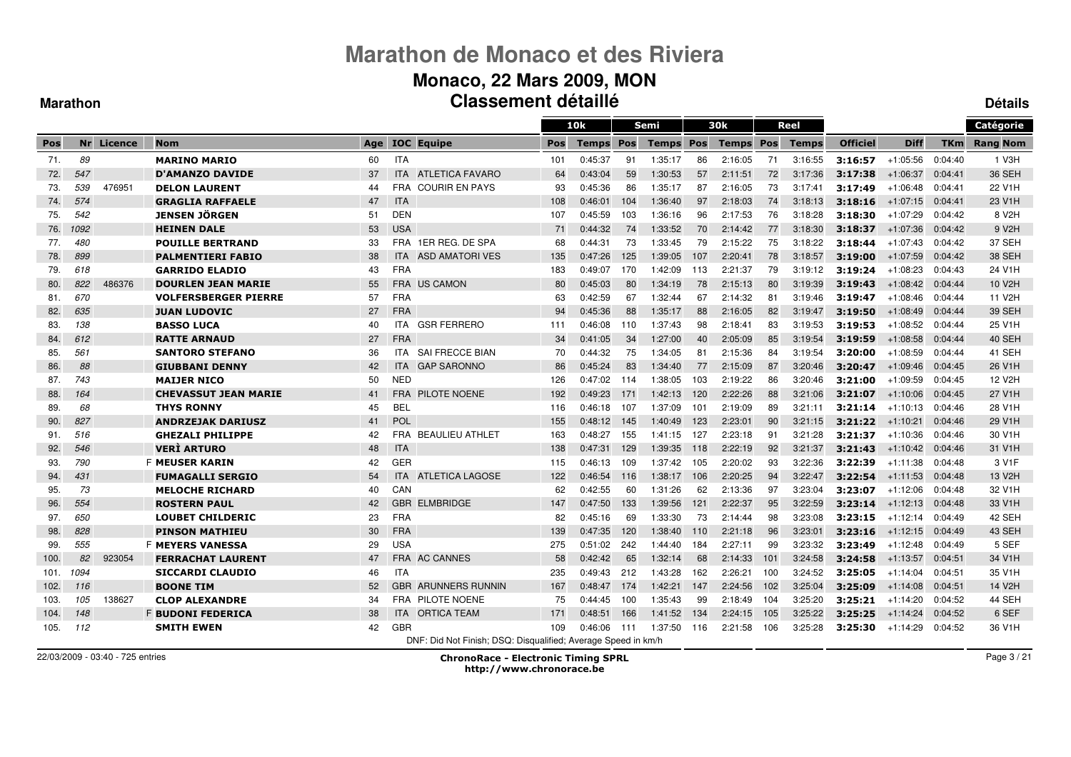# Marathon de Monaco et des Riviera

## Monaco, 22 Mars 2009, MON

## Classement détaillé

**Marathon** **Détails**

| Pos | Nr | Licence | Nom | Age | IOC | Equipe | 10k Pos | 10k Temps | Semi Pos | Semi Temps | 30k Pos | 30k Temps | Reel Pos | Reel Temps | Officiel | Diff | TKm | Catégorie Rang Nom |
|---|---|---|---|---|---|---|---|---|---|---|---|---|---|---|---|---|---|---|
| 71. | 89 | | MARINO MARIO | 60 | ITA | | 101 | 0:45:37 | 91 | 1:35:17 | 86 | 2:16:05 | 71 | 3:16:55 | 3:16:57 | +1:05:56 | 0:04:40 | 1 V3H |
| 72. | 547 | | D'AMANZO DAVIDE | 37 | ITA | ATLETICA FAVARO | 64 | 0:43:04 | 59 | 1:30:53 | 57 | 2:11:51 | 72 | 3:17:36 | 3:17:38 | +1:06:37 | 0:04:41 | 36 SEH |
| 73. | 539 | 476951 | DELON LAURENT | 44 | FRA | COURIR EN PAYS | 93 | 0:45:36 | 86 | 1:35:17 | 87 | 2:16:05 | 73 | 3:17:41 | 3:17:49 | +1:06:48 | 0:04:41 | 22 V1H |
| 74. | 574 | | GRAGLIA RAFFAELE | 47 | ITA | | 108 | 0:46:01 | 104 | 1:36:40 | 97 | 2:18:03 | 74 | 3:18:13 | 3:18:16 | +1:07:15 | 0:04:41 | 23 V1H |
| 75. | 542 | | JENSEN JÖRGEN | 51 | DEN | | 107 | 0:45:59 | 103 | 1:36:16 | 96 | 2:17:53 | 76 | 3:18:28 | 3:18:30 | +1:07:29 | 0:04:42 | 8 V2H |
| 76. | 1092 | | HEINEN DALE | 53 | USA | | 71 | 0:44:32 | 74 | 1:33:52 | 70 | 2:14:42 | 77 | 3:18:30 | 3:18:37 | +1:07:36 | 0:04:42 | 9 V2H |
| 77. | 480 | | POUILLE BERTRAND | 33 | FRA | 1ER REG. DE SPA | 68 | 0:44:31 | 73 | 1:33:45 | 79 | 2:15:22 | 75 | 3:18:22 | 3:18:44 | +1:07:43 | 0:04:42 | 37 SEH |
| 78. | 899 | | PALMENTIERI FABIO | 38 | ITA | ASD AMATORI VES | 135 | 0:47:26 | 125 | 1:39:05 | 107 | 2:20:41 | 78 | 3:18:57 | 3:19:00 | +1:07:59 | 0:04:42 | 38 SEH |
| 79. | 618 | | GARRIDO ELADIO | 43 | FRA | | 183 | 0:49:07 | 170 | 1:42:09 | 113 | 2:21:37 | 79 | 3:19:12 | 3:19:24 | +1:08:23 | 0:04:43 | 24 V1H |
| 80. | 822 | 486376 | DOURLEN JEAN MARIE | 55 | FRA | US CAMON | 80 | 0:45:03 | 80 | 1:34:19 | 78 | 2:15:13 | 80 | 3:19:39 | 3:19:43 | +1:08:42 | 0:04:44 | 10 V2H |
| 81. | 670 | | VOLFERSBERGER PIERRE | 57 | FRA | | 63 | 0:42:59 | 67 | 1:32:44 | 67 | 2:14:32 | 81 | 3:19:46 | 3:19:47 | +1:08:46 | 0:04:44 | 11 V2H |
| 82. | 635 | | JUAN LUDOVIC | 27 | FRA | | 94 | 0:45:36 | 88 | 1:35:17 | 88 | 2:16:05 | 82 | 3:19:47 | 3:19:50 | +1:08:49 | 0:04:44 | 39 SEH |
| 83. | 138 | | BASSO LUCA | 40 | ITA | GSR FERRERO | 111 | 0:46:08 | 110 | 1:37:43 | 98 | 2:18:41 | 83 | 3:19:53 | 3:19:53 | +1:08:52 | 0:04:44 | 25 V1H |
| 84. | 612 | | RATTE ARNAUD | 27 | FRA | | 34 | 0:41:05 | 34 | 1:27:00 | 40 | 2:05:09 | 85 | 3:19:54 | 3:19:59 | +1:08:58 | 0:04:44 | 40 SEH |
| 85. | 561 | | SANTORO STEFANO | 36 | ITA | SAI FRECCE BIAN | 70 | 0:44:32 | 75 | 1:34:05 | 81 | 2:15:36 | 84 | 3:19:54 | 3:20:00 | +1:08:59 | 0:04:44 | 41 SEH |
| 86. | 88 | | GIUBBANI DENNY | 42 | ITA | GAP SARONNO | 86 | 0:45:24 | 83 | 1:34:40 | 77 | 2:15:09 | 87 | 3:20:46 | 3:20:47 | +1:09:46 | 0:04:45 | 26 V1H |
| 87. | 743 | | MAIJER NICO | 50 | NED | | 126 | 0:47:02 | 114 | 1:38:05 | 103 | 2:19:22 | 86 | 3:20:46 | 3:21:00 | +1:09:59 | 0:04:45 | 12 V2H |
| 88. | 164 | | CHEVASSUT JEAN MARIE | 41 | FRA | PILOTE NOENE | 192 | 0:49:23 | 171 | 1:42:13 | 120 | 2:22:26 | 88 | 3:21:06 | 3:21:07 | +1:10:06 | 0:04:45 | 27 V1H |
| 89. | 68 | | THYS RONNY | 45 | BEL | | 116 | 0:46:18 | 107 | 1:37:09 | 101 | 2:19:09 | 89 | 3:21:11 | 3:21:14 | +1:10:13 | 0:04:46 | 28 V1H |
| 90. | 827 | | ANDRZEJAK DARIUSZ | 41 | POL | | 155 | 0:48:12 | 145 | 1:40:49 | 123 | 2:23:01 | 90 | 3:21:15 | 3:21:22 | +1:10:21 | 0:04:46 | 29 V1H |
| 91. | 516 | | GHEZALI PHILIPPE | 42 | FRA | BEAULIEU ATHLET | 163 | 0:48:27 | 155 | 1:41:15 | 127 | 2:23:18 | 91 | 3:21:28 | 3:21:37 | +1:10:36 | 0:04:46 | 30 V1H |
| 92. | 546 | | VERÌ ARTURO | 48 | ITA | | 138 | 0:47:31 | 129 | 1:39:35 | 118 | 2:22:19 | 92 | 3:21:37 | 3:21:43 | +1:10:42 | 0:04:46 | 31 V1H |
| 93. | 790 | | F MEUSER KARIN | 42 | GER | | 115 | 0:46:13 | 109 | 1:37:42 | 105 | 2:20:02 | 93 | 3:22:36 | 3:22:39 | +1:11:38 | 0:04:48 | 3 V1F |
| 94. | 431 | | FUMAGALLI SERGIO | 54 | ITA | ATLETICA LAGOSE | 122 | 0:46:54 | 116 | 1:38:17 | 106 | 2:20:25 | 94 | 3:22:47 | 3:22:54 | +1:11:53 | 0:04:48 | 13 V2H |
| 95. | 73 | | MELOCHE RICHARD | 40 | CAN | | 62 | 0:42:55 | 60 | 1:31:26 | 62 | 2:13:36 | 97 | 3:23:04 | 3:23:07 | +1:12:06 | 0:04:48 | 32 V1H |
| 96. | 554 | | ROSTERN PAUL | 42 | GBR | ELMBRIDGE | 147 | 0:47:50 | 133 | 1:39:56 | 121 | 2:22:37 | 95 | 3:22:59 | 3:23:14 | +1:12:13 | 0:04:48 | 33 V1H |
| 97. | 650 | | LOUBET CHILDERIC | 23 | FRA | | 82 | 0:45:16 | 69 | 1:33:30 | 73 | 2:14:44 | 98 | 3:23:08 | 3:23:15 | +1:12:14 | 0:04:49 | 42 SEH |
| 98. | 828 | | PINSON MATHIEU | 30 | FRA | | 139 | 0:47:35 | 120 | 1:38:40 | 110 | 2:21:18 | 96 | 3:23:01 | 3:23:16 | +1:12:15 | 0:04:49 | 43 SEH |
| 99. | 555 | | F MEYERS VANESSA | 29 | USA | | 275 | 0:51:02 | 242 | 1:44:40 | 184 | 2:27:11 | 99 | 3:23:32 | 3:23:49 | +1:12:48 | 0:04:49 | 5 SEF |
| 100. | 82 | 923054 | FERRACHAT LAURENT | 47 | FRA | AC CANNES | 58 | 0:42:42 | 65 | 1:32:14 | 68 | 2:14:33 | 101 | 3:24:58 | 3:24:58 | +1:13:57 | 0:04:51 | 34 V1H |
| 101. | 1094 | | SICCARDI CLAUDIO | 46 | ITA | | 235 | 0:49:43 | 212 | 1:43:28 | 162 | 2:26:21 | 100 | 3:24:52 | 3:25:05 | +1:14:04 | 0:04:51 | 35 V1H |
| 102. | 116 | | BOONE TIM | 52 | GBR | ARUNNERS RUNNIN | 167 | 0:48:47 | 174 | 1:42:21 | 147 | 2:24:56 | 102 | 3:25:04 | 3:25:09 | +1:14:08 | 0:04:51 | 14 V2H |
| 103. | 105 | 138627 | CLOP ALEXANDRE | 34 | FRA | PILOTE NOENE | 75 | 0:44:45 | 100 | 1:35:43 | 99 | 2:18:49 | 104 | 3:25:20 | 3:25:21 | +1:14:20 | 0:04:52 | 44 SEH |
| 104. | 148 | | F BUDONI FEDERICA | 38 | ITA | ORTICA TEAM | 171 | 0:48:51 | 166 | 1:41:52 | 134 | 2:24:15 | 105 | 3:25:22 | 3:25:25 | +1:14:24 | 0:04:52 | 6 SEF |
| 105. | 112 | | SMITH EWEN | 42 | GBR | | 109 | 0:46:06 | 111 | 1:37:50 | 116 | 2:21:58 | 106 | 3:25:28 | 3:25:30 | +1:14:29 | 0:04:52 | 36 V1H |

DNF: Did Not Finish; DSQ: Disqualified; Average Speed in km/h

22/03/2009 - 03:40 - 725 entries

**ChronoRace - Electronic Timing SPRL**
**http://www.chronorace.be**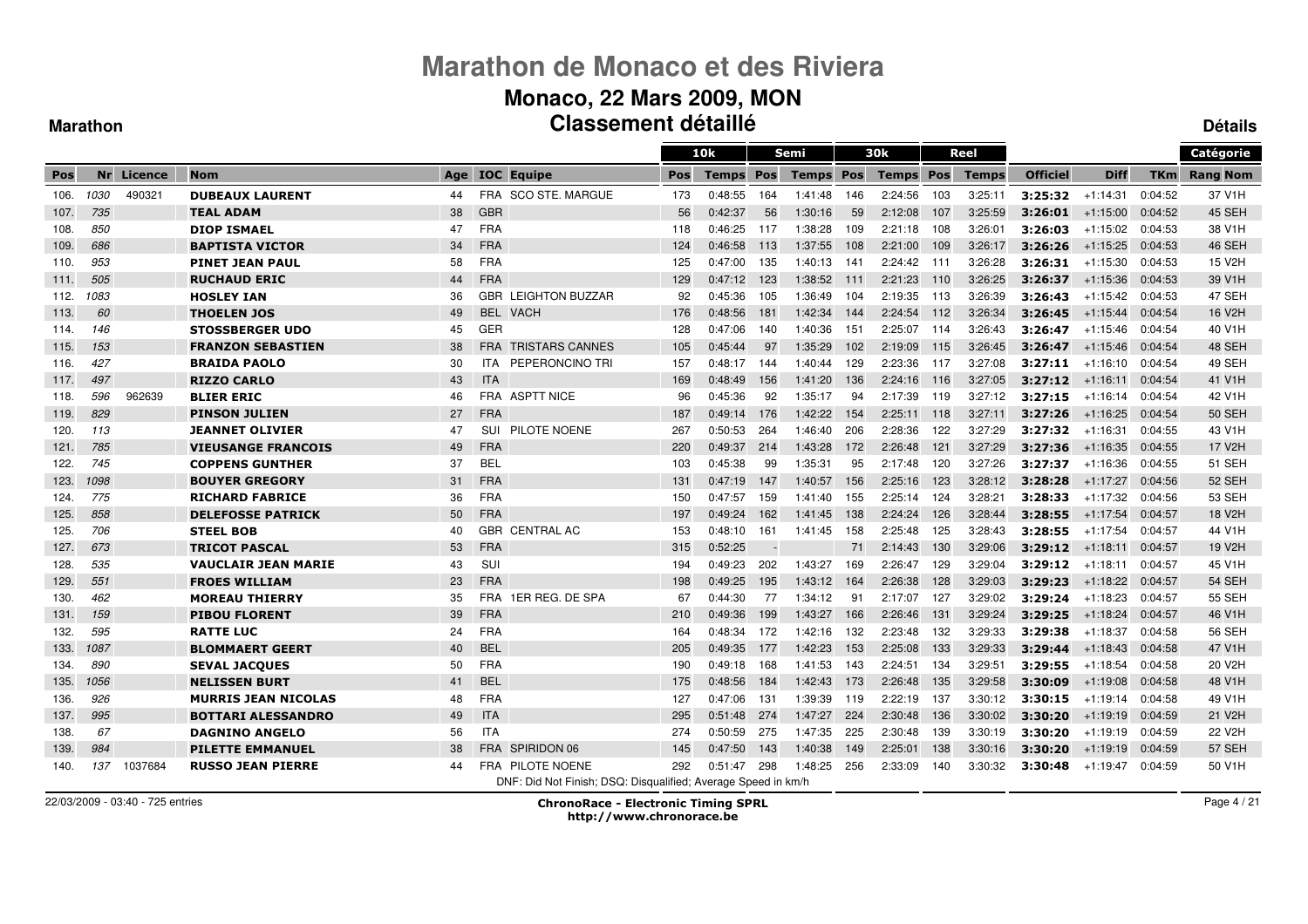# Marathon de Monaco et des Riviera

## Monaco, 22 Mars 2009, MON

## Classement détaillé

**Marathon** **Détails**

| | | | | | | | | 10k | | Semi | | 30k | | Reel | | | | | Catégorie |
|---|---|---|---|---|---|---|---|---|---|---|---|---|---|---|---|---|---|---|---|
| Pos | Nr | Licence | Nom | Age | IOC | Equipe | Pos | Temps | Pos | Temps | Pos | Temps | Pos | Temps | Officiel | Diff | TKm | Rang | Nom |
| 106. | 1030 | 490321 | **DUBEAUX LAURENT** | 44 | FRA | SCO STE. MARGUE | 173 | 0:48:55 | 164 | 1:41:48 | 146 | 2:24:56 | 103 | 3:25:11 | **3:25:32** | +1:14:31 | 0:04:52 | 37 | V1H |
| 107. | 735 | | **TEAL ADAM** | 38 | GBR | | 56 | 0:42:37 | 56 | 1:30:16 | 59 | 2:12:08 | 107 | 3:25:59 | **3:26:01** | +1:15:00 | 0:04:52 | 45 | SEH |
| 108. | 850 | | **DIOP ISMAEL** | 47 | FRA | | 118 | 0:46:25 | 117 | 1:38:28 | 109 | 2:21:18 | 108 | 3:26:01 | **3:26:03** | +1:15:02 | 0:04:53 | 38 | V1H |
| 109. | 686 | | **BAPTISTA VICTOR** | 34 | FRA | | 124 | 0:46:58 | 113 | 1:37:55 | 108 | 2:21:00 | 109 | 3:26:17 | **3:26:26** | +1:15:25 | 0:04:53 | 46 | SEH |
| 110. | 953 | | **PINET JEAN PAUL** | 58 | FRA | | 125 | 0:47:00 | 135 | 1:40:13 | 141 | 2:24:42 | 111 | 3:26:28 | **3:26:31** | +1:15:30 | 0:04:53 | 15 | V2H |
| 111. | 505 | | **RUCHAUD ERIC** | 44 | FRA | | 129 | 0:47:12 | 123 | 1:38:52 | 111 | 2:21:23 | 110 | 3:26:25 | **3:26:37** | +1:15:36 | 0:04:53 | 39 | V1H |
| 112. | 1083 | | **HOSLEY IAN** | 36 | GBR | LEIGHTON BUZZAR | 92 | 0:45:36 | 105 | 1:36:49 | 104 | 2:19:35 | 113 | 3:26:39 | **3:26:43** | +1:15:42 | 0:04:53 | 47 | SEH |
| 113. | 60 | | **THOELEN JOS** | 49 | BEL | VACH | 176 | 0:48:56 | 181 | 1:42:34 | 144 | 2:24:54 | 112 | 3:26:34 | **3:26:45** | +1:15:44 | 0:04:54 | 16 | V2H |
| 114. | 146 | | **STOSSBERGER UDO** | 45 | GER | | 128 | 0:47:06 | 140 | 1:40:36 | 151 | 2:25:07 | 114 | 3:26:43 | **3:26:47** | +1:15:46 | 0:04:54 | 40 | V1H |
| 115. | 153 | | **FRANZON SEBASTIEN** | 38 | FRA | TRISTARS CANNES | 105 | 0:45:44 | 97 | 1:35:29 | 102 | 2:19:09 | 115 | 3:26:45 | **3:26:47** | +1:15:46 | 0:04:54 | 48 | SEH |
| 116. | 427 | | **BRAIDA PAOLO** | 30 | ITA | PEPERONCINO TRI | 157 | 0:48:17 | 144 | 1:40:44 | 129 | 2:23:36 | 117 | 3:27:08 | **3:27:11** | +1:16:10 | 0:04:54 | 49 | SEH |
| 117. | 497 | | **RIZZO CARLO** | 43 | ITA | | 169 | 0:48:49 | 156 | 1:41:20 | 136 | 2:24:16 | 116 | 3:27:05 | **3:27:12** | +1:16:11 | 0:04:54 | 41 | V1H |
| 118. | 596 | 962639 | **BLIER ERIC** | 46 | FRA | ASPTT NICE | 96 | 0:45:36 | 92 | 1:35:17 | 94 | 2:17:39 | 119 | 3:27:12 | **3:27:15** | +1:16:14 | 0:04:54 | 42 | V1H |
| 119. | 829 | | **PINSON JULIEN** | 27 | FRA | | 187 | 0:49:14 | 176 | 1:42:22 | 154 | 2:25:11 | 118 | 3:27:11 | **3:27:26** | +1:16:25 | 0:04:54 | 50 | SEH |
| 120. | 113 | | **JEANNET OLIVIER** | 47 | SUI | PILOTE NOENE | 267 | 0:50:53 | 264 | 1:46:40 | 206 | 2:28:36 | 122 | 3:27:29 | **3:27:32** | +1:16:31 | 0:04:55 | 43 | V1H |
| 121. | 785 | | **VIEUSANGE FRANCOIS** | 49 | FRA | | 220 | 0:49:37 | 214 | 1:43:28 | 172 | 2:26:48 | 121 | 3:27:29 | **3:27:36** | +1:16:35 | 0:04:55 | 17 | V2H |
| 122. | 745 | | **COPPENS GUNTHER** | 37 | BEL | | 103 | 0:45:38 | 99 | 1:35:31 | 95 | 2:17:48 | 120 | 3:27:26 | **3:27:37** | +1:16:36 | 0:04:55 | 51 | SEH |
| 123. | 1098 | | **BOUYER GREGORY** | 31 | FRA | | 131 | 0:47:19 | 147 | 1:40:57 | 156 | 2:25:16 | 123 | 3:28:12 | **3:28:28** | +1:17:27 | 0:04:56 | 52 | SEH |
| 124. | 775 | | **RICHARD FABRICE** | 36 | FRA | | 150 | 0:47:57 | 159 | 1:41:40 | 155 | 2:25:14 | 124 | 3:28:21 | **3:28:33** | +1:17:32 | 0:04:56 | 53 | SEH |
| 125. | 858 | | **DELEFOSSE PATRICK** | 50 | FRA | | 197 | 0:49:24 | 162 | 1:41:45 | 138 | 2:24:24 | 126 | 3:28:44 | **3:28:55** | +1:17:54 | 0:04:57 | 18 | V2H |
| 125. | 706 | | **STEEL BOB** | 40 | GBR | CENTRAL AC | 153 | 0:48:10 | 161 | 1:41:45 | 158 | 2:25:48 | 125 | 3:28:43 | **3:28:55** | +1:17:54 | 0:04:57 | 44 | V1H |
| 127. | 673 | | **TRICOT PASCAL** | 53 | FRA | | 315 | 0:52:25 | - | | 71 | 2:14:43 | 130 | 3:29:06 | **3:29:12** | +1:18:11 | 0:04:57 | 19 | V2H |
| 128. | 535 | | **VAUCLAIR JEAN MARIE** | 43 | SUI | | 194 | 0:49:23 | 202 | 1:43:27 | 169 | 2:26:47 | 129 | 3:29:04 | **3:29:12** | +1:18:11 | 0:04:57 | 45 | V1H |
| 129. | 551 | | **FROES WILLIAM** | 23 | FRA | | 198 | 0:49:25 | 195 | 1:43:12 | 164 | 2:26:38 | 128 | 3:29:03 | **3:29:23** | +1:18:22 | 0:04:57 | 54 | SEH |
| 130. | 462 | | **MOREAU THIERRY** | 35 | FRA | 1ER REG. DE SPA | 67 | 0:44:30 | 77 | 1:34:12 | 91 | 2:17:07 | 127 | 3:29:02 | **3:29:24** | +1:18:23 | 0:04:57 | 55 | SEH |
| 131. | 159 | | **PIBOU FLORENT** | 39 | FRA | | 210 | 0:49:36 | 199 | 1:43:27 | 166 | 2:26:46 | 131 | 3:29:24 | **3:29:25** | +1:18:24 | 0:04:57 | 46 | V1H |
| 132. | 595 | | **RATTE LUC** | 24 | FRA | | 164 | 0:48:34 | 172 | 1:42:16 | 132 | 2:23:48 | 132 | 3:29:33 | **3:29:38** | +1:18:37 | 0:04:58 | 56 | SEH |
| 133. | 1087 | | **BLOMMAERT GEERT** | 40 | BEL | | 205 | 0:49:35 | 177 | 1:42:23 | 153 | 2:25:08 | 133 | 3:29:33 | **3:29:44** | +1:18:43 | 0:04:58 | 47 | V1H |
| 134. | 890 | | **SEVAL JACQUES** | 50 | FRA | | 190 | 0:49:18 | 168 | 1:41:53 | 143 | 2:24:51 | 134 | 3:29:51 | **3:29:55** | +1:18:54 | 0:04:58 | 20 | V2H |
| 135. | 1056 | | **NELISSEN BURT** | 41 | BEL | | 175 | 0:48:56 | 184 | 1:42:43 | 173 | 2:26:48 | 135 | 3:29:58 | **3:30:09** | +1:19:08 | 0:04:58 | 48 | V1H |
| 136. | 926 | | **MURRIS JEAN NICOLAS** | 48 | FRA | | 127 | 0:47:06 | 131 | 1:39:39 | 119 | 2:22:19 | 137 | 3:30:12 | **3:30:15** | +1:19:14 | 0:04:58 | 49 | V1H |
| 137. | 995 | | **BOTTARI ALESSANDRO** | 49 | ITA | | 295 | 0:51:48 | 274 | 1:47:27 | 224 | 2:30:48 | 136 | 3:30:02 | **3:30:20** | +1:19:19 | 0:04:59 | 21 | V2H |
| 138. | 67 | | **DAGNINO ANGELO** | 56 | ITA | | 274 | 0:50:59 | 275 | 1:47:35 | 225 | 2:30:48 | 139 | 3:30:19 | **3:30:20** | +1:19:19 | 0:04:59 | 22 | V2H |
| 139. | 984 | | **PILETTE EMMANUEL** | 38 | FRA | SPIRIDON 06 | 145 | 0:47:50 | 143 | 1:40:38 | 149 | 2:25:01 | 138 | 3:30:16 | **3:30:20** | +1:19:19 | 0:04:59 | 57 | SEH |
| 140. | 137 | 1037684 | **RUSSO JEAN PIERRE** | 44 | FRA | PILOTE NOENE | 292 | 0:51:47 | 298 | 1:48:25 | 256 | 2:33:09 | 140 | 3:30:32 | **3:30:48** | +1:19:47 | 0:04:59 | 50 | V1H |

DNF: Did Not Finish; DSQ: Disqualified; Average Speed in km/h

22/03/2009 - 03:40 - 725 entries

**ChronoRace - Electronic Timing SPRL**
**http://www.chronorace.be**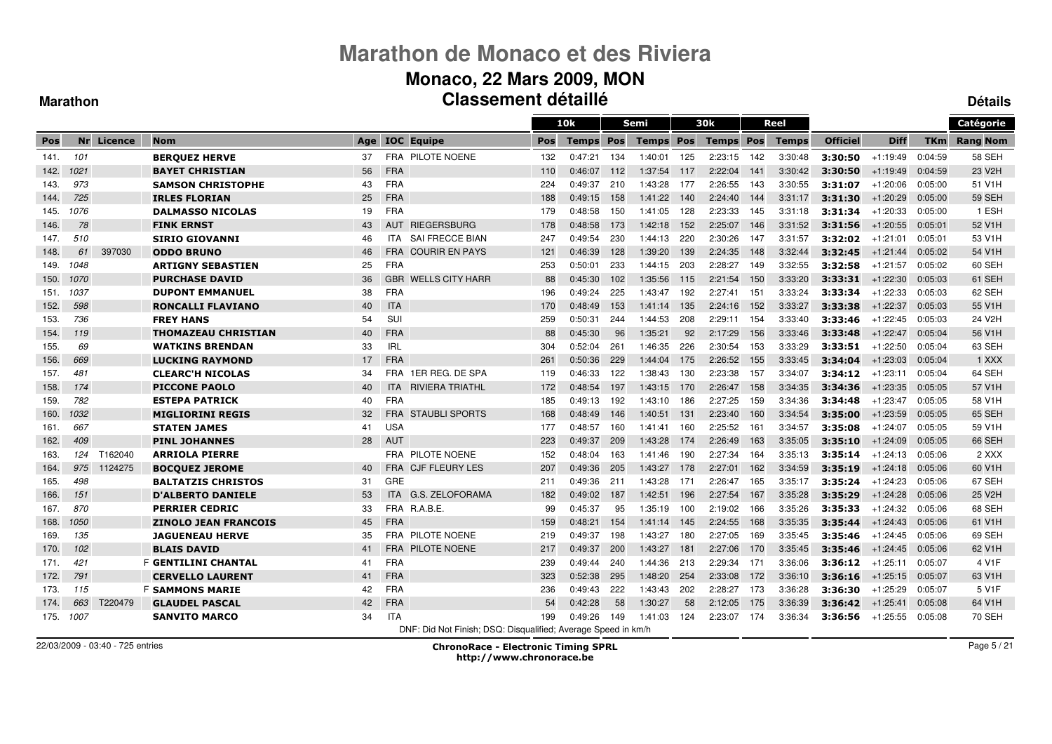# Marathon de Monaco et des Riviera

## Monaco, 22 Mars 2009, MON

## Classement détaillé

**Marathon** | **Détails**

| Pos | Nr | Licence | Nom | Age | IOC | Equipe | 10k Pos | 10k Temps | Semi Pos | Semi Temps | 30k Pos | 30k Temps | Reel Pos | Reel Temps | Officiel | Diff | TKm | Catégorie Rang Nom |
|---|---|---|---|---|---|---|---|---|---|---|---|---|---|---|---|---|---|---|
| 141. | 101 | | BERQUEZ HERVE | 37 | FRA | PILOTE NOENE | 132 | 0:47:21 | 134 | 1:40:01 | 125 | 2:23:15 | 142 | 3:30:48 | 3:30:50 | +1:19:49 | 0:04:59 | 58 SEH |
| 142. | 1021 | | BAYET CHRISTIAN | 56 | FRA | | 110 | 0:46:07 | 112 | 1:37:54 | 117 | 2:22:04 | 141 | 3:30:42 | 3:30:50 | +1:19:49 | 0:04:59 | 23 V2H |
| 143. | 973 | | SAMSON CHRISTOPHE | 43 | FRA | | 224 | 0:49:37 | 210 | 1:43:28 | 177 | 2:26:55 | 143 | 3:30:55 | 3:31:07 | +1:20:06 | 0:05:00 | 51 V1H |
| 144. | 725 | | IRLES FLORIAN | 25 | FRA | | 188 | 0:49:15 | 158 | 1:41:22 | 140 | 2:24:40 | 144 | 3:31:17 | 3:31:30 | +1:20:29 | 0:05:00 | 59 SEH |
| 145. | 1076 | | DALMASSO NICOLAS | 19 | FRA | | 179 | 0:48:58 | 150 | 1:41:05 | 128 | 2:23:33 | 145 | 3:31:18 | 3:31:34 | +1:20:33 | 0:05:00 | 1 ESH |
| 146. | 78 | | FINK ERNST | 43 | AUT | RIEGERSBURG | 178 | 0:48:58 | 173 | 1:42:18 | 152 | 2:25:07 | 146 | 3:31:52 | 3:31:56 | +1:20:55 | 0:05:01 | 52 V1H |
| 147. | 510 | | SIRIO GIOVANNI | 46 | ITA | SAI FRECCE BIAN | 247 | 0:49:54 | 230 | 1:44:13 | 220 | 2:30:26 | 147 | 3:31:57 | 3:32:02 | +1:21:01 | 0:05:01 | 53 V1H |
| 148. | 61 | 397030 | ODDO BRUNO | 46 | FRA | COURIR EN PAYS | 121 | 0:46:39 | 128 | 1:39:20 | 139 | 2:24:35 | 148 | 3:32:44 | 3:32:45 | +1:21:44 | 0:05:02 | 54 V1H |
| 149. | 1048 | | ARTIGNY SEBASTIEN | 25 | FRA | | 253 | 0:50:01 | 233 | 1:44:15 | 203 | 2:28:27 | 149 | 3:32:55 | 3:32:58 | +1:21:57 | 0:05:02 | 60 SEH |
| 150. | 1070 | | PURCHASE DAVID | 36 | GBR | WELLS CITY HARR | 88 | 0:45:30 | 102 | 1:35:56 | 115 | 2:21:54 | 150 | 3:33:20 | 3:33:31 | +1:22:30 | 0:05:03 | 61 SEH |
| 151. | 1037 | | DUPONT EMMANUEL | 38 | FRA | | 196 | 0:49:24 | 225 | 1:43:47 | 192 | 2:27:41 | 151 | 3:33:24 | 3:33:34 | +1:22:33 | 0:05:03 | 62 SEH |
| 152. | 598 | | RONCALLI FLAVIANO | 40 | ITA | | 170 | 0:48:49 | 153 | 1:41:14 | 135 | 2:24:16 | 152 | 3:33:27 | 3:33:38 | +1:22:37 | 0:05:03 | 55 V1H |
| 153. | 736 | | FREY HANS | 54 | SUI | | 259 | 0:50:31 | 244 | 1:44:53 | 208 | 2:29:11 | 154 | 3:33:40 | 3:33:46 | +1:22:45 | 0:05:03 | 24 V2H |
| 154. | 119 | | THOMAZEAU CHRISTIAN | 40 | FRA | | 88 | 0:45:30 | 96 | 1:35:21 | 92 | 2:17:29 | 156 | 3:33:46 | 3:33:48 | +1:22:47 | 0:05:04 | 56 V1H |
| 155. | 69 | | WATKINS BRENDAN | 33 | IRL | | 304 | 0:52:04 | 261 | 1:46:35 | 226 | 2:30:54 | 153 | 3:33:29 | 3:33:51 | +1:22:50 | 0:05:04 | 63 SEH |
| 156. | 669 | | LUCKING RAYMOND | 17 | FRA | | 261 | 0:50:36 | 229 | 1:44:04 | 175 | 2:26:52 | 155 | 3:33:45 | 3:34:04 | +1:23:03 | 0:05:04 | 1 XXX |
| 157. | 481 | | CLEARC'H NICOLAS | 34 | FRA | 1ER REG. DE SPA | 119 | 0:46:33 | 122 | 1:38:43 | 130 | 2:23:38 | 157 | 3:34:07 | 3:34:12 | +1:23:11 | 0:05:04 | 64 SEH |
| 158. | 174 | | PICCONE PAOLO | 40 | ITA | RIVIERA TRIATHL | 172 | 0:48:54 | 197 | 1:43:15 | 170 | 2:26:47 | 158 | 3:34:35 | 3:34:36 | +1:23:35 | 0:05:05 | 57 V1H |
| 159. | 782 | | ESTEPA PATRICK | 40 | FRA | | 185 | 0:49:13 | 192 | 1:43:10 | 186 | 2:27:25 | 159 | 3:34:36 | 3:34:48 | +1:23:47 | 0:05:05 | 58 V1H |
| 160. | 1032 | | MIGLIORINI REGIS | 32 | FRA | STAUBLI SPORTS | 168 | 0:48:49 | 146 | 1:40:51 | 131 | 2:23:40 | 160 | 3:34:54 | 3:35:00 | +1:23:59 | 0:05:05 | 65 SEH |
| 161. | 667 | | STATEN JAMES | 41 | USA | | 177 | 0:48:57 | 160 | 1:41:41 | 160 | 2:25:52 | 161 | 3:34:57 | 3:35:08 | +1:24:07 | 0:05:05 | 59 V1H |
| 162. | 409 | | PINL JOHANNES | 28 | AUT | | 223 | 0:49:37 | 209 | 1:43:28 | 174 | 2:26:49 | 163 | 3:35:05 | 3:35:10 | +1:24:09 | 0:05:05 | 66 SEH |
| 163. | 124 | T162040 | ARRIOLA PIERRE | | FRA | PILOTE NOENE | 152 | 0:48:04 | 163 | 1:41:46 | 190 | 2:27:34 | 164 | 3:35:13 | 3:35:14 | +1:24:13 | 0:05:06 | 2 XXX |
| 164. | 975 | 1124275 | BOCQUEZ JEROME | 40 | FRA | CJF FLEURY LES | 207 | 0:49:36 | 205 | 1:43:27 | 178 | 2:27:01 | 162 | 3:34:59 | 3:35:19 | +1:24:18 | 0:05:06 | 60 V1H |
| 165. | 498 | | BALTATZIS CHRISTOS | 31 | GRE | | 211 | 0:49:36 | 211 | 1:43:28 | 171 | 2:26:47 | 165 | 3:35:17 | 3:35:24 | +1:24:23 | 0:05:06 | 67 SEH |
| 166. | 151 | | D'ALBERTO DANIELE | 53 | ITA | G.S. ZELOFORAMA | 182 | 0:49:02 | 187 | 1:42:51 | 196 | 2:27:54 | 167 | 3:35:28 | 3:35:29 | +1:24:28 | 0:05:06 | 25 V2H |
| 167. | 870 | | PERRIER CEDRIC | 33 | FRA | R.A.B.E. | 99 | 0:45:37 | 95 | 1:35:19 | 100 | 2:19:02 | 166 | 3:35:26 | 3:35:33 | +1:24:32 | 0:05:06 | 68 SEH |
| 168. | 1050 | | ZINOLO JEAN FRANCOIS | 45 | FRA | | 159 | 0:48:21 | 154 | 1:41:14 | 145 | 2:24:55 | 168 | 3:35:35 | 3:35:44 | +1:24:43 | 0:05:06 | 61 V1H |
| 169. | 135 | | JAGUENEAU HERVE | 35 | FRA | PILOTE NOENE | 219 | 0:49:37 | 198 | 1:43:27 | 180 | 2:27:05 | 169 | 3:35:45 | 3:35:46 | +1:24:45 | 0:05:06 | 69 SEH |
| 170. | 102 | | BLAIS DAVID | 41 | FRA | PILOTE NOENE | 217 | 0:49:37 | 200 | 1:43:27 | 181 | 2:27:06 | 170 | 3:35:45 | 3:35:46 | +1:24:45 | 0:05:06 | 62 V1H |
| 171. | 421 | | F GENTILINI CHANTAL | 41 | FRA | | 239 | 0:49:44 | 240 | 1:44:36 | 213 | 2:29:34 | 171 | 3:36:06 | 3:36:12 | +1:25:11 | 0:05:07 | 4 V1F |
| 172. | 791 | | CERVELLO LAURENT | 41 | FRA | | 323 | 0:52:38 | 295 | 1:48:20 | 254 | 2:33:08 | 172 | 3:36:10 | 3:36:16 | +1:25:15 | 0:05:07 | 63 V1H |
| 173. | 115 | | F SAMMONS MARIE | 42 | FRA | | 236 | 0:49:43 | 222 | 1:43:43 | 202 | 2:28:27 | 173 | 3:36:28 | 3:36:30 | +1:25:29 | 0:05:07 | 5 V1F |
| 174. | 663 | T220479 | GLAUDEL PASCAL | 42 | FRA | | 54 | 0:42:28 | 58 | 1:30:27 | 58 | 2:12:05 | 175 | 3:36:39 | 3:36:42 | +1:25:41 | 0:05:08 | 64 V1H |
| 175. | 1007 | | SANVITO MARCO | 34 | ITA | | 199 | 0:49:26 | 149 | 1:41:03 | 124 | 2:23:07 | 174 | 3:36:34 | 3:36:56 | +1:25:55 | 0:05:08 | 70 SEH |

DNF: Did Not Finish; DSQ: Disqualified; Average Speed in km/h

22/03/2009 - 03:40 - 725 entries

**ChronoRace - Electronic Timing SPRL**
**http://www.chronorace.be**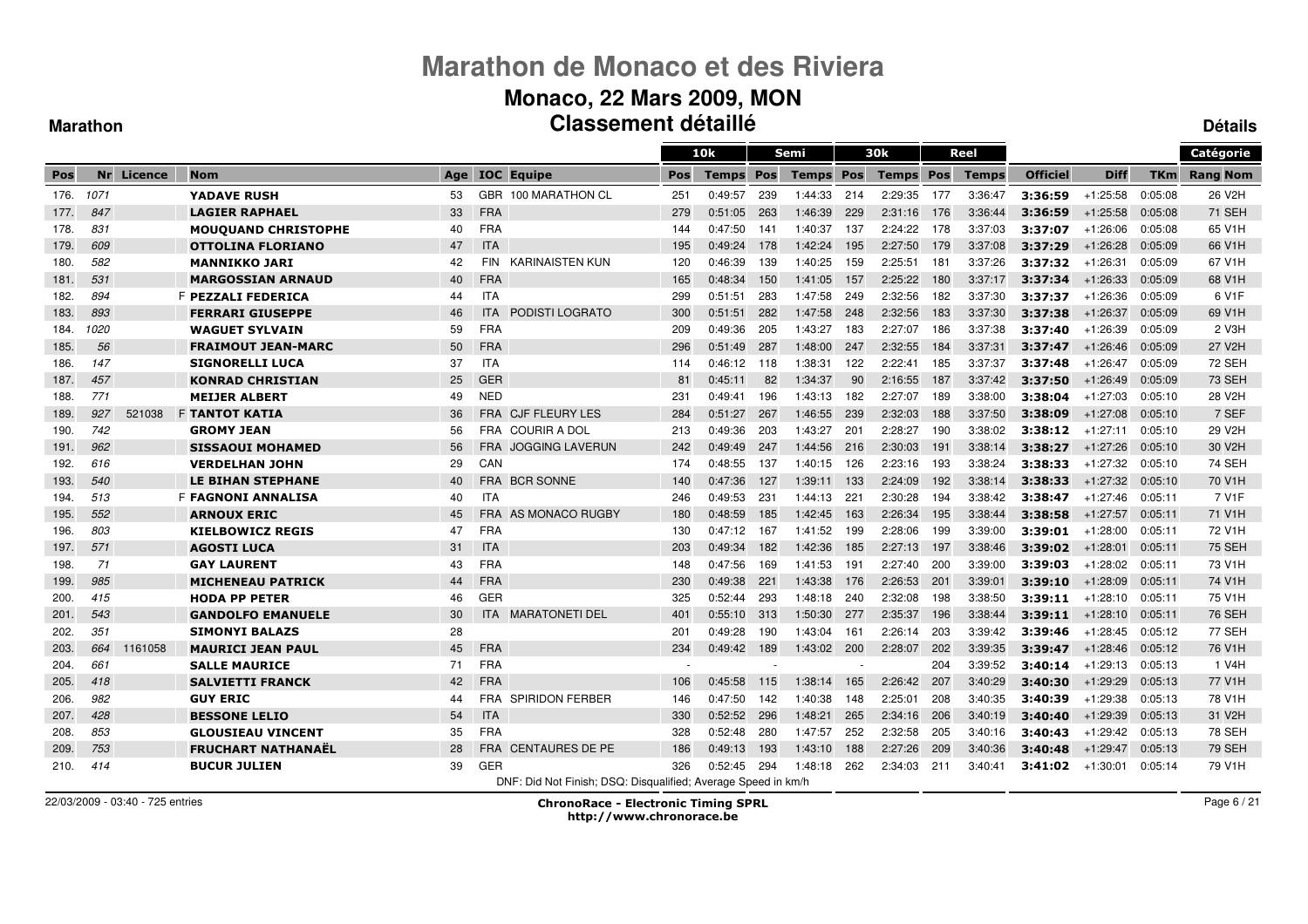# Marathon de Monaco et des Riviera

## Monaco, 22 Mars 2009, MON

### Classement détaillé

**Marathon** | **Détails**

| Pos | Nr | Licence | Nom | Age | IOC | Equipe | 10k Pos | 10k Temps | Semi Pos | Semi Temps | 30k Pos | 30k Temps | Reel Pos | Reel Temps | Officiel | Diff | TKm | Catégorie Rang Nom |
|---|---|---|---|---|---|---|---|---|---|---|---|---|---|---|---|---|---|---|
| 176. | 1071 | | YADAVE RUSH | 53 | GBR | 100 MARATHON CL | 251 | 0:49:57 | 239 | 1:44:33 | 214 | 2:29:35 | 177 | 3:36:47 | 3:36:59 | +1:25:58 | 0:05:08 | 26 V2H |
| 177. | 847 | | LAGIER RAPHAEL | 33 | FRA | | 279 | 0:51:05 | 263 | 1:46:39 | 229 | 2:31:16 | 176 | 3:36:44 | 3:36:59 | +1:25:58 | 0:05:08 | 71 SEH |
| 178. | 831 | | MOUQUAND CHRISTOPHE | 40 | FRA | | 144 | 0:47:50 | 141 | 1:40:37 | 137 | 2:24:22 | 178 | 3:37:03 | 3:37:07 | +1:26:06 | 0:05:08 | 65 V1H |
| 179. | 609 | | OTTOLINA FLORIANO | 47 | ITA | | 195 | 0:49:24 | 178 | 1:42:24 | 195 | 2:27:50 | 179 | 3:37:08 | 3:37:29 | +1:26:28 | 0:05:09 | 66 V1H |
| 180. | 582 | | MANNIKKO JARI | 42 | FIN | KARINAISTEN KUN | 120 | 0:46:39 | 139 | 1:40:25 | 159 | 2:25:51 | 181 | 3:37:26 | 3:37:32 | +1:26:31 | 0:05:09 | 67 V1H |
| 181. | 531 | | MARGOSSIAN ARNAUD | 40 | FRA | | 165 | 0:48:34 | 150 | 1:41:05 | 157 | 2:25:22 | 180 | 3:37:17 | 3:37:34 | +1:26:33 | 0:05:09 | 68 V1H |
| 182. | 894 | | F PEZZALI FEDERICA | 44 | ITA | | 299 | 0:51:51 | 283 | 1:47:58 | 249 | 2:32:56 | 182 | 3:37:30 | 3:37:37 | +1:26:36 | 0:05:09 | 6 V1F |
| 183. | 893 | | FERRARI GIUSEPPE | 46 | ITA | PODISTI LOGRATO | 300 | 0:51:51 | 282 | 1:47:58 | 248 | 2:32:56 | 183 | 3:37:30 | 3:37:38 | +1:26:37 | 0:05:09 | 69 V1H |
| 184. | 1020 | | WAGUET SYLVAIN | 59 | FRA | | 209 | 0:49:36 | 205 | 1:43:27 | 183 | 2:27:07 | 186 | 3:37:38 | 3:37:40 | +1:26:39 | 0:05:09 | 2 V3H |
| 185. | 56 | | FRAIMOUT JEAN-MARC | 50 | FRA | | 296 | 0:51:49 | 287 | 1:48:00 | 247 | 2:32:55 | 184 | 3:37:31 | 3:37:47 | +1:26:46 | 0:05:09 | 27 V2H |
| 186. | 147 | | SIGNORELLI LUCA | 37 | ITA | | 114 | 0:46:12 | 118 | 1:38:31 | 122 | 2:22:41 | 185 | 3:37:37 | 3:37:48 | +1:26:47 | 0:05:09 | 72 SEH |
| 187. | 457 | | KONRAD CHRISTIAN | 25 | GER | | 81 | 0:45:11 | 82 | 1:34:37 | 90 | 2:16:55 | 187 | 3:37:42 | 3:37:50 | +1:26:49 | 0:05:09 | 73 SEH |
| 188. | 771 | | MEIJER ALBERT | 49 | NED | | 231 | 0:49:41 | 196 | 1:43:13 | 182 | 2:27:07 | 189 | 3:38:00 | 3:38:04 | +1:27:03 | 0:05:10 | 28 V2H |
| 189. | 927 | 521038 | F TANTOT KATIA | 36 | FRA | CJF FLEURY LES | 284 | 0:51:27 | 267 | 1:46:55 | 239 | 2:32:03 | 188 | 3:37:50 | 3:38:09 | +1:27:08 | 0:05:10 | 7 SEF |
| 190. | 742 | | GROMY JEAN | 56 | FRA | COURIR A DOL | 213 | 0:49:36 | 203 | 1:43:27 | 201 | 2:28:27 | 190 | 3:38:02 | 3:38:12 | +1:27:11 | 0:05:10 | 29 V2H |
| 191. | 962 | | SISSAOUI MOHAMED | 56 | FRA | JOGGING LAVERUN | 242 | 0:49:49 | 247 | 1:44:56 | 216 | 2:30:03 | 191 | 3:38:14 | 3:38:27 | +1:27:26 | 0:05:10 | 30 V2H |
| 192. | 616 | | VERDELHAN JOHN | 29 | CAN | | 174 | 0:48:55 | 137 | 1:40:15 | 126 | 2:23:16 | 193 | 3:38:24 | 3:38:33 | +1:27:32 | 0:05:10 | 74 SEH |
| 193. | 540 | | LE BIHAN STEPHANE | 40 | FRA | BCR SONNE | 140 | 0:47:36 | 127 | 1:39:11 | 133 | 2:24:09 | 192 | 3:38:14 | 3:38:33 | +1:27:32 | 0:05:10 | 70 V1H |
| 194. | 513 | | F FAGNONI ANNALISA | 40 | ITA | | 246 | 0:49:53 | 231 | 1:44:13 | 221 | 2:30:28 | 194 | 3:38:42 | 3:38:47 | +1:27:46 | 0:05:11 | 7 V1F |
| 195. | 552 | | ARNOUX ERIC | 45 | FRA | AS MONACO RUGBY | 180 | 0:48:59 | 185 | 1:42:45 | 163 | 2:26:34 | 195 | 3:38:44 | 3:38:58 | +1:27:57 | 0:05:11 | 71 V1H |
| 196. | 803 | | KIELBOWICZ REGIS | 47 | FRA | | 130 | 0:47:12 | 167 | 1:41:52 | 199 | 2:28:06 | 199 | 3:39:00 | 3:39:01 | +1:28:00 | 0:05:11 | 72 V1H |
| 197. | 571 | | AGOSTI LUCA | 31 | ITA | | 203 | 0:49:34 | 182 | 1:42:36 | 185 | 2:27:13 | 197 | 3:38:46 | 3:39:02 | +1:28:01 | 0:05:11 | 75 SEH |
| 198. | 71 | | GAY LAURENT | 43 | FRA | | 148 | 0:47:56 | 169 | 1:41:53 | 191 | 2:27:40 | 200 | 3:39:00 | 3:39:03 | +1:28:02 | 0:05:11 | 73 V1H |
| 199. | 985 | | MICHENEAU PATRICK | 44 | FRA | | 230 | 0:49:38 | 221 | 1:43:38 | 176 | 2:26:53 | 201 | 3:39:01 | 3:39:10 | +1:28:09 | 0:05:11 | 74 V1H |
| 200. | 415 | | HODA PP PETER | 46 | GER | | 325 | 0:52:44 | 293 | 1:48:18 | 240 | 2:32:08 | 198 | 3:38:50 | 3:39:11 | +1:28:10 | 0:05:11 | 75 V1H |
| 201. | 543 | | GANDOLFO EMANUELE | 30 | ITA | MARATONETI DEL | 401 | 0:55:10 | 313 | 1:50:30 | 277 | 2:35:37 | 196 | 3:38:44 | 3:39:11 | +1:28:10 | 0:05:11 | 76 SEH |
| 202. | 351 | | SIMONYI BALAZS | 28 | | | 201 | 0:49:28 | 190 | 1:43:04 | 161 | 2:26:14 | 203 | 3:39:42 | 3:39:46 | +1:28:45 | 0:05:12 | 77 SEH |
| 203. | 664 | 1161058 | MAURICI JEAN PAUL | 45 | FRA | | 234 | 0:49:42 | 189 | 1:43:02 | 200 | 2:28:07 | 202 | 3:39:35 | 3:39:47 | +1:28:46 | 0:05:12 | 76 V1H |
| 204. | 661 | | SALLE MAURICE | 71 | FRA | | - | | - | | - | | 204 | 3:39:52 | 3:40:14 | +1:29:13 | 0:05:13 | 1 V4H |
| 205. | 418 | | SALVIETTI FRANCK | 42 | FRA | | 106 | 0:45:58 | 115 | 1:38:14 | 165 | 2:26:42 | 207 | 3:40:29 | 3:40:30 | +1:29:29 | 0:05:13 | 77 V1H |
| 206. | 982 | | GUY ERIC | 44 | FRA | SPIRIDON FERBER | 146 | 0:47:50 | 142 | 1:40:38 | 148 | 2:25:01 | 208 | 3:40:35 | 3:40:39 | +1:29:38 | 0:05:13 | 78 V1H |
| 207. | 428 | | BESSONE LELIO | 54 | ITA | | 330 | 0:52:52 | 296 | 1:48:21 | 265 | 2:34:16 | 206 | 3:40:19 | 3:40:40 | +1:29:39 | 0:05:13 | 31 V2H |
| 208. | 853 | | GLOUSIEAU VINCENT | 35 | FRA | | 328 | 0:52:48 | 280 | 1:47:57 | 252 | 2:32:58 | 205 | 3:40:16 | 3:40:43 | +1:29:42 | 0:05:13 | 78 SEH |
| 209. | 753 | | FRUCHART NATHANAËL | 28 | FRA | CENTAURES DE PE | 186 | 0:49:13 | 193 | 1:43:10 | 188 | 2:27:26 | 209 | 3:40:36 | 3:40:48 | +1:29:47 | 0:05:13 | 79 SEH |
| 210. | 414 | | BUCUR JULIEN | 39 | GER | | 326 | 0:52:45 | 294 | 1:48:18 | 262 | 2:34:03 | 211 | 3:40:41 | 3:41:02 | +1:30:01 | 0:05:14 | 79 V1H |

DNF: Did Not Finish; DSQ: Disqualified; Average Speed in km/h

22/03/2009 - 03:40 - 725 entries

ChronoRace - Electronic Timing SPRL
http://www.chronorace.be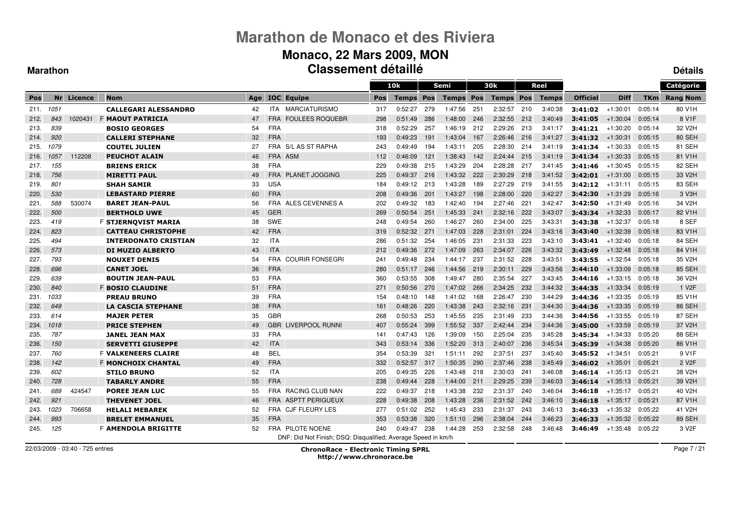# Marathon de Monaco et des Riviera

## Monaco, 22 Mars 2009, MON

## Classement détaillé

**Marathon** — **Détails**

| Pos | Nr | Licence | | Nom | Age | IOC | Equipe | 10k Pos | 10k Temps | Semi Pos | Semi Temps | 30k Pos | 30k Temps | Reel Pos | Reel Temps | Officiel | Diff | TKm | Catégorie Rang | Catégorie Nom |
|---|---|---|---|---|---|---|---|---|---|---|---|---|---|---|---|---|---|---|---|---|
| 211. | 1051 | | | **CALLEGARI ALESSANDRO** | 42 | ITA | MARCIATURISMO | 317 | 0:52:27 | 279 | 1:47:56 | 251 | 2:32:57 | 210 | 3:40:38 | **3:41:02** | +1:30:01 | 0:05:14 | 80 | V1H |
| 212. | 843 | 1020431 | F | **MAOUT PATRICIA** | 47 | FRA | FOULEES ROQUEBR | 298 | 0:51:49 | 286 | 1:48:00 | 246 | 2:32:55 | 212 | 3:40:49 | **3:41:05** | +1:30:04 | 0:05:14 | 8 | V1F |
| 213. | 839 | | | **BOSIO GEORGES** | 54 | FRA | | 318 | 0:52:29 | 257 | 1:46:19 | 212 | 2:29:26 | 213 | 3:41:17 | **3:41:21** | +1:30:20 | 0:05:14 | 32 | V2H |
| 214. | 920 | | | **CALLERI STEPHANE** | 32 | FRA | | 193 | 0:49:23 | 191 | 1:43:04 | 167 | 2:26:46 | 216 | 3:41:27 | **3:41:32** | +1:30:31 | 0:05:15 | 80 | SEH |
| 215. | 1079 | | | **COUTEL JULIEN** | 27 | FRA | S/L AS ST RAPHA | 243 | 0:49:49 | 194 | 1:43:11 | 205 | 2:28:30 | 214 | 3:41:19 | **3:41:34** | +1:30:33 | 0:05:15 | 81 | SEH |
| 216. | 1057 | 112208 | | **PEUCHOT ALAIN** | 46 | FRA | ASM | 112 | 0:46:09 | 121 | 1:38:43 | 142 | 2:24:44 | 215 | 3:41:19 | **3:41:34** | +1:30:33 | 0:05:15 | 81 | V1H |
| 217. | 155 | | | **BRIENS ERICK** | 38 | FRA | | 229 | 0:49:38 | 215 | 1:43:29 | 204 | 2:28:28 | 217 | 3:41:45 | **3:41:46** | +1:30:45 | 0:05:15 | 82 | SEH |
| 218. | 756 | | | **MIRETTI PAUL** | 49 | FRA | PLANET JOGGING | 225 | 0:49:37 | 216 | 1:43:32 | 222 | 2:30:29 | 218 | 3:41:52 | **3:42:01** | +1:31:00 | 0:05:15 | 33 | V2H |
| 219. | 801 | | | **SHAH SAMIR** | 33 | USA | | 184 | 0:49:12 | 213 | 1:43:28 | 189 | 2:27:29 | 219 | 3:41:55 | **3:42:12** | +1:31:11 | 0:05:15 | 83 | SEH |
| 220. | 530 | | | **LEBASTARD PIERRE** | 60 | FRA | | 208 | 0:49:36 | 201 | 1:43:27 | 198 | 2:28:00 | 220 | 3:42:27 | **3:42:30** | +1:31:29 | 0:05:16 | 3 | V3H |
| 221. | 588 | 530074 | | **BARET JEAN-PAUL** | 56 | FRA | ALES CEVENNES A | 202 | 0:49:32 | 183 | 1:42:40 | 194 | 2:27:46 | 221 | 3:42:47 | **3:42:50** | +1:31:49 | 0:05:16 | 34 | V2H |
| 222. | 500 | | | **BERTHOLD UWE** | 45 | GER | | 269 | 0:50:54 | 251 | 1:45:33 | 241 | 2:32:16 | 222 | 3:43:07 | **3:43:34** | +1:32:33 | 0:05:17 | 82 | V1H |
| 223. | 419 | | F | **STJERNQVIST MARIA** | 38 | SWE | | 248 | 0:49:54 | 260 | 1:46:27 | 260 | 2:34:00 | 225 | 3:43:31 | **3:43:38** | +1:32:37 | 0:05:18 | 8 | SEF |
| 224. | 823 | | | **CATTEAU CHRISTOPHE** | 42 | FRA | | 319 | 0:52:32 | 271 | 1:47:03 | 228 | 2:31:01 | 224 | 3:43:16 | **3:43:40** | +1:32:39 | 0:05:18 | 83 | V1H |
| 225. | 494 | | | **INTERDONATO CRISTIAN** | 32 | ITA | | 286 | 0:51:32 | 254 | 1:46:05 | 231 | 2:31:33 | 223 | 3:43:10 | **3:43:41** | +1:32:40 | 0:05:18 | 84 | SEH |
| 226. | 573 | | | **DI MUZIO ALBERTO** | 43 | ITA | | 212 | 0:49:36 | 272 | 1:47:09 | 263 | 2:34:07 | 226 | 3:43:32 | **3:43:49** | +1:32:48 | 0:05:18 | 84 | V1H |
| 227. | 793 | | | **NOUXET DENIS** | 54 | FRA | COURIR FONSEGRI | 241 | 0:49:48 | 234 | 1:44:17 | 237 | 2:31:52 | 228 | 3:43:51 | **3:43:55** | +1:32:54 | 0:05:18 | 35 | V2H |
| 228. | 696 | | | **CANET JOEL** | 36 | FRA | | 280 | 0:51:17 | 246 | 1:44:56 | 219 | 2:30:11 | 229 | 3:43:56 | **3:44:10** | +1:33:09 | 0:05:18 | 85 | SEH |
| 229. | 639 | | | **BOUTIN JEAN-PAUL** | 53 | FRA | | 360 | 0:53:55 | 308 | 1:49:47 | 280 | 2:35:54 | 227 | 3:43:45 | **3:44:16** | +1:33:15 | 0:05:18 | 36 | V2H |
| 230. | 840 | | F | **BOSIO CLAUDINE** | 51 | FRA | | 271 | 0:50:56 | 270 | 1:47:02 | 266 | 2:34:25 | 232 | 3:44:32 | **3:44:35** | +1:33:34 | 0:05:19 | 1 | V2F |
| 231. | 1033 | | | **PREAU BRUNO** | 39 | FRA | | 154 | 0:48:10 | 148 | 1:41:02 | 168 | 2:26:47 | 230 | 3:44:29 | **3:44:36** | +1:33:35 | 0:05:19 | 85 | V1H |
| 232. | 649 | | | **LA CASCIA STEPHANE** | 38 | FRA | | 161 | 0:48:26 | 220 | 1:43:38 | 243 | 2:32:16 | 231 | 3:44:30 | **3:44:36** | +1:33:35 | 0:05:19 | 86 | SEH |
| 233. | 614 | | | **MAJER PETER** | 35 | GBR | | 268 | 0:50:53 | 253 | 1:45:55 | 235 | 2:31:49 | 233 | 3:44:36 | **3:44:56** | +1:33:55 | 0:05:19 | 87 | SEH |
| 234. | 1018 | | | **PRICE STEPHEN** | 49 | GBR | LIVERPOOL RUNNI | 407 | 0:55:24 | 399 | 1:55:52 | 337 | 2:42:44 | 234 | 3:44:36 | **3:45:00** | +1:33:59 | 0:05:19 | 37 | V2H |
| 235. | 787 | | | **JANEL JEAN MAX** | 33 | FRA | | 141 | 0:47:43 | 126 | 1:39:09 | 150 | 2:25:04 | 235 | 3:45:28 | **3:45:34** | +1:34:33 | 0:05:20 | 88 | SEH |
| 236. | 150 | | | **SERVETTI GIUSEPPE** | 42 | ITA | | 343 | 0:53:14 | 336 | 1:52:20 | 313 | 2:40:07 | 236 | 3:45:34 | **3:45:39** | +1:34:38 | 0:05:20 | 86 | V1H |
| 237. | 760 | | F | **VALKENEERS CLAIRE** | 48 | BEL | | 354 | 0:53:39 | 321 | 1:51:11 | 292 | 2:37:51 | 237 | 3:45:40 | **3:45:52** | +1:34:51 | 0:05:21 | 9 | V1F |
| 238. | 142 | | F | **MONCHOIX CHANTAL** | 49 | FRA | | 332 | 0:52:57 | 317 | 1:50:35 | 290 | 2:37:46 | 238 | 3:45:49 | **3:46:02** | +1:35:01 | 0:05:21 | 2 | V2F |
| 239. | 602 | | | **STILO BRUNO** | 52 | ITA | | 205 | 0:49:35 | 226 | 1:43:48 | 218 | 2:30:03 | 241 | 3:46:08 | **3:46:14** | +1:35:13 | 0:05:21 | 38 | V2H |
| 240. | 728 | | | **TABARLY ANDRE** | 55 | FRA | | 238 | 0:49:44 | 228 | 1:44:00 | 211 | 2:29:25 | 239 | 3:46:03 | **3:46:14** | +1:35:13 | 0:05:21 | 39 | V2H |
| 241. | 689 | 424547 | | **POREE JEAN LUC** | 55 | FRA | RACING CLUB NAN | 222 | 0:49:37 | 218 | 1:43:38 | 232 | 2:31:37 | 240 | 3:46:04 | **3:46:18** | +1:35:17 | 0:05:21 | 40 | V2H |
| 242. | 921 | | | **THEVENET JOEL** | 46 | FRA | ASPTT PERIGUEUX | 228 | 0:49:38 | 208 | 1:43:28 | 236 | 2:31:52 | 242 | 3:46:10 | **3:46:18** | +1:35:17 | 0:05:21 | 87 | V1H |
| 243. | 1023 | 706658 | | **HELALI MEBAREK** | 52 | FRA | CJF FLEURY LES | 277 | 0:51:02 | 252 | 1:45:43 | 233 | 2:31:37 | 243 | 3:46:13 | **3:46:33** | +1:35:32 | 0:05:22 | 41 | V2H |
| 244. | 993 | | | **BRELET EMMANUEL** | 35 | FRA | | 353 | 0:53:38 | 320 | 1:51:10 | 296 | 2:38:04 | 244 | 3:46:23 | **3:46:33** | +1:35:32 | 0:05:22 | 89 | SEH |
| 245. | 125 | | F | **AMENDOLA BRIGITTE** | 52 | FRA | PILOTE NOENE | 240 | 0:49:47 | 238 | 1:44:28 | 253 | 2:32:58 | 248 | 3:46:48 | **3:46:49** | +1:35:48 | 0:05:22 | 3 | V2F |

DNF: Did Not Finish; DSQ: Disqualified; Average Speed in km/h

22/03/2009 - 03:40 - 725 entries

**ChronoRace - Electronic Timing SPRL**
**http://www.chronorace.be**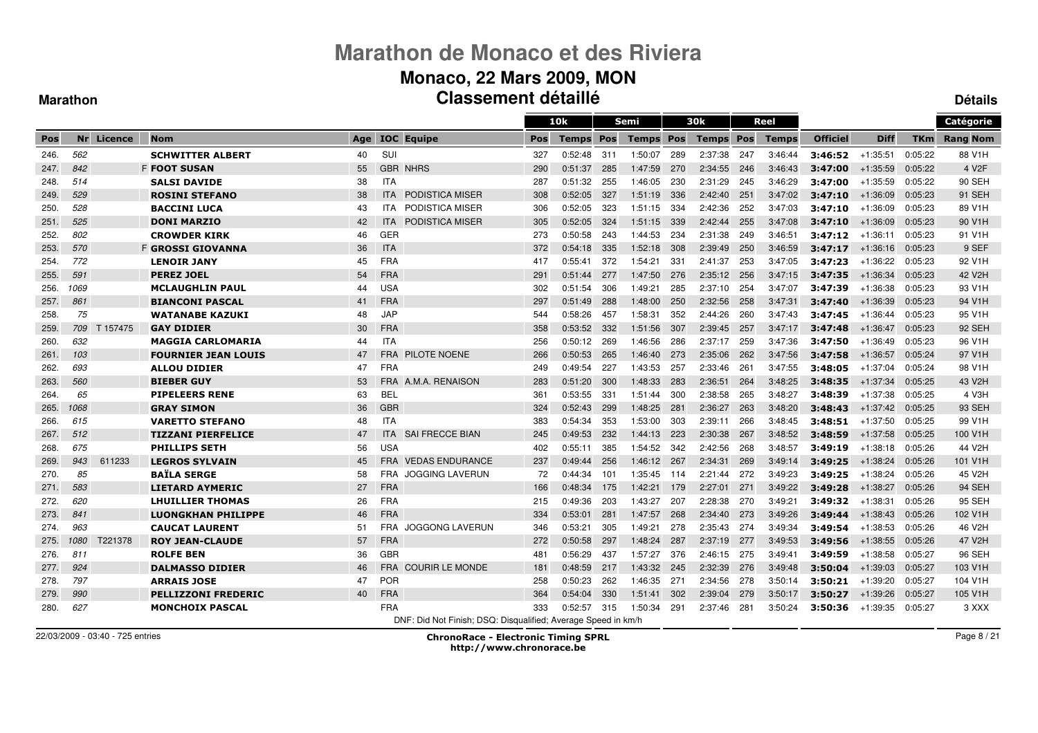# Marathon de Monaco et des Riviera

## Monaco, 22 Mars 2009, MON

### Classement détaillé

**Marathon** — **Détails**

| | | | | | | | | 10k | | Semi | | 30k | | Reel | | | | | Catégorie |
|---|---|---|---|---|---|---|---|---|---|---|---|---|---|---|---|---|---|---|---|
| Pos | Nr | Licence | Nom | Age | IOC | Equipe | Pos | Temps | Pos | Temps | Pos | Temps | Pos | Temps | Officiel | Diff | TKm | Rang | Nom |
| 246. | 562 | | SCHWITTER ALBERT | 40 | SUI | | 327 | 0:52:48 | 311 | 1:50:07 | 289 | 2:37:38 | 247 | 3:46:44 | 3:46:52 | +1:35:51 | 0:05:22 | 88 | V1H |
| 247. | 842 | | F FOOT SUSAN | 55 | GBR | NHRS | 290 | 0:51:37 | 285 | 1:47:59 | 270 | 2:34:55 | 246 | 3:46:43 | 3:47:00 | +1:35:59 | 0:05:22 | 4 | V2F |
| 248. | 514 | | SALSI DAVIDE | 38 | ITA | | 287 | 0:51:32 | 255 | 1:46:05 | 230 | 2:31:29 | 245 | 3:46:29 | 3:47:00 | +1:35:59 | 0:05:22 | 90 | SEH |
| 249. | 529 | | ROSINI STEFANO | 38 | ITA | PODISTICA MISER | 308 | 0:52:05 | 327 | 1:51:19 | 336 | 2:42:40 | 251 | 3:47:02 | 3:47:10 | +1:36:09 | 0:05:23 | 91 | SEH |
| 250. | 528 | | BACCINI LUCA | 43 | ITA | PODISTICA MISER | 306 | 0:52:05 | 323 | 1:51:15 | 334 | 2:42:36 | 252 | 3:47:03 | 3:47:10 | +1:36:09 | 0:05:23 | 89 | V1H |
| 251. | 525 | | DONI MARZIO | 42 | ITA | PODISTICA MISER | 305 | 0:52:05 | 324 | 1:51:15 | 339 | 2:42:44 | 255 | 3:47:08 | 3:47:10 | +1:36:09 | 0:05:23 | 90 | V1H |
| 252. | 802 | | CROWDER KIRK | 46 | GER | | 273 | 0:50:58 | 243 | 1:44:53 | 234 | 2:31:38 | 249 | 3:46:51 | 3:47:12 | +1:36:11 | 0:05:23 | 91 | V1H |
| 253. | 570 | | F GROSSI GIOVANNA | 36 | ITA | | 372 | 0:54:18 | 335 | 1:52:18 | 308 | 2:39:49 | 250 | 3:46:59 | 3:47:17 | +1:36:16 | 0:05:23 | 9 | SEF |
| 254. | 772 | | LENOIR JANY | 45 | FRA | | 417 | 0:55:41 | 372 | 1:54:21 | 331 | 2:41:37 | 253 | 3:47:05 | 3:47:23 | +1:36:22 | 0:05:23 | 92 | V1H |
| 255. | 591 | | PEREZ JOEL | 54 | FRA | | 291 | 0:51:44 | 277 | 1:47:50 | 276 | 2:35:12 | 256 | 3:47:15 | 3:47:35 | +1:36:34 | 0:05:23 | 42 | V2H |
| 256. | 1069 | | MCLAUGHLIN PAUL | 44 | USA | | 302 | 0:51:54 | 306 | 1:49:21 | 285 | 2:37:10 | 254 | 3:47:07 | 3:47:39 | +1:36:38 | 0:05:23 | 93 | V1H |
| 257. | 861 | | BIANCONI PASCAL | 41 | FRA | | 297 | 0:51:49 | 288 | 1:48:00 | 250 | 2:32:56 | 258 | 3:47:31 | 3:47:40 | +1:36:39 | 0:05:23 | 94 | V1H |
| 258. | 75 | | WATANABE KAZUKI | 48 | JAP | | 544 | 0:58:26 | 457 | 1:58:31 | 352 | 2:44:26 | 260 | 3:47:43 | 3:47:45 | +1:36:44 | 0:05:23 | 95 | V1H |
| 259. | 709 | T 157475 | GAY DIDIER | 30 | FRA | | 358 | 0:53:52 | 332 | 1:51:56 | 307 | 2:39:45 | 257 | 3:47:17 | 3:47:48 | +1:36:47 | 0:05:23 | 92 | SEH |
| 260. | 632 | | MAGGIA CARLOMARIA | 44 | ITA | | 256 | 0:50:12 | 269 | 1:46:56 | 286 | 2:37:17 | 259 | 3:47:36 | 3:47:50 | +1:36:49 | 0:05:23 | 96 | V1H |
| 261. | 103 | | FOURNIER JEAN LOUIS | 47 | FRA | PILOTE NOENE | 266 | 0:50:53 | 265 | 1:46:40 | 273 | 2:35:06 | 262 | 3:47:56 | 3:47:58 | +1:36:57 | 0:05:24 | 97 | V1H |
| 262. | 693 | | ALLOU DIDIER | 47 | FRA | | 249 | 0:49:54 | 227 | 1:43:53 | 257 | 2:33:46 | 261 | 3:47:55 | 3:48:05 | +1:37:04 | 0:05:24 | 98 | V1H |
| 263. | 560 | | BIEBER GUY | 53 | FRA | A.M.A. RENAISON | 283 | 0:51:20 | 300 | 1:48:33 | 283 | 2:36:51 | 264 | 3:48:25 | 3:48:35 | +1:37:34 | 0:05:25 | 43 | V2H |
| 264. | 65 | | PIPELEERS RENE | 63 | BEL | | 361 | 0:53:55 | 331 | 1:51:44 | 300 | 2:38:58 | 265 | 3:48:27 | 3:48:39 | +1:37:38 | 0:05:25 | 4 | V3H |
| 265. | 1068 | | GRAY SIMON | 36 | GBR | | 324 | 0:52:43 | 299 | 1:48:25 | 281 | 2:36:27 | 263 | 3:48:20 | 3:48:43 | +1:37:42 | 0:05:25 | 93 | SEH |
| 266. | 615 | | VARETTO STEFANO | 48 | ITA | | 383 | 0:54:34 | 353 | 1:53:00 | 303 | 2:39:11 | 266 | 3:48:45 | 3:48:51 | +1:37:50 | 0:05:25 | 99 | V1H |
| 267. | 512 | | TIZZANI PIERFELICE | 47 | ITA | SAI FRECCE BIAN | 245 | 0:49:53 | 232 | 1:44:13 | 223 | 2:30:38 | 267 | 3:48:52 | 3:48:59 | +1:37:58 | 0:05:25 | 100 | V1H |
| 268. | 675 | | PHILLIPS SETH | 56 | USA | | 402 | 0:55:11 | 385 | 1:54:52 | 342 | 2:42:56 | 268 | 3:48:57 | 3:49:19 | +1:38:18 | 0:05:26 | 44 | V2H |
| 269. | 943 | 611233 | LEGROS SYLVAIN | 45 | FRA | VEDAS ENDURANCE | 237 | 0:49:44 | 256 | 1:46:12 | 267 | 2:34:31 | 269 | 3:49:14 | 3:49:25 | +1:38:24 | 0:05:26 | 101 | V1H |
| 270. | 85 | | BAÏLA SERGE | 58 | FRA | JOGGING LAVERUN | 72 | 0:44:34 | 101 | 1:35:45 | 114 | 2:21:44 | 272 | 3:49:23 | 3:49:25 | +1:38:24 | 0:05:26 | 45 | V2H |
| 271. | 583 | | LIETARD AYMERIC | 27 | FRA | | 166 | 0:48:34 | 175 | 1:42:21 | 179 | 2:27:01 | 271 | 3:49:22 | 3:49:28 | +1:38:27 | 0:05:26 | 94 | SEH |
| 272. | 620 | | LHUILLIER THOMAS | 26 | FRA | | 215 | 0:49:36 | 203 | 1:43:27 | 207 | 2:28:38 | 270 | 3:49:21 | 3:49:32 | +1:38:31 | 0:05:26 | 95 | SEH |
| 273. | 841 | | LUONGKHAN PHILIPPE | 46 | FRA | | 334 | 0:53:01 | 281 | 1:47:57 | 268 | 2:34:40 | 273 | 3:49:26 | 3:49:44 | +1:38:43 | 0:05:26 | 102 | V1H |
| 274. | 963 | | CAUCAT LAURENT | 51 | FRA | JOGGONG LAVERUN | 346 | 0:53:21 | 305 | 1:49:21 | 278 | 2:35:43 | 274 | 3:49:34 | 3:49:54 | +1:38:53 | 0:05:26 | 46 | V2H |
| 275. | 1080 | T221378 | ROY JEAN-CLAUDE | 57 | FRA | | 272 | 0:50:58 | 297 | 1:48:24 | 287 | 2:37:19 | 277 | 3:49:53 | 3:49:56 | +1:38:55 | 0:05:26 | 47 | V2H |
| 276. | 811 | | ROLFE BEN | 36 | GBR | | 481 | 0:56:29 | 437 | 1:57:27 | 376 | 2:46:15 | 275 | 3:49:41 | 3:49:59 | +1:38:58 | 0:05:27 | 96 | SEH |
| 277. | 924 | | DALMASSO DIDIER | 46 | FRA | COURIR LE MONDE | 181 | 0:48:59 | 217 | 1:43:32 | 245 | 2:32:39 | 276 | 3:49:48 | 3:50:04 | +1:39:03 | 0:05:27 | 103 | V1H |
| 278. | 797 | | ARRAIS JOSE | 47 | POR | | 258 | 0:50:23 | 262 | 1:46:35 | 271 | 2:34:56 | 278 | 3:50:14 | 3:50:21 | +1:39:20 | 0:05:27 | 104 | V1H |
| 279. | 990 | | PELLIZZONI FREDERIC | 40 | FRA | | 364 | 0:54:04 | 330 | 1:51:41 | 302 | 2:39:04 | 279 | 3:50:17 | 3:50:27 | +1:39:26 | 0:05:27 | 105 | V1H |
| 280. | 627 | | MONCHOIX PASCAL | | FRA | | 333 | 0:52:57 | 315 | 1:50:34 | 291 | 2:37:46 | 281 | 3:50:24 | 3:50:36 | +1:39:35 | 0:05:27 | 3 | XXX |

DNF: Did Not Finish; DSQ: Disqualified; Average Speed in km/h

22/03/2009 - 03:40 - 725 entries

**ChronoRace - Electronic Timing SPRL**
**http://www.chronorace.be**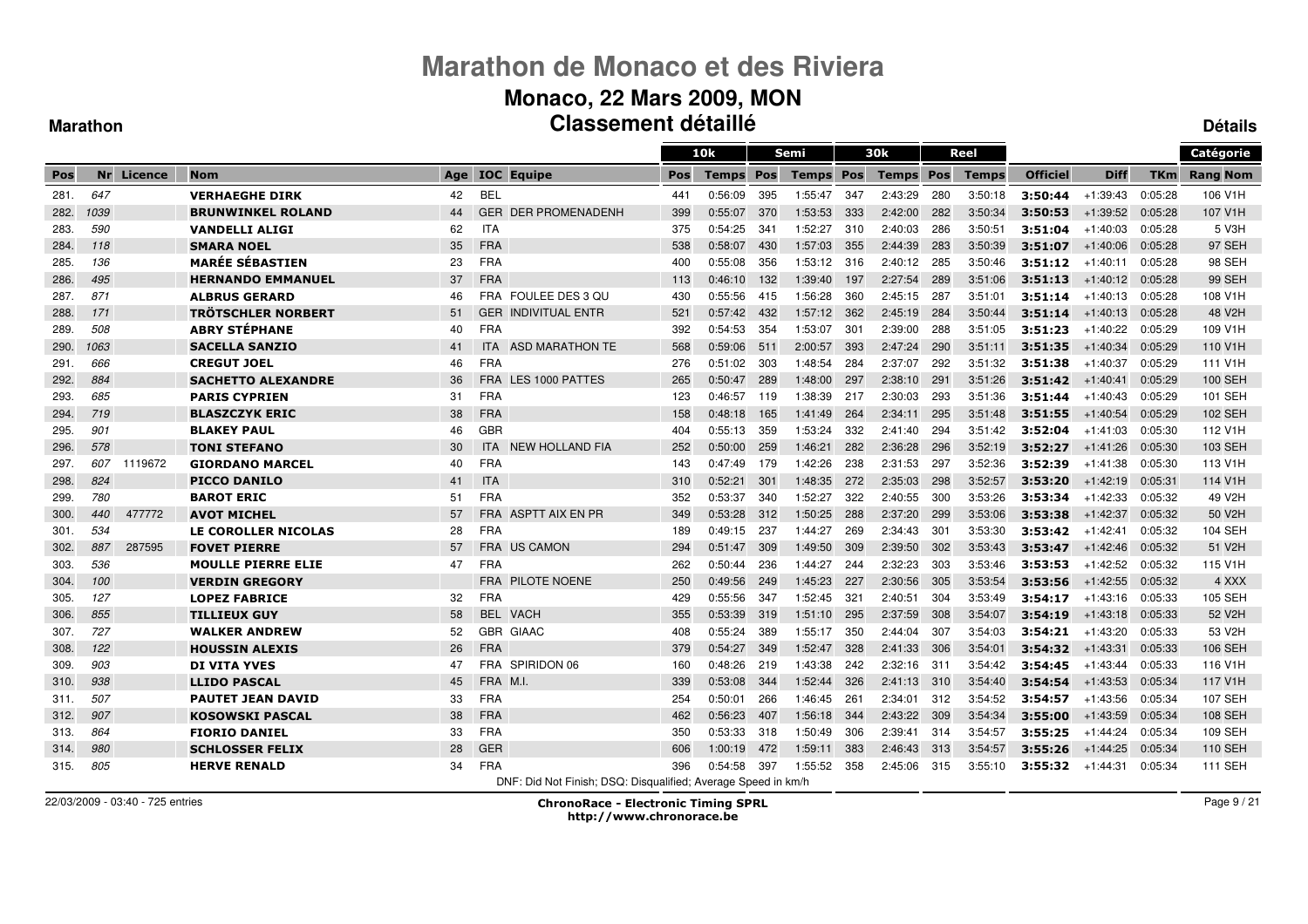# Marathon de Monaco et des Riviera

## Monaco, 22 Mars 2009, MON

## Classement détaillé

**Marathon** **Détails**

| | | | | | | | | 10k | | Semi | | 30k | | Reel | | | | | Catégorie |
|---|---|---|---|---|---|---|---|---|---|---|---|---|---|---|---|---|---|---|---|
| Pos | Nr | Licence | Nom | Age | IOC | Equipe | Pos | Temps | Pos | Temps | Pos | Temps | Pos | Temps | Officiel | Diff | TKm | Rang Nom |
| 281. | 647 | | VERHAEGHE DIRK | 42 | BEL | | 441 | 0:56:09 | 395 | 1:55:47 | 347 | 2:43:29 | 280 | 3:50:18 | **3:50:44** | +1:39:43 | 0:05:28 | 106 V1H |
| 282. | 1039 | | BRUNWINKEL ROLAND | 44 | GER | DER PROMENADENH | 399 | 0:55:07 | 370 | 1:53:53 | 333 | 2:42:00 | 282 | 3:50:34 | **3:50:53** | +1:39:52 | 0:05:28 | 107 V1H |
| 283. | 590 | | VANDELLI ALIGI | 62 | ITA | | 375 | 0:54:25 | 341 | 1:52:27 | 310 | 2:40:03 | 286 | 3:50:51 | **3:51:04** | +1:40:03 | 0:05:28 | 5 V3H |
| 284. | 118 | | SMARA NOEL | 35 | FRA | | 538 | 0:58:07 | 430 | 1:57:03 | 355 | 2:44:39 | 283 | 3:50:39 | **3:51:07** | +1:40:06 | 0:05:28 | 97 SEH |
| 285. | 136 | | MARÉE SÉBASTIEN | 23 | FRA | | 400 | 0:55:08 | 356 | 1:53:12 | 316 | 2:40:12 | 285 | 3:50:46 | **3:51:12** | +1:40:11 | 0:05:28 | 98 SEH |
| 286. | 495 | | HERNANDO EMMANUEL | 37 | FRA | | 113 | 0:46:10 | 132 | 1:39:40 | 197 | 2:27:54 | 289 | 3:51:06 | **3:51:13** | +1:40:12 | 0:05:28 | 99 SEH |
| 287. | 871 | | ALBRUS GERARD | 46 | FRA | FOULEE DES 3 QU | 430 | 0:55:56 | 415 | 1:56:28 | 360 | 2:45:15 | 287 | 3:51:01 | **3:51:14** | +1:40:13 | 0:05:28 | 108 V1H |
| 288. | 171 | | TRÖTSCHLER NORBERT | 51 | GER | INDIVITUAL ENTR | 521 | 0:57:42 | 432 | 1:57:12 | 362 | 2:45:19 | 284 | 3:50:44 | **3:51:14** | +1:40:13 | 0:05:28 | 48 V2H |
| 289. | 508 | | ABRY STÉPHANE | 40 | FRA | | 392 | 0:54:53 | 354 | 1:53:07 | 301 | 2:39:00 | 288 | 3:51:05 | **3:51:23** | +1:40:22 | 0:05:29 | 109 V1H |
| 290. | 1063 | | SACELLA SANZIO | 41 | ITA | ASD MARATHON TE | 568 | 0:59:06 | 511 | 2:00:57 | 393 | 2:47:24 | 290 | 3:51:11 | **3:51:35** | +1:40:34 | 0:05:29 | 110 V1H |
| 291. | 666 | | CREGUT JOEL | 46 | FRA | | 276 | 0:51:02 | 303 | 1:48:54 | 284 | 2:37:07 | 292 | 3:51:32 | **3:51:38** | +1:40:37 | 0:05:29 | 111 V1H |
| 292. | 884 | | SACHETTO ALEXANDRE | 36 | FRA | LES 1000 PATTES | 265 | 0:50:47 | 289 | 1:48:00 | 297 | 2:38:10 | 291 | 3:51:26 | **3:51:42** | +1:40:41 | 0:05:29 | 100 SEH |
| 293. | 685 | | PARIS CYPRIEN | 31 | FRA | | 123 | 0:46:57 | 119 | 1:38:39 | 217 | 2:30:03 | 293 | 3:51:36 | **3:51:44** | +1:40:43 | 0:05:29 | 101 SEH |
| 294. | 719 | | BLASZCZYK ERIC | 38 | FRA | | 158 | 0:48:18 | 165 | 1:41:49 | 264 | 2:34:11 | 295 | 3:51:48 | **3:51:55** | +1:40:54 | 0:05:29 | 102 SEH |
| 295. | 901 | | BLAKEY PAUL | 46 | GBR | | 404 | 0:55:13 | 359 | 1:53:24 | 332 | 2:41:40 | 294 | 3:51:42 | **3:52:04** | +1:41:03 | 0:05:30 | 112 V1H |
| 296. | 578 | | TONI STEFANO | 30 | ITA | NEW HOLLAND FIA | 252 | 0:50:00 | 259 | 1:46:21 | 282 | 2:36:28 | 296 | 3:52:19 | **3:52:27** | +1:41:26 | 0:05:30 | 103 SEH |
| 297. | 607 | 1119672 | GIORDANO MARCEL | 40 | FRA | | 143 | 0:47:49 | 179 | 1:42:26 | 238 | 2:31:53 | 297 | 3:52:36 | **3:52:39** | +1:41:38 | 0:05:30 | 113 V1H |
| 298. | 824 | | PICCO DANILO | 41 | ITA | | 310 | 0:52:21 | 301 | 1:48:35 | 272 | 2:35:03 | 298 | 3:52:57 | **3:53:20** | +1:42:19 | 0:05:31 | 114 V1H |
| 299. | 780 | | BAROT ERIC | 51 | FRA | | 352 | 0:53:37 | 340 | 1:52:27 | 322 | 2:40:55 | 300 | 3:53:26 | **3:53:34** | +1:42:33 | 0:05:32 | 49 V2H |
| 300. | 440 | 477772 | AVOT MICHEL | 57 | FRA | ASPTT AIX EN PR | 349 | 0:53:28 | 312 | 1:50:25 | 288 | 2:37:20 | 299 | 3:53:06 | **3:53:38** | +1:42:37 | 0:05:32 | 50 V2H |
| 301. | 534 | | LE COROLLER NICOLAS | 28 | FRA | | 189 | 0:49:15 | 237 | 1:44:27 | 269 | 2:34:43 | 301 | 3:53:30 | **3:53:42** | +1:42:41 | 0:05:32 | 104 SEH |
| 302. | 887 | 287595 | FOVET PIERRE | 57 | FRA | US CAMON | 294 | 0:51:47 | 309 | 1:49:50 | 309 | 2:39:50 | 302 | 3:53:43 | **3:53:47** | +1:42:46 | 0:05:32 | 51 V2H |
| 303. | 536 | | MOULLE PIERRE ELIE | 47 | FRA | | 262 | 0:50:44 | 236 | 1:44:27 | 244 | 2:32:23 | 303 | 3:53:46 | **3:53:53** | +1:42:52 | 0:05:32 | 115 V1H |
| 304. | 100 | | VERDIN GREGORY | | FRA | PILOTE NOENE | 250 | 0:49:56 | 249 | 1:45:23 | 227 | 2:30:56 | 305 | 3:53:54 | **3:53:56** | +1:42:55 | 0:05:32 | 4 XXX |
| 305. | 127 | | LOPEZ FABRICE | 32 | FRA | | 429 | 0:55:56 | 347 | 1:52:45 | 321 | 2:40:51 | 304 | 3:53:49 | **3:54:17** | +1:43:16 | 0:05:33 | 105 SEH |
| 306. | 855 | | TILLIEUX GUY | 58 | BEL | VACH | 355 | 0:53:39 | 319 | 1:51:10 | 295 | 2:37:59 | 308 | 3:54:07 | **3:54:19** | +1:43:18 | 0:05:33 | 52 V2H |
| 307. | 727 | | WALKER ANDREW | 52 | GBR | GIAAC | 408 | 0:55:24 | 389 | 1:55:17 | 350 | 2:44:04 | 307 | 3:54:03 | **3:54:21** | +1:43:20 | 0:05:33 | 53 V2H |
| 308. | 122 | | HOUSSIN ALEXIS | 26 | FRA | | 379 | 0:54:27 | 349 | 1:52:47 | 328 | 2:41:33 | 306 | 3:54:01 | **3:54:32** | +1:43:31 | 0:05:33 | 106 SEH |
| 309. | 903 | | DI VITA YVES | 47 | FRA | SPIRIDON 06 | 160 | 0:48:26 | 219 | 1:43:38 | 242 | 2:32:16 | 311 | 3:54:42 | **3:54:45** | +1:43:44 | 0:05:33 | 116 V1H |
| 310. | 938 | | LLIDO PASCAL | 45 | FRA | M.I. | 339 | 0:53:08 | 344 | 1:52:44 | 326 | 2:41:13 | 310 | 3:54:40 | **3:54:54** | +1:43:53 | 0:05:34 | 117 V1H |
| 311. | 507 | | PAUTET JEAN DAVID | 33 | FRA | | 254 | 0:50:01 | 266 | 1:46:45 | 261 | 2:34:01 | 312 | 3:54:52 | **3:54:57** | +1:43:56 | 0:05:34 | 107 SEH |
| 312. | 907 | | KOSOWSKI PASCAL | 38 | FRA | | 462 | 0:56:23 | 407 | 1:56:18 | 344 | 2:43:22 | 309 | 3:54:34 | **3:55:00** | +1:43:59 | 0:05:34 | 108 SEH |
| 313. | 864 | | FIORIO DANIEL | 33 | FRA | | 350 | 0:53:33 | 318 | 1:50:49 | 306 | 2:39:41 | 314 | 3:54:57 | **3:55:25** | +1:44:24 | 0:05:34 | 109 SEH |
| 314. | 980 | | SCHLOSSER FELIX | 28 | GER | | 606 | 1:00:19 | 472 | 1:59:11 | 383 | 2:46:43 | 313 | 3:54:57 | **3:55:26** | +1:44:25 | 0:05:34 | 110 SEH |
| 315. | 805 | | HERVE RENALD | 34 | FRA | | 396 | 0:54:58 | 397 | 1:55:52 | 358 | 2:45:06 | 315 | 3:55:10 | **3:55:32** | +1:44:31 | 0:05:34 | 111 SEH |

DNF: Did Not Finish; DSQ: Disqualified; Average Speed in km/h

22/03/2009 - 03:40 - 725 entries

**ChronoRace - Electronic Timing SPRL**
**http://www.chronorace.be**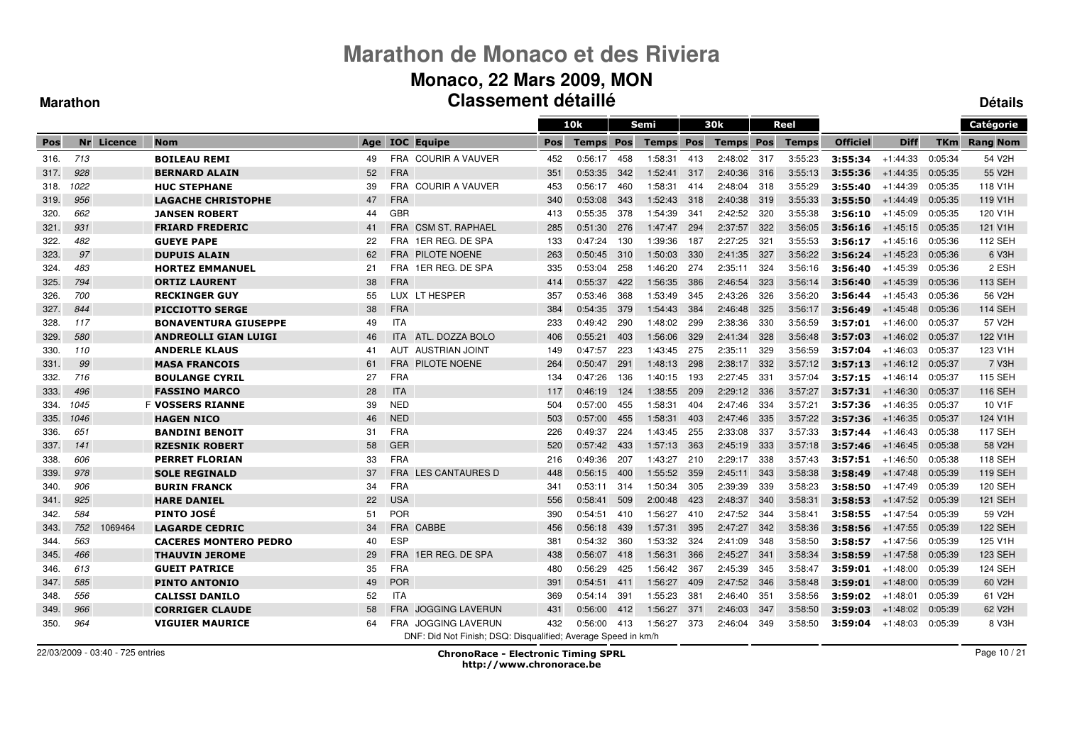# Marathon de Monaco et des Riviera

## Monaco, 22 Mars 2009, MON

## Classement détaillé

**Marathon** **Détails**

| | | | | | | | | 10k | | Semi | | 30k | | Reel | | | | | Catégorie |
|---|---|---|---|---|---|---|---|---|---|---|---|---|---|---|---|---|---|---|---|
| Pos | Nr | Licence | Nom | Age | IOC | Equipe | Pos | Temps | Pos | Temps | Pos | Temps | Pos | Temps | Officiel | Diff | TKm | Rang | Nom |
| 316. | 713 | | **BOILEAU REMI** | 49 | FRA | COURIR A VAUVER | 452 | 0:56:17 | 458 | 1:58:31 | 413 | 2:48:02 | 317 | 3:55:23 | **3:55:34** | +1:44:33 | 0:05:34 | 54 | V2H |
| 317. | 928 | | **BERNARD ALAIN** | 52 | FRA | | 351 | 0:53:35 | 342 | 1:52:41 | 317 | 2:40:36 | 316 | 3:55:13 | **3:55:36** | +1:44:35 | 0:05:35 | 55 | V2H |
| 318. | 1022 | | **HUC STEPHANE** | 39 | FRA | COURIR A VAUVER | 453 | 0:56:17 | 460 | 1:58:31 | 414 | 2:48:04 | 318 | 3:55:29 | **3:55:40** | +1:44:39 | 0:05:35 | 118 | V1H |
| 319. | 956 | | **LAGACHE CHRISTOPHE** | 47 | FRA | | 340 | 0:53:08 | 343 | 1:52:43 | 318 | 2:40:38 | 319 | 3:55:33 | **3:55:50** | +1:44:49 | 0:05:35 | 119 | V1H |
| 320. | 662 | | **JANSEN ROBERT** | 44 | GBR | | 413 | 0:55:35 | 378 | 1:54:39 | 341 | 2:42:52 | 320 | 3:55:38 | **3:56:10** | +1:45:09 | 0:05:35 | 120 | V1H |
| 321. | 931 | | **FRIARD FREDERIC** | 41 | FRA | CSM ST. RAPHAEL | 285 | 0:51:30 | 276 | 1:47:47 | 294 | 2:37:57 | 322 | 3:56:05 | **3:56:16** | +1:45:15 | 0:05:35 | 121 | V1H |
| 322. | 482 | | **GUEYE PAPE** | 22 | FRA | 1ER REG. DE SPA | 133 | 0:47:24 | 130 | 1:39:36 | 187 | 2:27:25 | 321 | 3:55:53 | **3:56:17** | +1:45:16 | 0:05:36 | 112 | SEH |
| 323. | 97 | | **DUPUIS ALAIN** | 62 | FRA | PILOTE NOENE | 263 | 0:50:45 | 310 | 1:50:03 | 330 | 2:41:35 | 327 | 3:56:22 | **3:56:24** | +1:45:23 | 0:05:36 | 6 | V3H |
| 324. | 483 | | **HORTEZ EMMANUEL** | 21 | FRA | 1ER REG. DE SPA | 335 | 0:53:04 | 258 | 1:46:20 | 274 | 2:35:11 | 324 | 3:56:16 | **3:56:40** | +1:45:39 | 0:05:36 | 2 | ESH |
| 325. | 794 | | **ORTIZ LAURENT** | 38 | FRA | | 414 | 0:55:37 | 422 | 1:56:35 | 386 | 2:46:54 | 323 | 3:56:14 | **3:56:40** | +1:45:39 | 0:05:36 | 113 | SEH |
| 326. | 700 | | **RECKINGER GUY** | 55 | LUX | LT HESPER | 357 | 0:53:46 | 368 | 1:53:49 | 345 | 2:43:26 | 326 | 3:56:20 | **3:56:44** | +1:45:43 | 0:05:36 | 56 | V2H |
| 327. | 844 | | **PICCIOTTO SERGE** | 38 | FRA | | 384 | 0:54:35 | 379 | 1:54:43 | 384 | 2:46:48 | 325 | 3:56:17 | **3:56:49** | +1:45:48 | 0:05:36 | 114 | SEH |
| 328. | 117 | | **BONAVENTURA GIUSEPPE** | 49 | ITA | | 233 | 0:49:42 | 290 | 1:48:02 | 299 | 2:38:36 | 330 | 3:56:59 | **3:57:01** | +1:46:00 | 0:05:37 | 57 | V2H |
| 329. | 580 | | **ANDREOLLI GIAN LUIGI** | 46 | ITA | ATL. DOZZA BOLO | 406 | 0:55:21 | 403 | 1:56:06 | 329 | 2:41:34 | 328 | 3:56:48 | **3:57:03** | +1:46:02 | 0:05:37 | 122 | V1H |
| 330. | 110 | | **ANDERLE KLAUS** | 41 | AUT | AUSTRIAN JOINT | 149 | 0:47:57 | 223 | 1:43:45 | 275 | 2:35:11 | 329 | 3:56:59 | **3:57:04** | +1:46:03 | 0:05:37 | 123 | V1H |
| 331. | 99 | | **MASA FRANCOIS** | 61 | FRA | PILOTE NOENE | 264 | 0:50:47 | 291 | 1:48:13 | 298 | 2:38:17 | 332 | 3:57:12 | **3:57:13** | +1:46:12 | 0:05:37 | 7 | V3H |
| 332. | 716 | | **BOULANGE CYRIL** | 27 | FRA | | 134 | 0:47:26 | 136 | 1:40:15 | 193 | 2:27:45 | 331 | 3:57:04 | **3:57:15** | +1:46:14 | 0:05:37 | 115 | SEH |
| 333. | 496 | | **FASSINO MARCO** | 28 | ITA | | 117 | 0:46:19 | 124 | 1:38:55 | 209 | 2:29:12 | 336 | 3:57:27 | **3:57:31** | +1:46:30 | 0:05:37 | 116 | SEH |
| 334. | 1045 | F | **VOSSERS RIANNE** | 39 | NED | | 504 | 0:57:00 | 455 | 1:58:31 | 404 | 2:47:46 | 334 | 3:57:21 | **3:57:36** | +1:46:35 | 0:05:37 | 10 | V1F |
| 335. | 1046 | | **HAGEN NICO** | 46 | NED | | 503 | 0:57:00 | 455 | 1:58:31 | 403 | 2:47:46 | 335 | 3:57:22 | **3:57:36** | +1:46:35 | 0:05:37 | 124 | V1H |
| 336. | 651 | | **BANDINI BENOIT** | 31 | FRA | | 226 | 0:49:37 | 224 | 1:43:45 | 255 | 2:33:08 | 337 | 3:57:33 | **3:57:44** | +1:46:43 | 0:05:38 | 117 | SEH |
| 337. | 141 | | **RZESNIK ROBERT** | 58 | GER | | 520 | 0:57:42 | 433 | 1:57:13 | 363 | 2:45:19 | 333 | 3:57:18 | **3:57:46** | +1:46:45 | 0:05:38 | 58 | V2H |
| 338. | 606 | | **PERRET FLORIAN** | 33 | FRA | | 216 | 0:49:36 | 207 | 1:43:27 | 210 | 2:29:17 | 338 | 3:57:43 | **3:57:51** | +1:46:50 | 0:05:38 | 118 | SEH |
| 339. | 978 | | **SOLE REGINALD** | 37 | FRA | LES CANTAURES D | 448 | 0:56:15 | 400 | 1:55:52 | 359 | 2:45:11 | 343 | 3:58:38 | **3:58:49** | +1:47:48 | 0:05:39 | 119 | SEH |
| 340. | 906 | | **BURIN FRANCK** | 34 | FRA | | 341 | 0:53:11 | 314 | 1:50:34 | 305 | 2:39:39 | 339 | 3:58:23 | **3:58:50** | +1:47:49 | 0:05:39 | 120 | SEH |
| 341. | 925 | | **HARE DANIEL** | 22 | USA | | 556 | 0:58:41 | 509 | 2:00:48 | 423 | 2:48:37 | 340 | 3:58:31 | **3:58:53** | +1:47:52 | 0:05:39 | 121 | SEH |
| 342. | 584 | | **PINTO JOSÉ** | 51 | POR | | 390 | 0:54:51 | 410 | 1:56:27 | 410 | 2:47:52 | 344 | 3:58:41 | **3:58:55** | +1:47:54 | 0:05:39 | 59 | V2H |
| 343. | 752 | 1069464 | **LAGARDE CEDRIC** | 34 | FRA | CABBE | 456 | 0:56:18 | 439 | 1:57:31 | 395 | 2:47:27 | 342 | 3:58:36 | **3:58:56** | +1:47:55 | 0:05:39 | 122 | SEH |
| 344. | 563 | | **CACERES MONTERO PEDRO** | 40 | ESP | | 381 | 0:54:32 | 360 | 1:53:32 | 324 | 2:41:09 | 348 | 3:58:50 | **3:58:57** | +1:47:56 | 0:05:39 | 125 | V1H |
| 345. | 466 | | **THAUVIN JEROME** | 29 | FRA | 1ER REG. DE SPA | 438 | 0:56:07 | 418 | 1:56:31 | 366 | 2:45:27 | 341 | 3:58:34 | **3:58:59** | +1:47:58 | 0:05:39 | 123 | SEH |
| 346. | 613 | | **GUEIT PATRICE** | 35 | FRA | | 480 | 0:56:29 | 425 | 1:56:42 | 367 | 2:45:39 | 345 | 3:58:47 | **3:59:01** | +1:48:00 | 0:05:39 | 124 | SEH |
| 347. | 585 | | **PINTO ANTONIO** | 49 | POR | | 391 | 0:54:51 | 411 | 1:56:27 | 409 | 2:47:52 | 346 | 3:58:48 | **3:59:01** | +1:48:00 | 0:05:39 | 60 | V2H |
| 348. | 556 | | **CALISSI DANILO** | 52 | ITA | | 369 | 0:54:14 | 391 | 1:55:23 | 381 | 2:46:40 | 351 | 3:58:56 | **3:59:02** | +1:48:01 | 0:05:39 | 61 | V2H |
| 349. | 966 | | **CORRIGER CLAUDE** | 58 | FRA | JOGGING LAVERUN | 431 | 0:56:00 | 412 | 1:56:27 | 371 | 2:46:03 | 347 | 3:58:50 | **3:59:03** | +1:48:02 | 0:05:39 | 62 | V2H |
| 350. | 964 | | **VIGUIER MAURICE** | 64 | FRA | JOGGING LAVERUN | 432 | 0:56:00 | 413 | 1:56:27 | 373 | 2:46:04 | 349 | 3:58:50 | **3:59:04** | +1:48:03 | 0:05:39 | 8 | V3H |

DNF: Did Not Finish; DSQ: Disqualified; Average Speed in km/h

22/03/2009 - 03:40 - 725 entries

**ChronoRace - Electronic Timing SPRL**
**http://www.chronorace.be**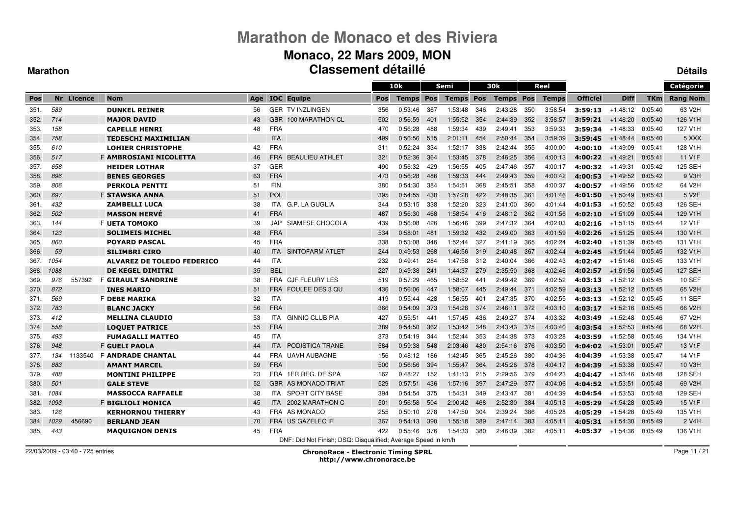# Marathon de Monaco et des Riviera

## Monaco, 22 Mars 2009, MON

## Classement détaillé

**Marathon** **Détails**

| | | | | | | | | 10k | | Semi | | 30k | | Reel | | | | | Catégorie |
|---|---|---|---|---|---|---|---|---|---|---|---|---|---|---|---|---|---|---|---|
| Pos | Nr | Licence | Nom | Age | IOC | Equipe | Pos | Temps | Pos | Temps | Pos | Temps | Pos | Temps | Officiel | Diff | TKm | Rang Nom |
| 351. | 589 | | DUNKEL REINER | 56 | GER | TV INZLINGEN | 356 | 0:53:46 | 367 | 1:53:48 | 346 | 2:43:28 | 350 | 3:58:54 | 3:59:13 | +1:48:12 | 0:05:40 | 63 V2H |
| 352. | 714 | | MAJOR DAVID | 43 | GBR | 100 MARATHON CL | 502 | 0:56:59 | 401 | 1:55:52 | 354 | 2:44:39 | 352 | 3:58:57 | 3:59:21 | +1:48:20 | 0:05:40 | 126 V1H |
| 353. | 158 | | CAPELLE HENRI | 48 | FRA | | 470 | 0:56:28 | 488 | 1:59:34 | 439 | 2:49:41 | 353 | 3:59:33 | 3:59:34 | +1:48:33 | 0:05:40 | 127 V1H |
| 354. | 758 | | TEDESCHI MAXIMILIAN | | ITA | | 499 | 0:56:56 | 515 | 2:01:11 | 454 | 2:50:44 | 354 | 3:59:39 | 3:59:45 | +1:48:44 | 0:05:40 | 5 XXX |
| 355. | 610 | | LOHIER CHRISTOPHE | 42 | FRA | | 311 | 0:52:24 | 334 | 1:52:17 | 338 | 2:42:44 | 355 | 4:00:00 | 4:00:10 | +1:49:09 | 0:05:41 | 128 V1H |
| 356. | 517 | | F AMBROSIANI NICOLETTA | 46 | FRA | BEAULIEU ATHLET | 321 | 0:52:36 | 364 | 1:53:45 | 378 | 2:46:25 | 356 | 4:00:13 | 4:00:22 | +1:49:21 | 0:05:41 | 11 V1F |
| 357. | 658 | | HEIDER LOTHAR | 37 | GER | | 490 | 0:56:32 | 429 | 1:56:55 | 405 | 2:47:46 | 357 | 4:00:17 | 4:00:32 | +1:49:31 | 0:05:42 | 125 SEH |
| 358. | 896 | | BENES GEORGES | 63 | FRA | | 473 | 0:56:28 | 486 | 1:59:33 | 444 | 2:49:43 | 359 | 4:00:42 | 4:00:53 | +1:49:52 | 0:05:42 | 9 V3H |
| 359. | 806 | | PERKOLA PENTTI | 51 | FIN | | 380 | 0:54:30 | 384 | 1:54:51 | 368 | 2:45:51 | 358 | 4:00:37 | 4:00:57 | +1:49:56 | 0:05:42 | 64 V2H |
| 360. | 697 | | F STAWSKA ANNA | 51 | POL | | 395 | 0:54:55 | 438 | 1:57:28 | 422 | 2:48:35 | 361 | 4:01:46 | 4:01:50 | +1:50:49 | 0:05:43 | 5 V2F |
| 361. | 432 | | ZAMBELLI LUCA | 38 | ITA | G.P. LA GUGLIA | 344 | 0:53:15 | 338 | 1:52:20 | 323 | 2:41:00 | 360 | 4:01:44 | 4:01:53 | +1:50:52 | 0:05:43 | 126 SEH |
| 362. | 502 | | MASSON HERVÉ | 41 | FRA | | 487 | 0:56:30 | 468 | 1:58:54 | 416 | 2:48:12 | 362 | 4:01:56 | 4:02:10 | +1:51:09 | 0:05:44 | 129 V1H |
| 363. | 144 | | F UETA TOMOKO | 39 | JAP | SIAMESE CHOCOLA | 439 | 0:56:08 | 426 | 1:56:46 | 399 | 2:47:32 | 364 | 4:02:03 | 4:02:16 | +1:51:15 | 0:05:44 | 12 V1F |
| 364. | 123 | | SOLIMEIS MICHEL | 48 | FRA | | 534 | 0:58:01 | 481 | 1:59:32 | 432 | 2:49:00 | 363 | 4:01:59 | 4:02:26 | +1:51:25 | 0:05:44 | 130 V1H |
| 365. | 860 | | POYARD PASCAL | 45 | FRA | | 338 | 0:53:08 | 346 | 1:52:44 | 327 | 2:41:19 | 365 | 4:02:24 | 4:02:40 | +1:51:39 | 0:05:45 | 131 V1H |
| 366. | 59 | | SILIMBRI CIRO | 40 | ITA | SINTOFARM ATLET | 244 | 0:49:53 | 268 | 1:46:56 | 319 | 2:40:48 | 367 | 4:02:44 | 4:02:45 | +1:51:44 | 0:05:45 | 132 V1H |
| 367. | 1054 | | ALVAREZ DE TOLEDO FEDERICO | 44 | ITA | | 232 | 0:49:41 | 284 | 1:47:58 | 312 | 2:40:04 | 366 | 4:02:43 | 4:02:47 | +1:51:46 | 0:05:45 | 133 V1H |
| 368. | 1088 | | DE KEGEL DIMITRI | 35 | BEL | | 227 | 0:49:38 | 241 | 1:44:37 | 279 | 2:35:50 | 368 | 4:02:46 | 4:02:57 | +1:51:56 | 0:05:45 | 127 SEH |
| 369. | 976 | 557392 | F GIRAULT SANDRINE | 38 | FRA | CJF FLEURY LES | 519 | 0:57:29 | 465 | 1:58:52 | 441 | 2:49:42 | 369 | 4:02:52 | 4:03:13 | +1:52:12 | 0:05:45 | 10 SEF |
| 370. | 872 | | INES MARIO | 51 | FRA | FOULEE DES 3 QU | 436 | 0:56:06 | 447 | 1:58:07 | 445 | 2:49:44 | 371 | 4:02:59 | 4:03:13 | +1:52:12 | 0:05:45 | 65 V2H |
| 371. | 569 | | F DEBE MARIKA | 32 | ITA | | 419 | 0:55:44 | 428 | 1:56:55 | 401 | 2:47:35 | 370 | 4:02:55 | 4:03:13 | +1:52:12 | 0:05:45 | 11 SEF |
| 372. | 783 | | BLANC JACKY | 56 | FRA | | 366 | 0:54:09 | 373 | 1:54:26 | 374 | 2:46:11 | 372 | 4:03:10 | 4:03:17 | +1:52:16 | 0:05:45 | 66 V2H |
| 373. | 412 | | MELLINA CLAUDIO | 53 | ITA | GINNIC CLUB PIA | 427 | 0:55:51 | 441 | 1:57:45 | 436 | 2:49:27 | 374 | 4:03:32 | 4:03:49 | +1:52:48 | 0:05:46 | 67 V2H |
| 374. | 558 | | LOQUET PATRICE | 55 | FRA | | 389 | 0:54:50 | 362 | 1:53:42 | 348 | 2:43:43 | 375 | 4:03:40 | 4:03:54 | +1:52:53 | 0:05:46 | 68 V2H |
| 375. | 493 | | FUMAGALLI MATTEO | 45 | ITA | | 373 | 0:54:19 | 344 | 1:52:44 | 353 | 2:44:38 | 373 | 4:03:28 | 4:03:59 | +1:52:58 | 0:05:46 | 134 V1H |
| 376. | 948 | | F GUELI PAOLA | 44 | ITA | PODISTICA TRANE | 584 | 0:59:38 | 548 | 2:03:46 | 480 | 2:54:16 | 376 | 4:03:50 | 4:04:02 | +1:53:01 | 0:05:47 | 13 V1F |
| 377. | 134 | 1133540 | F ANDRADE CHANTAL | 44 | FRA | UAVH AUBAGNE | 156 | 0:48:12 | 186 | 1:42:45 | 365 | 2:45:26 | 380 | 4:04:36 | 4:04:39 | +1:53:38 | 0:05:47 | 14 V1F |
| 378. | 883 | | AMANT MARCEL | 59 | FRA | | 500 | 0:56:56 | 394 | 1:55:47 | 364 | 2:45:26 | 378 | 4:04:17 | 4:04:39 | +1:53:38 | 0:05:47 | 10 V3H |
| 379. | 488 | | MONTINI PHILIPPE | 23 | FRA | 1ER REG. DE SPA | 162 | 0:48:27 | 152 | 1:41:13 | 215 | 2:29:56 | 379 | 4:04:23 | 4:04:47 | +1:53:46 | 0:05:48 | 128 SEH |
| 380. | 501 | | GALE STEVE | 52 | GBR | AS MONACO TRIAT | 529 | 0:57:51 | 436 | 1:57:16 | 397 | 2:47:29 | 377 | 4:04:06 | 4:04:52 | +1:53:51 | 0:05:48 | 69 V2H |
| 381. | 1084 | | MASSOCCA RAFFAELE | 38 | ITA | SPORT CITY BASE | 394 | 0:54:54 | 375 | 1:54:31 | 349 | 2:43:47 | 381 | 4:04:39 | 4:04:54 | +1:53:53 | 0:05:48 | 129 SEH |
| 382. | 1093 | | F BIGLIOLI MONICA | 45 | ITA | 2002 MARATHON C | 501 | 0:56:58 | 504 | 2:00:42 | 468 | 2:52:30 | 384 | 4:05:13 | 4:05:29 | +1:54:28 | 0:05:49 | 15 V1F |
| 383. | 126 | | KERHORNOU THIERRY | 43 | FRA | AS MONACO | 255 | 0:50:10 | 278 | 1:47:50 | 304 | 2:39:24 | 386 | 4:05:28 | 4:05:29 | +1:54:28 | 0:05:49 | 135 V1H |
| 384. | 1029 | 456690 | BERLAND JEAN | 70 | FRA | US GAZELEC IF | 367 | 0:54:13 | 390 | 1:55:18 | 389 | 2:47:14 | 383 | 4:05:11 | 4:05:31 | +1:54:30 | 0:05:49 | 2 V4H |
| 385. | 443 | | MAQUIGNON DENIS | 45 | FRA | | 422 | 0:55:46 | 376 | 1:54:33 | 380 | 2:46:39 | 382 | 4:05:11 | 4:05:37 | +1:54:36 | 0:05:49 | 136 V1H |

DNF: Did Not Finish; DSQ: Disqualified; Average Speed in km/h

22/03/2009 - 03:40 - 725 entries

**ChronoRace - Electronic Timing SPRL**
**http://www.chronorace.be**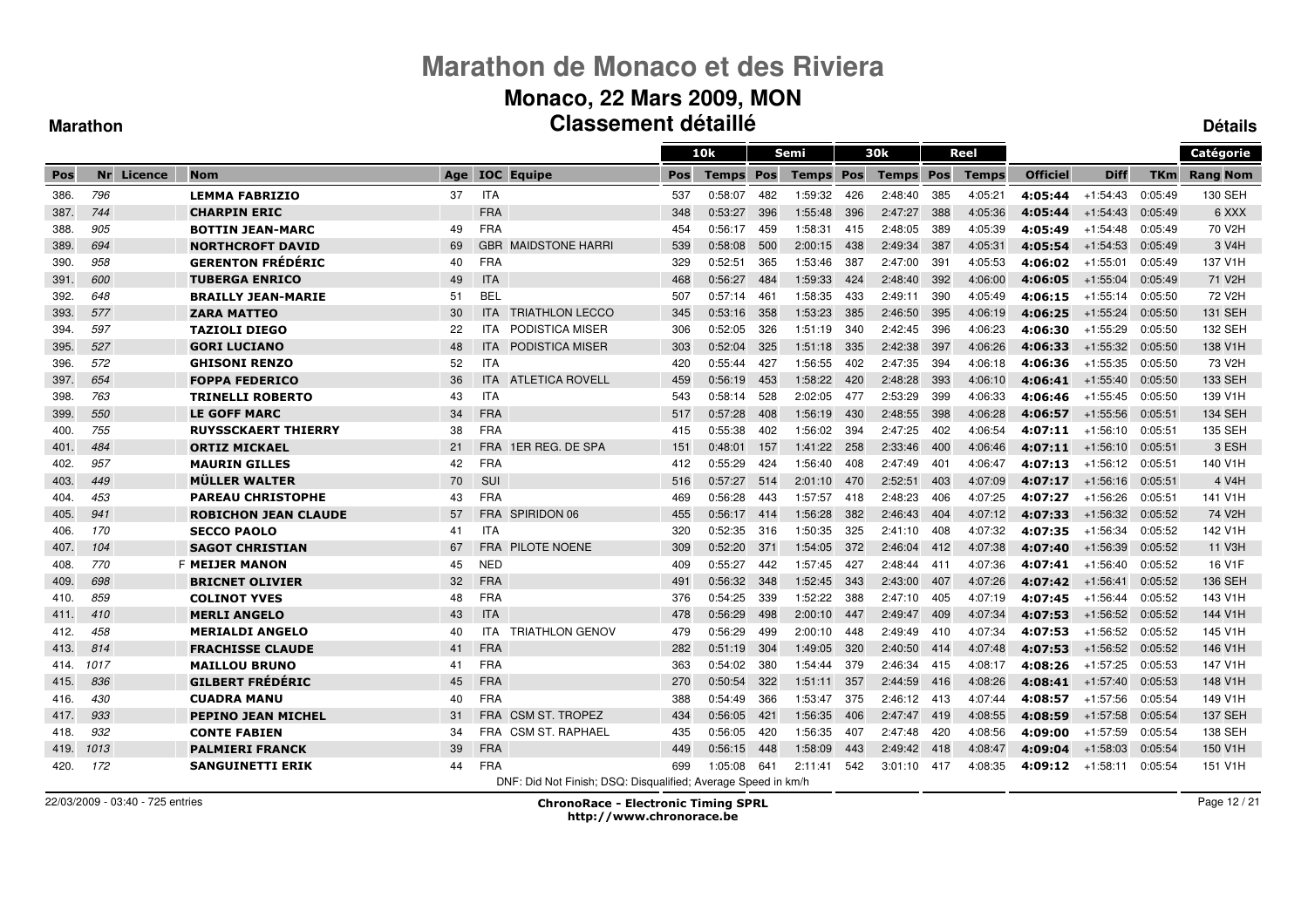# Marathon de Monaco et des Riviera

## Monaco, 22 Mars 2009, MON

## Classement détaillé

**Marathon** **Détails**

| Pos | Nr | Licence | Nom | Age | IOC | Equipe | 10k Pos | 10k Temps | Semi Pos | Semi Temps | 30k Pos | 30k Temps | Reel Pos | Reel Temps | Officiel | Diff | TKm | Catégorie Rang Nom |
|---|---|---|---|---|---|---|---|---|---|---|---|---|---|---|---|---|---|---|
| 386. | 796 | | **LEMMA FABRIZIO** | 37 | ITA | | 537 | 0:58:07 | 482 | 1:59:32 | 426 | 2:48:40 | 385 | 4:05:21 | **4:05:44** | +1:54:43 | 0:05:49 | 130 SEH |
| 387. | 744 | | **CHARPIN ERIC** | | FRA | | 348 | 0:53:27 | 396 | 1:55:48 | 396 | 2:47:27 | 388 | 4:05:36 | **4:05:44** | +1:54:43 | 0:05:49 | 6 XXX |
| 388. | 905 | | **BOTTIN JEAN-MARC** | 49 | FRA | | 454 | 0:56:17 | 459 | 1:58:31 | 415 | 2:48:05 | 389 | 4:05:39 | **4:05:49** | +1:54:48 | 0:05:49 | 70 V2H |
| 389. | 694 | | **NORTHCROFT DAVID** | 69 | GBR | MAIDSTONE HARRI | 539 | 0:58:08 | 500 | 2:00:15 | 438 | 2:49:34 | 387 | 4:05:31 | **4:05:54** | +1:54:53 | 0:05:49 | 3 V4H |
| 390. | 958 | | **GERENTON FRÉDÉRIC** | 40 | FRA | | 329 | 0:52:51 | 365 | 1:53:46 | 387 | 2:47:00 | 391 | 4:05:53 | **4:06:02** | +1:55:01 | 0:05:49 | 137 V1H |
| 391. | 600 | | **TUBERGA ENRICO** | 49 | ITA | | 468 | 0:56:27 | 484 | 1:59:33 | 424 | 2:48:40 | 392 | 4:06:00 | **4:06:05** | +1:55:04 | 0:05:49 | 71 V2H |
| 392. | 648 | | **BRAILLY JEAN-MARIE** | 51 | BEL | | 507 | 0:57:14 | 461 | 1:58:35 | 433 | 2:49:11 | 390 | 4:05:49 | **4:06:15** | +1:55:14 | 0:05:50 | 72 V2H |
| 393. | 577 | | **ZARA MATTEO** | 30 | ITA | TRIATHLON LECCO | 345 | 0:53:16 | 358 | 1:53:23 | 385 | 2:46:50 | 395 | 4:06:19 | **4:06:25** | +1:55:24 | 0:05:50 | 131 SEH |
| 394. | 597 | | **TAZIOLI DIEGO** | 22 | ITA | PODISTICA MISER | 306 | 0:52:05 | 326 | 1:51:19 | 340 | 2:42:45 | 396 | 4:06:23 | **4:06:30** | +1:55:29 | 0:05:50 | 132 SEH |
| 395. | 527 | | **GORI LUCIANO** | 48 | ITA | PODISTICA MISER | 303 | 0:52:04 | 325 | 1:51:18 | 335 | 2:42:38 | 397 | 4:06:26 | **4:06:33** | +1:55:32 | 0:05:50 | 138 V1H |
| 396. | 572 | | **GHISONI RENZO** | 52 | ITA | | 420 | 0:55:44 | 427 | 1:56:55 | 402 | 2:47:35 | 394 | 4:06:18 | **4:06:36** | +1:55:35 | 0:05:50 | 73 V2H |
| 397. | 654 | | **FOPPA FEDERICO** | 36 | ITA | ATLETICA ROVELL | 459 | 0:56:19 | 453 | 1:58:22 | 420 | 2:48:28 | 393 | 4:06:10 | **4:06:41** | +1:55:40 | 0:05:50 | 133 SEH |
| 398. | 763 | | **TRINELLI ROBERTO** | 43 | ITA | | 543 | 0:58:14 | 528 | 2:02:05 | 477 | 2:53:29 | 399 | 4:06:33 | **4:06:46** | +1:55:45 | 0:05:50 | 139 V1H |
| 399. | 550 | | **LE GOFF MARC** | 34 | FRA | | 517 | 0:57:28 | 408 | 1:56:19 | 430 | 2:48:55 | 398 | 4:06:28 | **4:06:57** | +1:55:56 | 0:05:51 | 134 SEH |
| 400. | 755 | | **RUYSSCKAERT THIERRY** | 38 | FRA | | 415 | 0:55:38 | 402 | 1:56:02 | 394 | 2:47:25 | 402 | 4:06:54 | **4:07:11** | +1:56:10 | 0:05:51 | 135 SEH |
| 401. | 484 | | **ORTIZ MICKAEL** | 21 | FRA | 1ER REG. DE SPA | 151 | 0:48:01 | 157 | 1:41:22 | 258 | 2:33:46 | 400 | 4:06:46 | **4:07:11** | +1:56:10 | 0:05:51 | 3 ESH |
| 402. | 957 | | **MAURIN GILLES** | 42 | FRA | | 412 | 0:55:29 | 424 | 1:56:40 | 408 | 2:47:49 | 401 | 4:06:47 | **4:07:13** | +1:56:12 | 0:05:51 | 140 V1H |
| 403. | 449 | | **MÜLLER WALTER** | 70 | SUI | | 516 | 0:57:27 | 514 | 2:01:10 | 470 | 2:52:51 | 403 | 4:07:09 | **4:07:17** | +1:56:16 | 0:05:51 | 4 V4H |
| 404. | 453 | | **PAREAU CHRISTOPHE** | 43 | FRA | | 469 | 0:56:28 | 443 | 1:57:57 | 418 | 2:48:23 | 406 | 4:07:25 | **4:07:27** | +1:56:26 | 0:05:51 | 141 V1H |
| 405. | 941 | | **ROBICHON JEAN CLAUDE** | 57 | FRA | SPIRIDON 06 | 455 | 0:56:17 | 414 | 1:56:28 | 382 | 2:46:43 | 404 | 4:07:12 | **4:07:33** | +1:56:32 | 0:05:52 | 74 V2H |
| 406. | 170 | | **SECCO PAOLO** | 41 | ITA | | 320 | 0:52:35 | 316 | 1:50:35 | 325 | 2:41:10 | 408 | 4:07:32 | **4:07:35** | +1:56:34 | 0:05:52 | 142 V1H |
| 407. | 104 | | **SAGOT CHRISTIAN** | 67 | FRA | PILOTE NOENE | 309 | 0:52:20 | 371 | 1:54:05 | 372 | 2:46:04 | 412 | 4:07:38 | **4:07:40** | +1:56:39 | 0:05:52 | 11 V3H |
| 408. | 770 | | F **MEIJER MANON** | 45 | NED | | 409 | 0:55:27 | 442 | 1:57:45 | 427 | 2:48:44 | 411 | 4:07:36 | **4:07:41** | +1:56:40 | 0:05:52 | 16 V1F |
| 409. | 698 | | **BRICNET OLIVIER** | 32 | FRA | | 491 | 0:56:32 | 348 | 1:52:45 | 343 | 2:43:00 | 407 | 4:07:26 | **4:07:42** | +1:56:41 | 0:05:52 | 136 SEH |
| 410. | 859 | | **COLINOT YVES** | 48 | FRA | | 376 | 0:54:25 | 339 | 1:52:22 | 388 | 2:47:10 | 405 | 4:07:19 | **4:07:45** | +1:56:44 | 0:05:52 | 143 V1H |
| 411. | 410 | | **MERLI ANGELO** | 43 | ITA | | 478 | 0:56:29 | 498 | 2:00:10 | 447 | 2:49:47 | 409 | 4:07:34 | **4:07:53** | +1:56:52 | 0:05:52 | 144 V1H |
| 412. | 458 | | **MERIALDI ANGELO** | 40 | ITA | TRIATHLON GENOV | 479 | 0:56:29 | 499 | 2:00:10 | 448 | 2:49:49 | 410 | 4:07:34 | **4:07:53** | +1:56:52 | 0:05:52 | 145 V1H |
| 413. | 814 | | **FRACHISSE CLAUDE** | 41 | FRA | | 282 | 0:51:19 | 304 | 1:49:05 | 320 | 2:40:50 | 414 | 4:07:48 | **4:07:53** | +1:56:52 | 0:05:52 | 146 V1H |
| 414. | 1017 | | **MAILLOU BRUNO** | 41 | FRA | | 363 | 0:54:02 | 380 | 1:54:44 | 379 | 2:46:34 | 415 | 4:08:17 | **4:08:26** | +1:57:25 | 0:05:53 | 147 V1H |
| 415. | 836 | | **GILBERT FRÉDÉRIC** | 45 | FRA | | 270 | 0:50:54 | 322 | 1:51:11 | 357 | 2:44:59 | 416 | 4:08:26 | **4:08:41** | +1:57:40 | 0:05:53 | 148 V1H |
| 416. | 430 | | **CUADRA MANU** | 40 | FRA | | 388 | 0:54:49 | 366 | 1:53:47 | 375 | 2:46:12 | 413 | 4:07:44 | **4:08:57** | +1:57:56 | 0:05:54 | 149 V1H |
| 417. | 933 | | **PEPINO JEAN MICHEL** | 31 | FRA | CSM ST. TROPEZ | 434 | 0:56:05 | 421 | 1:56:35 | 406 | 2:47:47 | 419 | 4:08:55 | **4:08:59** | +1:57:58 | 0:05:54 | 137 SEH |
| 418. | 932 | | **CONTE FABIEN** | 34 | FRA | CSM ST. RAPHAEL | 435 | 0:56:05 | 420 | 1:56:35 | 407 | 2:47:48 | 420 | 4:08:56 | **4:09:00** | +1:57:59 | 0:05:54 | 138 SEH |
| 419. | 1013 | | **PALMIERI FRANCK** | 39 | FRA | | 449 | 0:56:15 | 448 | 1:58:09 | 443 | 2:49:42 | 418 | 4:08:47 | **4:09:04** | +1:58:03 | 0:05:54 | 150 V1H |
| 420. | 172 | | **SANGUINETTI ERIK** | 44 | FRA | | 699 | 1:05:08 | 641 | 2:11:41 | 542 | 3:01:10 | 417 | 4:08:35 | **4:09:12** | +1:58:11 | 0:05:54 | 151 V1H |

DNF: Did Not Finish; DSQ: Disqualified; Average Speed in km/h

22/03/2009 - 03:40 - 725 entries

**ChronoRace - Electronic Timing SPRL**
**http://www.chronorace.be**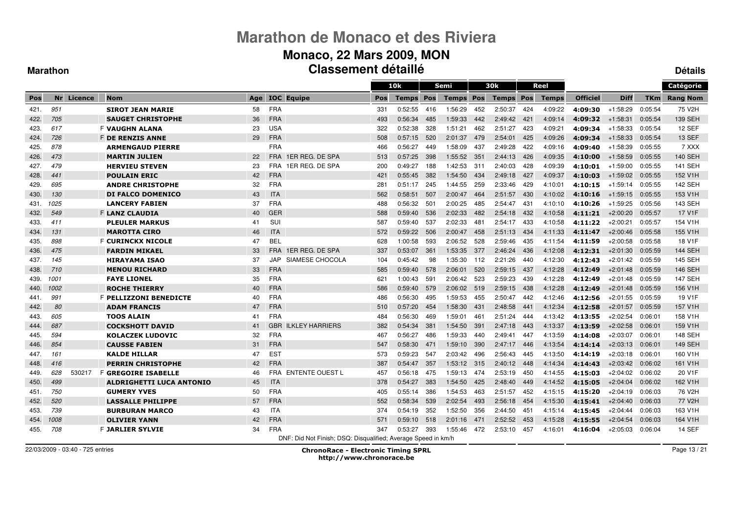# Marathon de Monaco et des Riviera

## Monaco, 22 Mars 2009, MON

## Classement détaillé

**Marathon** | **Détails**

| Pos | Nr | Licence | | Nom | Age | IOC | Equipe | 10k Pos | 10k Temps | Semi Pos | Semi Temps | 30k Pos | 30k Temps | Reel Pos | Reel Temps | Officiel | Diff | TKm | Catégorie Rang Nom |
|---|---|---|---|---|---|---|---|---|---|---|---|---|---|---|---|---|---|---|---|
| 421. | 951 | | | SIROT JEAN MARIE | 58 | FRA | | 331 | 0:52:55 | 416 | 1:56:29 | 452 | 2:50:37 | 424 | 4:09:22 | 4:09:30 | +1:58:29 | 0:05:54 | 75 V2H |
| 422. | 705 | | | SAUGET CHRISTOPHE | 36 | FRA | | 493 | 0:56:34 | 485 | 1:59:33 | 442 | 2:49:42 | 421 | 4:09:14 | 4:09:32 | +1:58:31 | 0:05:54 | 139 SEH |
| 423. | 617 | | F | VAUGHN ALANA | 23 | USA | | 322 | 0:52:38 | 328 | 1:51:21 | 462 | 2:51:27 | 423 | 4:09:21 | 4:09:34 | +1:58:33 | 0:05:54 | 12 SEF |
| 424. | 726 | | F | DE RENZIS ANNE | 29 | FRA | | 508 | 0:57:15 | 520 | 2:01:37 | 479 | 2:54:01 | 425 | 4:09:26 | 4:09:34 | +1:58:33 | 0:05:54 | 13 SEF |
| 425. | 878 | | | ARMENGAUD PIERRE | | FRA | | 466 | 0:56:27 | 449 | 1:58:09 | 437 | 2:49:28 | 422 | 4:09:16 | 4:09:40 | +1:58:39 | 0:05:55 | 7 XXX |
| 426. | 473 | | | MARTIN JULIEN | 22 | FRA | 1ER REG. DE SPA | 513 | 0:57:25 | 398 | 1:55:52 | 351 | 2:44:13 | 426 | 4:09:35 | 4:10:00 | +1:58:59 | 0:05:55 | 140 SEH |
| 427. | 479 | | | HERVIEU STEVEN | 23 | FRA | 1ER REG. DE SPA | 200 | 0:49:27 | 188 | 1:42:53 | 311 | 2:40:03 | 428 | 4:09:39 | 4:10:01 | +1:59:00 | 0:05:55 | 141 SEH |
| 428. | 441 | | | POULAIN ERIC | 42 | FRA | | 421 | 0:55:45 | 382 | 1:54:50 | 434 | 2:49:18 | 427 | 4:09:37 | 4:10:03 | +1:59:02 | 0:05:55 | 152 V1H |
| 429. | 695 | | | ANDRE CHRISTOPHE | 32 | FRA | | 281 | 0:51:17 | 245 | 1:44:55 | 259 | 2:33:46 | 429 | 4:10:01 | 4:10:15 | +1:59:14 | 0:05:55 | 142 SEH |
| 430. | 130 | | | DI FALCO DOMENICO | 43 | ITA | | 562 | 0:58:51 | 507 | 2:00:47 | 464 | 2:51:57 | 430 | 4:10:02 | 4:10:16 | +1:59:15 | 0:05:55 | 153 V1H |
| 431. | 1025 | | | LANCERY FABIEN | 37 | FRA | | 488 | 0:56:32 | 501 | 2:00:25 | 485 | 2:54:47 | 431 | 4:10:10 | 4:10:26 | +1:59:25 | 0:05:56 | 143 SEH |
| 432. | 549 | | F | LANZ CLAUDIA | 40 | GER | | 588 | 0:59:40 | 536 | 2:02:33 | 482 | 2:54:18 | 432 | 4:10:58 | 4:11:21 | +2:00:20 | 0:05:57 | 17 V1F |
| 433. | 411 | | | PLEULER MARKUS | 41 | SUI | | 587 | 0:59:40 | 537 | 2:02:33 | 481 | 2:54:17 | 433 | 4:10:58 | 4:11:22 | +2:00:21 | 0:05:57 | 154 V1H |
| 434. | 131 | | | MAROTTA CIRO | 46 | ITA | | 572 | 0:59:22 | 506 | 2:00:47 | 458 | 2:51:13 | 434 | 4:11:33 | 4:11:47 | +2:00:46 | 0:05:58 | 155 V1H |
| 435. | 898 | | F | CURINCKX NICOLE | 47 | BEL | | 628 | 1:00:58 | 593 | 2:06:52 | 528 | 2:59:46 | 435 | 4:11:54 | 4:11:59 | +2:00:58 | 0:05:58 | 18 V1F |
| 436. | 475 | | | FARDIN MIKAEL | 33 | FRA | 1ER REG. DE SPA | 337 | 0:53:07 | 361 | 1:53:35 | 377 | 2:46:24 | 436 | 4:12:08 | 4:12:31 | +2:01:30 | 0:05:59 | 144 SEH |
| 437. | 145 | | | HIRAYAMA ISAO | 37 | JAP | SIAMESE CHOCOLA | 104 | 0:45:42 | 98 | 1:35:30 | 112 | 2:21:26 | 440 | 4:12:30 | 4:12:43 | +2:01:42 | 0:05:59 | 145 SEH |
| 438. | 710 | | | MENOU RICHARD | 33 | FRA | | 585 | 0:59:40 | 578 | 2:06:01 | 520 | 2:59:15 | 437 | 4:12:28 | 4:12:49 | +2:01:48 | 0:05:59 | 146 SEH |
| 439. | 1001 | | | FAYE LIONEL | 35 | FRA | | 621 | 1:00:43 | 591 | 2:06:42 | 523 | 2:59:23 | 439 | 4:12:28 | 4:12:49 | +2:01:48 | 0:05:59 | 147 SEH |
| 440. | 1002 | | | ROCHE THIERRY | 40 | FRA | | 586 | 0:59:40 | 579 | 2:06:02 | 519 | 2:59:15 | 438 | 4:12:28 | 4:12:49 | +2:01:48 | 0:05:59 | 156 V1H |
| 441. | 991 | | F | PELLIZZONI BENEDICTE | 40 | FRA | | 486 | 0:56:30 | 495 | 1:59:53 | 455 | 2:50:47 | 442 | 4:12:46 | 4:12:56 | +2:01:55 | 0:05:59 | 19 V1F |
| 442. | 80 | | | ADAM FRANCIS | 47 | FRA | | 510 | 0:57:20 | 454 | 1:58:30 | 431 | 2:48:58 | 441 | 4:12:34 | 4:12:58 | +2:01:57 | 0:05:59 | 157 V1H |
| 443. | 605 | | | TOOS ALAIN | 41 | FRA | | 484 | 0:56:30 | 469 | 1:59:01 | 461 | 2:51:24 | 444 | 4:13:42 | 4:13:55 | +2:02:54 | 0:06:01 | 158 V1H |
| 444. | 687 | | | COCKSHOTT DAVID | 41 | GBR | ILKLEY HARRIERS | 382 | 0:54:34 | 381 | 1:54:50 | 391 | 2:47:18 | 443 | 4:13:37 | 4:13:59 | +2:02:58 | 0:06:01 | 159 V1H |
| 445. | 594 | | | KOLACZEK LUDOVIC | 32 | FRA | | 467 | 0:56:27 | 486 | 1:59:33 | 440 | 2:49:41 | 447 | 4:13:59 | 4:14:08 | +2:03:07 | 0:06:01 | 148 SEH |
| 446. | 854 | | | CAUSSE FABIEN | 31 | FRA | | 547 | 0:58:30 | 471 | 1:59:10 | 390 | 2:47:17 | 446 | 4:13:54 | 4:14:14 | +2:03:13 | 0:06:01 | 149 SEH |
| 447. | 161 | | | KALDE HILLAR | 47 | EST | | 573 | 0:59:23 | 547 | 2:03:42 | 496 | 2:56:43 | 445 | 4:13:50 | 4:14:19 | +2:03:18 | 0:06:01 | 160 V1H |
| 448. | 416 | | | PERRIN CHRISTOPHE | 42 | FRA | | 387 | 0:54:47 | 357 | 1:53:12 | 315 | 2:40:12 | 448 | 4:14:34 | 4:14:43 | +2:03:42 | 0:06:02 | 161 V1H |
| 449. | 628 | 530217 | F | GREGOIRE ISABELLE | 46 | FRA | ENTENTE OUEST L | 457 | 0:56:18 | 475 | 1:59:13 | 474 | 2:53:19 | 450 | 4:14:55 | 4:15:03 | +2:04:02 | 0:06:02 | 20 V1F |
| 450. | 499 | | | ALDRIGHETTI LUCA ANTONIO | 45 | ITA | | 378 | 0:54:27 | 383 | 1:54:50 | 425 | 2:48:40 | 449 | 4:14:52 | 4:15:05 | +2:04:04 | 0:06:02 | 162 V1H |
| 451. | 750 | | | GUMERY YVES | 50 | FRA | | 405 | 0:55:14 | 386 | 1:54:53 | 463 | 2:51:57 | 452 | 4:15:15 | 4:15:20 | +2:04:19 | 0:06:03 | 76 V2H |
| 452. | 520 | | | LASSALLE PHILIPPE | 57 | FRA | | 552 | 0:58:34 | 539 | 2:02:54 | 493 | 2:56:18 | 454 | 4:15:30 | 4:15:41 | +2:04:40 | 0:06:03 | 77 V2H |
| 453. | 739 | | | BURBURAN MARCO | 43 | ITA | | 374 | 0:54:19 | 352 | 1:52:50 | 356 | 2:44:50 | 451 | 4:15:14 | 4:15:45 | +2:04:44 | 0:06:03 | 163 V1H |
| 454. | 1008 | | | OLIVIER YANN | 42 | FRA | | 571 | 0:59:10 | 518 | 2:01:16 | 471 | 2:52:52 | 453 | 4:15:28 | 4:15:55 | +2:04:54 | 0:06:03 | 164 V1H |
| 455. | 708 | | F | JARLIER SYLVIE | 34 | FRA | | 347 | 0:53:27 | 393 | 1:55:46 | 472 | 2:53:10 | 457 | 4:16:01 | 4:16:04 | +2:05:03 | 0:06:04 | 14 SEF |

DNF: Did Not Finish; DSQ: Disqualified; Average Speed in km/h

22/03/2009 - 03:40 - 725 entries

**ChronoRace - Electronic Timing SPRL**
**http://www.chronorace.be**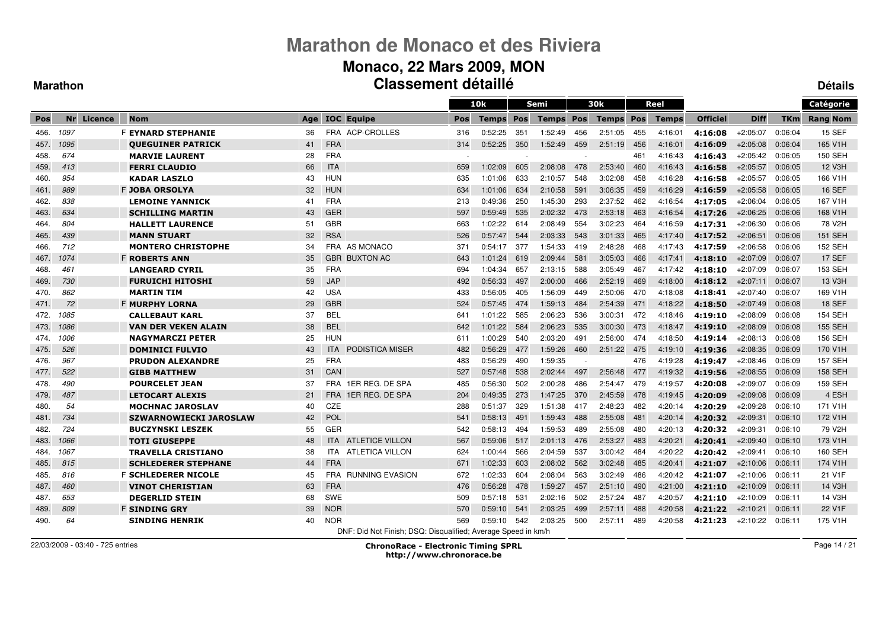# Marathon de Monaco et des Riviera

## Monaco, 22 Mars 2009, MON

## Classement détaillé

**Marathon** — **Détails**

| Pos | Nr | Licence | Nom | Age | IOC | Equipe | 10k Pos | 10k Temps | Semi Pos | Semi Temps | 30k Pos | 30k Temps | Reel Pos | Reel Temps | Officiel | Diff | TKm | Catégorie Rang Nom |
|---|---|---|---|---|---|---|---|---|---|---|---|---|---|---|---|---|---|---|
| 456. | 1097 | | F **EYNARD STEPHANIE** | 36 | FRA | ACP-CROLLES | 316 | 0:52:25 | 351 | 1:52:49 | 456 | 2:51:05 | 455 | 4:16:01 | **4:16:08** | +2:05:07 | 0:06:04 | 15 SEF |
| 457. | 1095 | | **QUEGUINER PATRICK** | 41 | FRA | | 314 | 0:52:25 | 350 | 1:52:49 | 459 | 2:51:19 | 456 | 4:16:01 | **4:16:09** | +2:05:08 | 0:06:04 | 165 V1H |
| 458. | 674 | | **MARVIE LAURENT** | 28 | FRA | | - | | - | | - | | 461 | 4:16:43 | **4:16:43** | +2:05:42 | 0:06:05 | 150 SEH |
| 459. | 413 | | **FERRI CLAUDIO** | 66 | ITA | | 659 | 1:02:09 | 605 | 2:08:08 | 478 | 2:53:40 | 460 | 4:16:43 | **4:16:58** | +2:05:57 | 0:06:05 | 12 V3H |
| 460. | 954 | | **KADAR LASZLO** | 43 | HUN | | 635 | 1:01:06 | 633 | 2:10:57 | 548 | 3:02:08 | 458 | 4:16:28 | **4:16:58** | +2:05:57 | 0:06:05 | 166 V1H |
| 461. | 989 | | F **JOBA ORSOLYA** | 32 | HUN | | 634 | 1:01:06 | 634 | 2:10:58 | 591 | 3:06:35 | 459 | 4:16:29 | **4:16:59** | +2:05:58 | 0:06:05 | 16 SEF |
| 462. | 838 | | **LEMOINE YANNICK** | 41 | FRA | | 213 | 0:49:36 | 250 | 1:45:30 | 293 | 2:37:52 | 462 | 4:16:54 | **4:17:05** | +2:06:04 | 0:06:05 | 167 V1H |
| 463. | 634 | | **SCHILLING MARTIN** | 43 | GER | | 597 | 0:59:49 | 535 | 2:02:32 | 473 | 2:53:18 | 463 | 4:16:54 | **4:17:26** | +2:06:25 | 0:06:06 | 168 V1H |
| 464. | 804 | | **HALLETT LAURENCE** | 51 | GBR | | 663 | 1:02:22 | 614 | 2:08:49 | 554 | 3:02:23 | 464 | 4:16:59 | **4:17:31** | +2:06:30 | 0:06:06 | 78 V2H |
| 465. | 439 | | **MANN STUART** | 32 | RSA | | 526 | 0:57:47 | 544 | 2:03:33 | 543 | 3:01:33 | 465 | 4:17:40 | **4:17:52** | +2:06:51 | 0:06:06 | 151 SEH |
| 466. | 712 | | **MONTERO CHRISTOPHE** | 34 | FRA | AS MONACO | 371 | 0:54:17 | 377 | 1:54:33 | 419 | 2:48:28 | 468 | 4:17:43 | **4:17:59** | +2:06:58 | 0:06:06 | 152 SEH |
| 467. | 1074 | | F **ROBERTS ANN** | 35 | GBR | BUXTON AC | 643 | 1:01:24 | 619 | 2:09:44 | 581 | 3:05:03 | 466 | 4:17:41 | **4:18:10** | +2:07:09 | 0:06:07 | 17 SEF |
| 468. | 461 | | **LANGEARD CYRIL** | 35 | FRA | | 694 | 1:04:34 | 657 | 2:13:15 | 588 | 3:05:49 | 467 | 4:17:42 | **4:18:10** | +2:07:09 | 0:06:07 | 153 SEH |
| 469. | 730 | | **FURUICHI HITOSHI** | 59 | JAP | | 492 | 0:56:33 | 497 | 2:00:00 | 466 | 2:52:19 | 469 | 4:18:00 | **4:18:12** | +2:07:11 | 0:06:07 | 13 V3H |
| 470. | 862 | | **MARTIN TIM** | 42 | USA | | 433 | 0:56:05 | 405 | 1:56:09 | 449 | 2:50:06 | 470 | 4:18:08 | **4:18:41** | +2:07:40 | 0:06:07 | 169 V1H |
| 471. | 72 | | F **MURPHY LORNA** | 29 | GBR | | 524 | 0:57:45 | 474 | 1:59:13 | 484 | 2:54:39 | 471 | 4:18:22 | **4:18:50** | +2:07:49 | 0:06:08 | 18 SEF |
| 472. | 1085 | | **CALLEBAUT KARL** | 37 | BEL | | 641 | 1:01:22 | 585 | 2:06:23 | 536 | 3:00:31 | 472 | 4:18:46 | **4:19:10** | +2:08:09 | 0:06:08 | 154 SEH |
| 473. | 1086 | | **VAN DER VEKEN ALAIN** | 38 | BEL | | 642 | 1:01:22 | 584 | 2:06:23 | 535 | 3:00:30 | 473 | 4:18:47 | **4:19:10** | +2:08:09 | 0:06:08 | 155 SEH |
| 474. | 1006 | | **NAGYMARCZI PETER** | 25 | HUN | | 611 | 1:00:29 | 540 | 2:03:20 | 491 | 2:56:00 | 474 | 4:18:50 | **4:19:14** | +2:08:13 | 0:06:08 | 156 SEH |
| 475. | 526 | | **DOMINICI FULVIO** | 43 | ITA | PODISTICA MISER | 482 | 0:56:29 | 477 | 1:59:26 | 460 | 2:51:22 | 475 | 4:19:10 | **4:19:36** | +2:08:35 | 0:06:09 | 170 V1H |
| 476. | 967 | | **PRUDON ALEXANDRE** | 25 | FRA | | 483 | 0:56:29 | 490 | 1:59:35 | - | | 476 | 4:19:28 | **4:19:47** | +2:08:46 | 0:06:09 | 157 SEH |
| 477. | 522 | | **GIBB MATTHEW** | 31 | CAN | | 527 | 0:57:48 | 538 | 2:02:44 | 497 | 2:56:48 | 477 | 4:19:32 | **4:19:56** | +2:08:55 | 0:06:09 | 158 SEH |
| 478. | 490 | | **POURCELET JEAN** | 37 | FRA | 1ER REG. DE SPA | 485 | 0:56:30 | 502 | 2:00:28 | 486 | 2:54:47 | 479 | 4:19:57 | **4:20:08** | +2:09:07 | 0:06:09 | 159 SEH |
| 479. | 487 | | **LETOCART ALEXIS** | 21 | FRA | 1ER REG. DE SPA | 204 | 0:49:35 | 273 | 1:47:25 | 370 | 2:45:59 | 478 | 4:19:45 | **4:20:09** | +2:09:08 | 0:06:09 | 4 ESH |
| 480. | 54 | | **MOCHNAC JAROSLAV** | 40 | CZE | | 288 | 0:51:37 | 329 | 1:51:38 | 417 | 2:48:23 | 482 | 4:20:14 | **4:20:29** | +2:09:28 | 0:06:10 | 171 V1H |
| 481. | 734 | | **SZWARNOWIECKI JAROSLAW** | 42 | POL | | 541 | 0:58:13 | 491 | 1:59:43 | 488 | 2:55:08 | 481 | 4:20:14 | **4:20:32** | +2:09:31 | 0:06:10 | 172 V1H |
| 482. | 724 | | **BUCZYNSKI LESZEK** | 55 | GER | | 542 | 0:58:13 | 494 | 1:59:53 | 489 | 2:55:08 | 480 | 4:20:13 | **4:20:32** | +2:09:31 | 0:06:10 | 79 V2H |
| 483. | 1066 | | **TOTI GIUSEPPE** | 48 | ITA | ATLETICE VILLON | 567 | 0:59:06 | 517 | 2:01:13 | 476 | 2:53:27 | 483 | 4:20:21 | **4:20:41** | +2:09:40 | 0:06:10 | 173 V1H |
| 484. | 1067 | | **TRAVELLA CRISTIANO** | 38 | ITA | ATLETICA VILLON | 624 | 1:00:44 | 566 | 2:04:59 | 537 | 3:00:42 | 484 | 4:20:22 | **4:20:42** | +2:09:41 | 0:06:10 | 160 SEH |
| 485. | 815 | | **SCHLEDERER STEPHANE** | 44 | FRA | | 671 | 1:02:33 | 603 | 2:08:02 | 562 | 3:02:48 | 485 | 4:20:41 | **4:21:07** | +2:10:06 | 0:06:11 | 174 V1H |
| 485. | 816 | | F **SCHLEDERER NICOLE** | 45 | FRA | RUNNING EVASION | 672 | 1:02:33 | 604 | 2:08:04 | 563 | 3:02:49 | 486 | 4:20:42 | **4:21:07** | +2:10:06 | 0:06:11 | 21 V1F |
| 487. | 460 | | **VINOT CHERISTIAN** | 63 | FRA | | 476 | 0:56:28 | 478 | 1:59:27 | 457 | 2:51:10 | 490 | 4:21:00 | **4:21:10** | +2:10:09 | 0:06:11 | 14 V3H |
| 487. | 653 | | **DEGERLID STEIN** | 68 | SWE | | 509 | 0:57:18 | 531 | 2:02:16 | 502 | 2:57:24 | 487 | 4:20:57 | **4:21:10** | +2:10:09 | 0:06:11 | 14 V3H |
| 489. | 809 | | F **SINDING GRY** | 39 | NOR | | 570 | 0:59:10 | 541 | 2:03:25 | 499 | 2:57:11 | 488 | 4:20:58 | **4:21:22** | +2:10:21 | 0:06:11 | 22 V1F |
| 490. | 64 | | **SINDING HENRIK** | 40 | NOR | | 569 | 0:59:10 | 542 | 2:03:25 | 500 | 2:57:11 | 489 | 4:20:58 | **4:21:23** | +2:10:22 | 0:06:11 | 175 V1H |

DNF: Did Not Finish; DSQ: Disqualified; Average Speed in km/h

22/03/2009 - 03:40 - 725 entries

**ChronoRace - Electronic Timing SPRL**
**http://www.chronorace.be**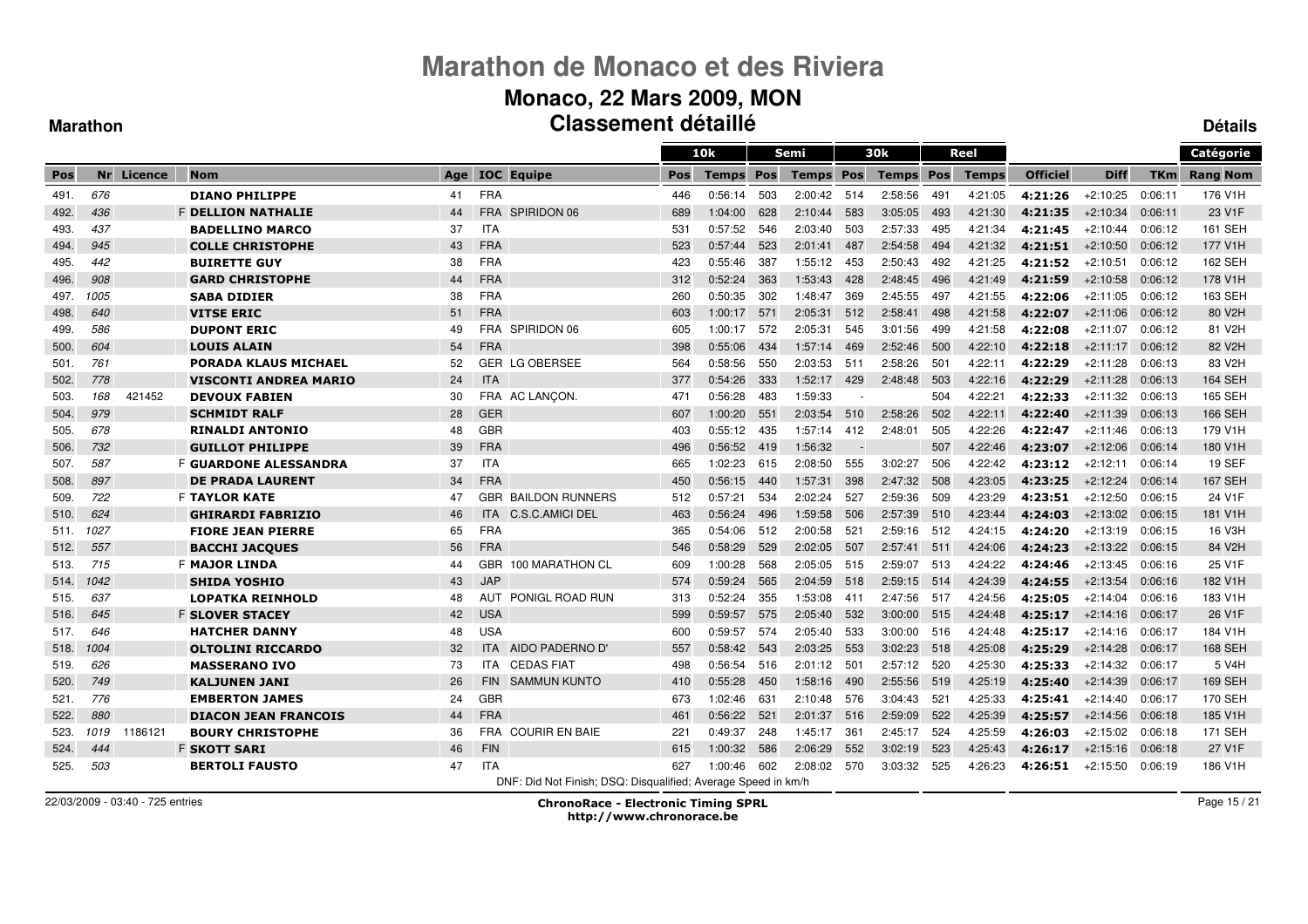# Marathon de Monaco et des Riviera

## Monaco, 22 Mars 2009, MON

## Classement détaillé

**Marathon** **Détails**

| | | | | | | | | 10k | | Semi | | 30k | | Reel | | | | | Catégorie |
|---|---|---|---|---|---|---|---|---|---|---|---|---|---|---|---|---|---|---|---|
| Pos | Nr | Licence | Nom | Age | IOC | Equipe | Pos | Temps | Pos | Temps | Pos | Temps | Pos | Temps | Officiel | Diff | TKm | Rang | Nom |
| 491. | 676 | | DIANO PHILIPPE | 41 | FRA | | 446 | 0:56:14 | 503 | 2:00:42 | 514 | 2:58:56 | 491 | 4:21:05 | 4:21:26 | +2:10:25 | 0:06:11 | 176 | V1H |
| 492. | 436 | | F DELLION NATHALIE | 44 | FRA | SPIRIDON 06 | 689 | 1:04:00 | 628 | 2:10:44 | 583 | 3:05:05 | 493 | 4:21:30 | 4:21:35 | +2:10:34 | 0:06:11 | 23 | V1F |
| 493. | 437 | | BADELLINO MARCO | 37 | ITA | | 531 | 0:57:52 | 546 | 2:03:40 | 503 | 2:57:33 | 495 | 4:21:34 | 4:21:45 | +2:10:44 | 0:06:12 | 161 | SEH |
| 494. | 945 | | COLLE CHRISTOPHE | 43 | FRA | | 523 | 0:57:44 | 523 | 2:01:41 | 487 | 2:54:58 | 494 | 4:21:32 | 4:21:51 | +2:10:50 | 0:06:12 | 177 | V1H |
| 495. | 442 | | BUIRETTE GUY | 38 | FRA | | 423 | 0:55:46 | 387 | 1:55:12 | 453 | 2:50:43 | 492 | 4:21:25 | 4:21:52 | +2:10:51 | 0:06:12 | 162 | SEH |
| 496. | 908 | | GARD CHRISTOPHE | 44 | FRA | | 312 | 0:52:24 | 363 | 1:53:43 | 428 | 2:48:45 | 496 | 4:21:49 | 4:21:59 | +2:10:58 | 0:06:12 | 178 | V1H |
| 497. | 1005 | | SABA DIDIER | 38 | FRA | | 260 | 0:50:35 | 302 | 1:48:47 | 369 | 2:45:55 | 497 | 4:21:55 | 4:22:06 | +2:11:05 | 0:06:12 | 163 | SEH |
| 498. | 640 | | VITSE ERIC | 51 | FRA | | 603 | 1:00:17 | 571 | 2:05:31 | 512 | 2:58:41 | 498 | 4:21:58 | 4:22:07 | +2:11:06 | 0:06:12 | 80 | V2H |
| 499. | 586 | | DUPONT ERIC | 49 | FRA | SPIRIDON 06 | 605 | 1:00:17 | 572 | 2:05:31 | 545 | 3:01:56 | 499 | 4:21:58 | 4:22:08 | +2:11:07 | 0:06:12 | 81 | V2H |
| 500. | 604 | | LOUIS ALAIN | 54 | FRA | | 398 | 0:55:06 | 434 | 1:57:14 | 469 | 2:52:46 | 500 | 4:22:10 | 4:22:18 | +2:11:17 | 0:06:12 | 82 | V2H |
| 501. | 761 | | PORADA KLAUS MICHAEL | 52 | GER | LG OBERSEE | 564 | 0:58:56 | 550 | 2:03:53 | 511 | 2:58:26 | 501 | 4:22:11 | 4:22:29 | +2:11:28 | 0:06:13 | 83 | V2H |
| 502. | 778 | | VISCONTI ANDREA MARIO | 24 | ITA | | 377 | 0:54:26 | 333 | 1:52:17 | 429 | 2:48:48 | 503 | 4:22:16 | 4:22:29 | +2:11:28 | 0:06:13 | 164 | SEH |
| 503. | 168 | 421452 | DEVOUX FABIEN | 30 | FRA | AC LANÇON. | 471 | 0:56:28 | 483 | 1:59:33 | - | | 504 | 4:22:21 | 4:22:33 | +2:11:32 | 0:06:13 | 165 | SEH |
| 504. | 979 | | SCHMIDT RALF | 28 | GER | | 607 | 1:00:20 | 551 | 2:03:54 | 510 | 2:58:26 | 502 | 4:22:11 | 4:22:40 | +2:11:39 | 0:06:13 | 166 | SEH |
| 505. | 678 | | RINALDI ANTONIO | 48 | GBR | | 403 | 0:55:12 | 435 | 1:57:14 | 412 | 2:48:01 | 505 | 4:22:26 | 4:22:47 | +2:11:46 | 0:06:13 | 179 | V1H |
| 506. | 732 | | GUILLOT PHILIPPE | 39 | FRA | | 496 | 0:56:52 | 419 | 1:56:32 | - | | 507 | 4:22:46 | 4:23:07 | +2:12:06 | 0:06:14 | 180 | V1H |
| 507. | 587 | | F GUARDONE ALESSANDRA | 37 | ITA | | 665 | 1:02:23 | 615 | 2:08:50 | 555 | 3:02:27 | 506 | 4:22:42 | 4:23:12 | +2:12:11 | 0:06:14 | 19 | SEF |
| 508. | 897 | | DE PRADA LAURENT | 34 | FRA | | 450 | 0:56:15 | 440 | 1:57:31 | 398 | 2:47:32 | 508 | 4:23:05 | 4:23:25 | +2:12:24 | 0:06:14 | 167 | SEH |
| 509. | 722 | | F TAYLOR KATE | 47 | GBR | BAILDON RUNNERS | 512 | 0:57:21 | 534 | 2:02:24 | 527 | 2:59:36 | 509 | 4:23:29 | 4:23:51 | +2:12:50 | 0:06:15 | 24 | V1F |
| 510. | 624 | | GHIRARDI FABRIZIO | 46 | ITA | C.S.C.AMICI DEL | 463 | 0:56:24 | 496 | 1:59:58 | 506 | 2:57:39 | 510 | 4:23:44 | 4:24:03 | +2:13:02 | 0:06:15 | 181 | V1H |
| 511. | 1027 | | FIORE JEAN PIERRE | 65 | FRA | | 365 | 0:54:06 | 512 | 2:00:58 | 521 | 2:59:16 | 512 | 4:24:15 | 4:24:20 | +2:13:19 | 0:06:15 | 16 | V3H |
| 512. | 557 | | BACCHI JACQUES | 56 | FRA | | 546 | 0:58:29 | 529 | 2:02:05 | 507 | 2:57:41 | 511 | 4:24:06 | 4:24:23 | +2:13:22 | 0:06:15 | 84 | V2H |
| 513. | 715 | | F MAJOR LINDA | 44 | GBR | 100 MARATHON CL | 609 | 1:00:28 | 568 | 2:05:05 | 515 | 2:59:07 | 513 | 4:24:22 | 4:24:46 | +2:13:45 | 0:06:16 | 25 | V1F |
| 514. | 1042 | | SHIDA YOSHIO | 43 | JAP | | 574 | 0:59:24 | 565 | 2:04:59 | 518 | 2:59:15 | 514 | 4:24:39 | 4:24:55 | +2:13:54 | 0:06:16 | 182 | V1H |
| 515. | 637 | | LOPATKA REINHOLD | 48 | AUT | PONIGL ROAD RUN | 313 | 0:52:24 | 355 | 1:53:08 | 411 | 2:47:56 | 517 | 4:24:56 | 4:25:05 | +2:14:04 | 0:06:16 | 183 | V1H |
| 516. | 645 | | F SLOVER STACEY | 42 | USA | | 599 | 0:59:57 | 575 | 2:05:40 | 532 | 3:00:00 | 515 | 4:24:48 | 4:25:17 | +2:14:16 | 0:06:17 | 26 | V1F |
| 517. | 646 | | HATCHER DANNY | 48 | USA | | 600 | 0:59:57 | 574 | 2:05:40 | 533 | 3:00:00 | 516 | 4:24:48 | 4:25:17 | +2:14:16 | 0:06:17 | 184 | V1H |
| 518. | 1004 | | OLTOLINI RICCARDO | 32 | ITA | AIDO PADERNO D' | 557 | 0:58:42 | 543 | 2:03:25 | 553 | 3:02:23 | 518 | 4:25:08 | 4:25:29 | +2:14:28 | 0:06:17 | 168 | SEH |
| 519. | 626 | | MASSERANO IVO | 73 | ITA | CEDAS FIAT | 498 | 0:56:54 | 516 | 2:01:12 | 501 | 2:57:12 | 520 | 4:25:30 | 4:25:33 | +2:14:32 | 0:06:17 | 5 | V4H |
| 520. | 749 | | KALJUNEN JANI | 26 | FIN | SAMMUN KUNTO | 410 | 0:55:28 | 450 | 1:58:16 | 490 | 2:55:56 | 519 | 4:25:19 | 4:25:40 | +2:14:39 | 0:06:17 | 169 | SEH |
| 521. | 776 | | EMBERTON JAMES | 24 | GBR | | 673 | 1:02:46 | 631 | 2:10:48 | 576 | 3:04:43 | 521 | 4:25:33 | 4:25:41 | +2:14:40 | 0:06:17 | 170 | SEH |
| 522. | 880 | | DIACON JEAN FRANCOIS | 44 | FRA | | 461 | 0:56:22 | 521 | 2:01:37 | 516 | 2:59:09 | 522 | 4:25:39 | 4:25:57 | +2:14:56 | 0:06:18 | 185 | V1H |
| 523. | 1019 | 1186121 | BOURY CHRISTOPHE | 36 | FRA | COURIR EN BAIE | 221 | 0:49:37 | 248 | 1:45:17 | 361 | 2:45:17 | 524 | 4:25:59 | 4:26:03 | +2:15:02 | 0:06:18 | 171 | SEH |
| 524. | 444 | | F SKOTT SARI | 46 | FIN | | 615 | 1:00:32 | 586 | 2:06:29 | 552 | 3:02:19 | 523 | 4:25:43 | 4:26:17 | +2:15:16 | 0:06:18 | 27 | V1F |
| 525. | 503 | | BERTOLI FAUSTO | 47 | ITA | | 627 | 1:00:46 | 602 | 2:08:02 | 570 | 3:03:32 | 525 | 4:26:23 | 4:26:51 | +2:15:50 | 0:06:19 | 186 | V1H |

DNF: Did Not Finish; DSQ: Disqualified; Average Speed in km/h

22/03/2009 - 03:40 - 725 entries

**ChronoRace - Electronic Timing SPRL**
**http://www.chronorace.be**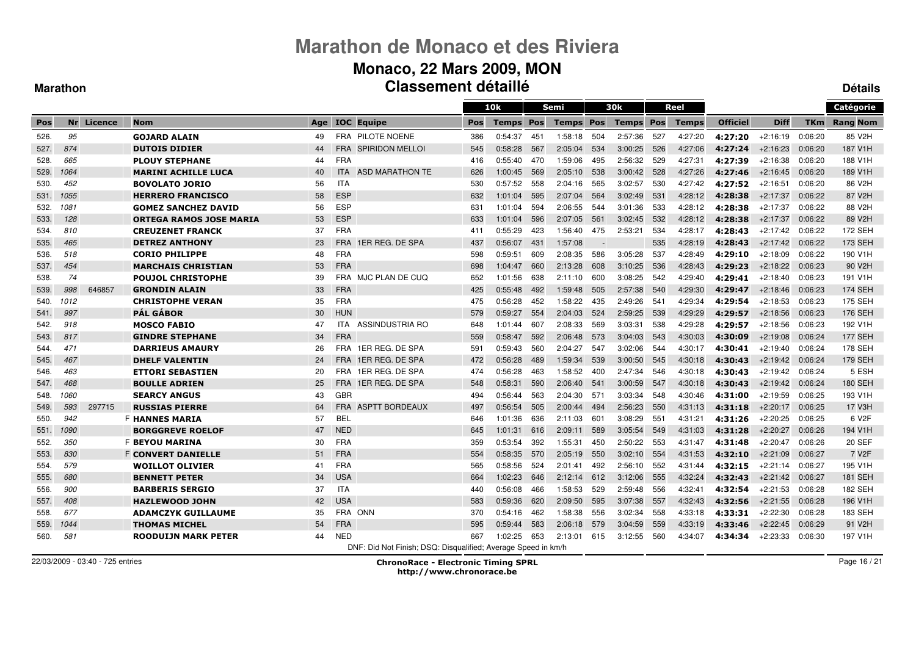# Marathon de Monaco et des Riviera

## Monaco, 22 Mars 2009, MON

## Classement détaillé

**Marathon** | **Détails**

| | | | | | | | 10k | | Semi | | 30k | | Reel | | | | | Catégorie |
|---|---|---|---|---|---|---|---|---|---|---|---|---|---|---|---|---|---|---|
| Pos | Nr | Licence | Nom | Age | IOC | Equipe | Pos | Temps | Pos | Temps | Pos | Temps | Pos | Temps | Officiel | Diff | TKm | Rang Nom |
| 526. | 95 | | GOJARD ALAIN | 49 | FRA | PILOTE NOENE | 386 | 0:54:37 | 451 | 1:58:18 | 504 | 2:57:36 | 527 | 4:27:20 | 4:27:20 | +2:16:19 | 0:06:20 | 85 V2H |
| 527. | 874 | | DUTOIS DIDIER | 44 | FRA | SPIRIDON MELLOI | 545 | 0:58:28 | 567 | 2:05:04 | 534 | 3:00:25 | 526 | 4:27:06 | 4:27:24 | +2:16:23 | 0:06:20 | 187 V1H |
| 528. | 665 | | PLOUY STEPHANE | 44 | FRA | | 416 | 0:55:40 | 470 | 1:59:06 | 495 | 2:56:32 | 529 | 4:27:31 | 4:27:39 | +2:16:38 | 0:06:20 | 188 V1H |
| 529. | 1064 | | MARINI ACHILLE LUCA | 40 | ITA | ASD MARATHON TE | 626 | 1:00:45 | 569 | 2:05:10 | 538 | 3:00:42 | 528 | 4:27:26 | 4:27:46 | +2:16:45 | 0:06:20 | 189 V1H |
| 530. | 452 | | BOVOLATO JORIO | 56 | ITA | | 530 | 0:57:52 | 558 | 2:04:16 | 565 | 3:02:57 | 530 | 4:27:42 | 4:27:52 | +2:16:51 | 0:06:20 | 86 V2H |
| 531. | 1055 | | HERRERO FRANCISCO | 58 | ESP | | 632 | 1:01:04 | 595 | 2:07:04 | 564 | 3:02:49 | 531 | 4:28:12 | 4:28:38 | +2:17:37 | 0:06:22 | 87 V2H |
| 532. | 1081 | | GOMEZ SANCHEZ DAVID | 56 | ESP | | 631 | 1:01:04 | 594 | 2:06:55 | 544 | 3:01:36 | 533 | 4:28:12 | 4:28:38 | +2:17:37 | 0:06:22 | 88 V2H |
| 533. | 128 | | ORTEGA RAMOS JOSE MARIA | 53 | ESP | | 633 | 1:01:04 | 596 | 2:07:05 | 561 | 3:02:45 | 532 | 4:28:12 | 4:28:38 | +2:17:37 | 0:06:22 | 89 V2H |
| 534. | 810 | | CREUZENET FRANCK | 37 | FRA | | 411 | 0:55:29 | 423 | 1:56:40 | 475 | 2:53:21 | 534 | 4:28:17 | 4:28:43 | +2:17:42 | 0:06:22 | 172 SEH |
| 535. | 465 | | DETREZ ANTHONY | 23 | FRA | 1ER REG. DE SPA | 437 | 0:56:07 | 431 | 1:57:08 | - | | 535 | 4:28:19 | 4:28:43 | +2:17:42 | 0:06:22 | 173 SEH |
| 536. | 518 | | CORIO PHILIPPE | 48 | FRA | | 598 | 0:59:51 | 609 | 2:08:35 | 586 | 3:05:28 | 537 | 4:28:49 | 4:29:10 | +2:18:09 | 0:06:22 | 190 V1H |
| 537. | 454 | | MARCHAIS CHRISTIAN | 53 | FRA | | 698 | 1:04:47 | 660 | 2:13:28 | 608 | 3:10:25 | 536 | 4:28:43 | 4:29:23 | +2:18:22 | 0:06:23 | 90 V2H |
| 538. | 74 | | POUJOL CHRISTOPHE | 39 | FRA | MJC PLAN DE CUQ | 652 | 1:01:56 | 638 | 2:11:10 | 600 | 3:08:25 | 542 | 4:29:40 | 4:29:41 | +2:18:40 | 0:06:23 | 191 V1H |
| 539. | 998 | 646857 | GRONDIN ALAIN | 33 | FRA | | 425 | 0:55:48 | 492 | 1:59:48 | 505 | 2:57:38 | 540 | 4:29:30 | 4:29:47 | +2:18:46 | 0:06:23 | 174 SEH |
| 540. | 1012 | | CHRISTOPHE VERAN | 35 | FRA | | 475 | 0:56:28 | 452 | 1:58:22 | 435 | 2:49:26 | 541 | 4:29:34 | 4:29:54 | +2:18:53 | 0:06:23 | 175 SEH |
| 541. | 997 | | PÁL GÁBOR | 30 | HUN | | 579 | 0:59:27 | 554 | 2:04:03 | 524 | 2:59:25 | 539 | 4:29:29 | 4:29:57 | +2:18:56 | 0:06:23 | 176 SEH |
| 542. | 918 | | MOSCO FABIO | 47 | ITA | ASSINDUSTRIA RO | 648 | 1:01:44 | 607 | 2:08:33 | 569 | 3:03:31 | 538 | 4:29:28 | 4:29:57 | +2:18:56 | 0:06:23 | 192 V1H |
| 543. | 817 | | GINDRE STEPHANE | 34 | FRA | | 559 | 0:58:47 | 592 | 2:06:48 | 573 | 3:04:03 | 543 | 4:30:03 | 4:30:09 | +2:19:08 | 0:06:24 | 177 SEH |
| 544. | 471 | | DARRIEUS AMAURY | 26 | FRA | 1ER REG. DE SPA | 591 | 0:59:43 | 560 | 2:04:27 | 547 | 3:02:06 | 544 | 4:30:17 | 4:30:41 | +2:19:40 | 0:06:24 | 178 SEH |
| 545. | 467 | | DHELF VALENTIN | 24 | FRA | 1ER REG. DE SPA | 472 | 0:56:28 | 489 | 1:59:34 | 539 | 3:00:50 | 545 | 4:30:18 | 4:30:43 | +2:19:42 | 0:06:24 | 179 SEH |
| 546. | 463 | | ETTORI SEBASTIEN | 20 | FRA | 1ER REG. DE SPA | 474 | 0:56:28 | 463 | 1:58:52 | 400 | 2:47:34 | 546 | 4:30:18 | 4:30:43 | +2:19:42 | 0:06:24 | 5 ESH |
| 547. | 468 | | BOULLE ADRIEN | 25 | FRA | 1ER REG. DE SPA | 548 | 0:58:31 | 590 | 2:06:40 | 541 | 3:00:59 | 547 | 4:30:18 | 4:30:43 | +2:19:42 | 0:06:24 | 180 SEH |
| 548. | 1060 | | SEARCY ANGUS | 43 | GBR | | 494 | 0:56:44 | 563 | 2:04:30 | 571 | 3:03:34 | 548 | 4:30:46 | 4:31:00 | +2:19:59 | 0:06:25 | 193 V1H |
| 549. | 593 | 297715 | RUSSIAS PIERRE | 64 | FRA | ASPTT BORDEAUX | 497 | 0:56:54 | 505 | 2:00:44 | 494 | 2:56:23 | 550 | 4:31:13 | 4:31:18 | +2:20:17 | 0:06:25 | 17 V3H |
| 550. | 942 | | F HANNES MARIA | 57 | BEL | | 646 | 1:01:36 | 636 | 2:11:03 | 601 | 3:08:29 | 551 | 4:31:21 | 4:31:26 | +2:20:25 | 0:06:25 | 6 V2F |
| 551. | 1090 | | BORGGREVE ROELOF | 47 | NED | | 645 | 1:01:31 | 616 | 2:09:11 | 589 | 3:05:54 | 549 | 4:31:03 | 4:31:28 | +2:20:27 | 0:06:26 | 194 V1H |
| 552. | 350 | | F BEYOU MARINA | 30 | FRA | | 359 | 0:53:54 | 392 | 1:55:31 | 450 | 2:50:22 | 553 | 4:31:47 | 4:31:48 | +2:20:47 | 0:06:26 | 20 SEF |
| 553. | 830 | | F CONVERT DANIELLE | 51 | FRA | | 554 | 0:58:35 | 570 | 2:05:19 | 550 | 3:02:10 | 554 | 4:31:53 | 4:32:10 | +2:21:09 | 0:06:27 | 7 V2F |
| 554. | 579 | | WOILLOT OLIVIER | 41 | FRA | | 565 | 0:58:56 | 524 | 2:01:41 | 492 | 2:56:10 | 552 | 4:31:44 | 4:32:15 | +2:21:14 | 0:06:27 | 195 V1H |
| 555. | 680 | | BENNETT PETER | 34 | USA | | 664 | 1:02:23 | 646 | 2:12:14 | 612 | 3:12:06 | 555 | 4:32:24 | 4:32:43 | +2:21:42 | 0:06:27 | 181 SEH |
| 556. | 900 | | BARBERIS SERGIO | 37 | ITA | | 440 | 0:56:08 | 466 | 1:58:53 | 529 | 2:59:48 | 556 | 4:32:41 | 4:32:54 | +2:21:53 | 0:06:28 | 182 SEH |
| 557. | 408 | | HAZLEWOOD JOHN | 42 | USA | | 583 | 0:59:36 | 620 | 2:09:50 | 595 | 3:07:38 | 557 | 4:32:43 | 4:32:56 | +2:21:55 | 0:06:28 | 196 V1H |
| 558. | 677 | | ADAMCZYK GUILLAUME | 35 | FRA | ONN | 370 | 0:54:16 | 462 | 1:58:38 | 556 | 3:02:34 | 558 | 4:33:18 | 4:33:31 | +2:22:30 | 0:06:28 | 183 SEH |
| 559. | 1044 | | THOMAS MICHEL | 54 | FRA | | 595 | 0:59:44 | 583 | 2:06:18 | 579 | 3:04:59 | 559 | 4:33:19 | 4:33:46 | +2:22:45 | 0:06:29 | 91 V2H |
| 560. | 581 | | ROODUIJN MARK PETER | 44 | NED | | 667 | 1:02:25 | 653 | 2:13:01 | 615 | 3:12:55 | 560 | 4:34:07 | 4:34:34 | +2:23:33 | 0:06:30 | 197 V1H |

DNF: Did Not Finish; DSQ: Disqualified; Average Speed in km/h

22/03/2009 - 03:40 - 725 entries

**ChronoRace - Electronic Timing SPRL**
**http://www.chronorace.be**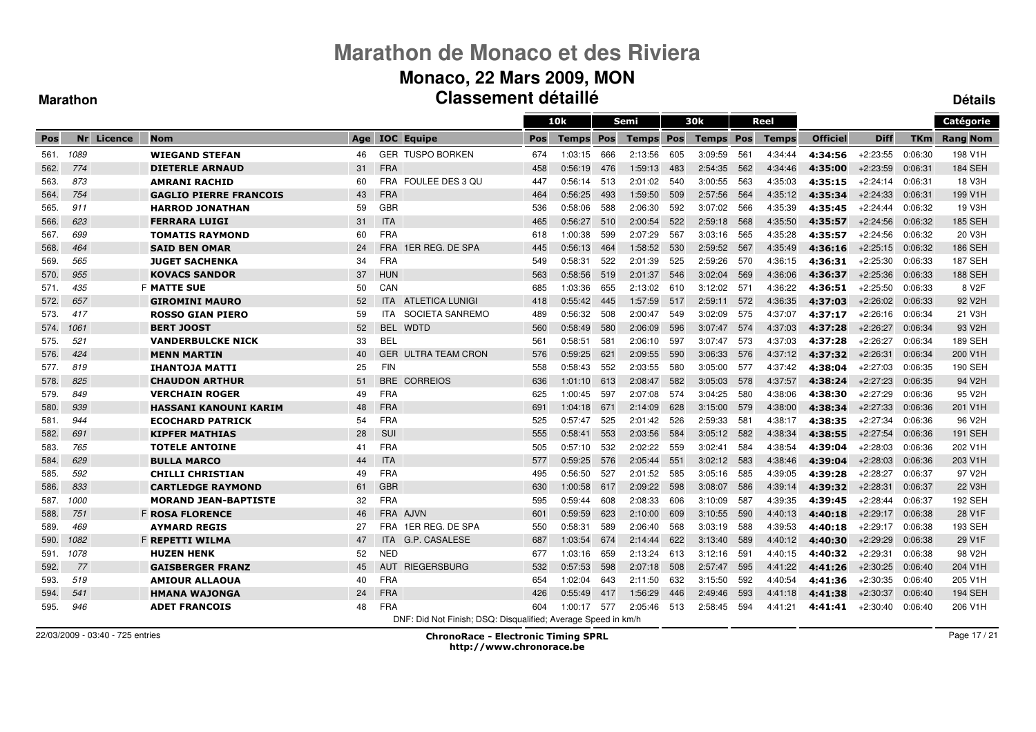# Marathon de Monaco et des Riviera

## Monaco, 22 Mars 2009, MON

## Classement détaillé

**Marathon** **Détails**

| | | | | | | | 10k | | Semi | | 30k | | Reel | | | | | Catégorie |
|---|---|---|---|---|---|---|---|---|---|---|---|---|---|---|---|---|---|---|
| Pos | Nr | Licence | Nom | Age | IOC | Equipe | Pos | Temps | Pos | Temps | Pos | Temps | Pos | Temps | Officiel | Diff | TKm | Rang Nom |
| 561. | 1089 | | WIEGAND STEFAN | 46 | GER | TUSPO BORKEN | 674 | 1:03:15 | 666 | 2:13:56 | 605 | 3:09:59 | 561 | 4:34:44 | 4:34:56 | +2:23:55 | 0:06:30 | 198 V1H |
| 562. | 774 | | DIETERLE ARNAUD | 31 | FRA | | 458 | 0:56:19 | 476 | 1:59:13 | 483 | 2:54:35 | 562 | 4:34:46 | 4:35:00 | +2:23:59 | 0:06:31 | 184 SEH |
| 563. | 873 | | AMRANI RACHID | 60 | FRA | FOULEE DES 3 QU | 447 | 0:56:14 | 513 | 2:01:02 | 540 | 3:00:55 | 563 | 4:35:03 | 4:35:15 | +2:24:14 | 0:06:31 | 18 V3H |
| 564. | 754 | | GAGLIO PIERRE FRANCOIS | 43 | FRA | | 464 | 0:56:25 | 493 | 1:59:50 | 509 | 2:57:56 | 564 | 4:35:12 | 4:35:34 | +2:24:33 | 0:06:31 | 199 V1H |
| 565. | 911 | | HARROD JONATHAN | 59 | GBR | | 536 | 0:58:06 | 588 | 2:06:30 | 592 | 3:07:02 | 566 | 4:35:39 | 4:35:45 | +2:24:44 | 0:06:32 | 19 V3H |
| 566. | 623 | | FERRARA LUIGI | 31 | ITA | | 465 | 0:56:27 | 510 | 2:00:54 | 522 | 2:59:18 | 568 | 4:35:50 | 4:35:57 | +2:24:56 | 0:06:32 | 185 SEH |
| 567. | 699 | | TOMATIS RAYMOND | 60 | FRA | | 618 | 1:00:38 | 599 | 2:07:29 | 567 | 3:03:16 | 565 | 4:35:28 | 4:35:57 | +2:24:56 | 0:06:32 | 20 V3H |
| 568. | 464 | | SAID BEN OMAR | 24 | FRA | 1ER REG. DE SPA | 445 | 0:56:13 | 464 | 1:58:52 | 530 | 2:59:52 | 567 | 4:35:49 | 4:36:16 | +2:25:15 | 0:06:32 | 186 SEH |
| 569. | 565 | | JUGET SACHENKA | 34 | FRA | | 549 | 0:58:31 | 522 | 2:01:39 | 525 | 2:59:26 | 570 | 4:36:15 | 4:36:31 | +2:25:30 | 0:06:33 | 187 SEH |
| 570. | 955 | | KOVACS SANDOR | 37 | HUN | | 563 | 0:58:56 | 519 | 2:01:37 | 546 | 3:02:04 | 569 | 4:36:06 | 4:36:37 | +2:25:36 | 0:06:33 | 188 SEH |
| 571. | 435 | F | MATTE SUE | 50 | CAN | | 685 | 1:03:36 | 655 | 2:13:02 | 610 | 3:12:02 | 571 | 4:36:22 | 4:36:51 | +2:25:50 | 0:06:33 | 8 V2F |
| 572. | 657 | | GIROMINI MAURO | 52 | ITA | ATLETICA LUNIGI | 418 | 0:55:42 | 445 | 1:57:59 | 517 | 2:59:11 | 572 | 4:36:35 | 4:37:03 | +2:26:02 | 0:06:33 | 92 V2H |
| 573. | 417 | | ROSSO GIAN PIERO | 59 | ITA | SOCIETA SANREMO | 489 | 0:56:32 | 508 | 2:00:47 | 549 | 3:02:09 | 575 | 4:37:07 | 4:37:17 | +2:26:16 | 0:06:34 | 21 V3H |
| 574. | 1061 | | BERT JOOST | 52 | BEL | WDTD | 560 | 0:58:49 | 580 | 2:06:09 | 596 | 3:07:47 | 574 | 4:37:03 | 4:37:28 | +2:26:27 | 0:06:34 | 93 V2H |
| 575. | 521 | | VANDERBULCKE NICK | 33 | BEL | | 561 | 0:58:51 | 581 | 2:06:10 | 597 | 3:07:47 | 573 | 4:37:03 | 4:37:28 | +2:26:27 | 0:06:34 | 189 SEH |
| 576. | 424 | | MENN MARTIN | 40 | GER | ULTRA TEAM CRON | 576 | 0:59:25 | 621 | 2:09:55 | 590 | 3:06:33 | 576 | 4:37:12 | 4:37:32 | +2:26:31 | 0:06:34 | 200 V1H |
| 577. | 819 | | IHANTOJA MATTI | 25 | FIN | | 558 | 0:58:43 | 552 | 2:03:55 | 580 | 3:05:00 | 577 | 4:37:42 | 4:38:04 | +2:27:03 | 0:06:35 | 190 SEH |
| 578. | 825 | | CHAUDON ARTHUR | 51 | BRE | CORREIOS | 636 | 1:01:10 | 613 | 2:08:47 | 582 | 3:05:03 | 578 | 4:37:57 | 4:38:24 | +2:27:23 | 0:06:35 | 94 V2H |
| 579. | 849 | | VERCHAIN ROGER | 49 | FRA | | 625 | 1:00:45 | 597 | 2:07:08 | 574 | 3:04:25 | 580 | 4:38:06 | 4:38:30 | +2:27:29 | 0:06:36 | 95 V2H |
| 580. | 939 | | HASSANI KANOUNI KARIM | 48 | FRA | | 691 | 1:04:18 | 671 | 2:14:09 | 628 | 3:15:00 | 579 | 4:38:00 | 4:38:34 | +2:27:33 | 0:06:36 | 201 V1H |
| 581. | 944 | | ECOCHARD PATRICK | 54 | FRA | | 525 | 0:57:47 | 525 | 2:01:42 | 526 | 2:59:33 | 581 | 4:38:17 | 4:38:35 | +2:27:34 | 0:06:36 | 96 V2H |
| 582. | 691 | | KIPFER MATHIAS | 28 | SUI | | 555 | 0:58:41 | 553 | 2:03:56 | 584 | 3:05:12 | 582 | 4:38:34 | 4:38:55 | +2:27:54 | 0:06:36 | 191 SEH |
| 583. | 765 | | TOTELE ANTOINE | 41 | FRA | | 505 | 0:57:10 | 532 | 2:02:22 | 559 | 3:02:41 | 584 | 4:38:54 | 4:39:04 | +2:28:03 | 0:06:36 | 202 V1H |
| 584. | 629 | | BULLA MARCO | 44 | ITA | | 577 | 0:59:25 | 576 | 2:05:44 | 551 | 3:02:12 | 583 | 4:38:46 | 4:39:04 | +2:28:03 | 0:06:36 | 203 V1H |
| 585. | 592 | | CHILLI CHRISTIAN | 49 | FRA | | 495 | 0:56:50 | 527 | 2:01:52 | 585 | 3:05:16 | 585 | 4:39:05 | 4:39:28 | +2:28:27 | 0:06:37 | 97 V2H |
| 586. | 833 | | CARTLEDGE RAYMOND | 61 | GBR | | 630 | 1:00:58 | 617 | 2:09:22 | 598 | 3:08:07 | 586 | 4:39:14 | 4:39:32 | +2:28:31 | 0:06:37 | 22 V3H |
| 587. | 1000 | | MORAND JEAN-BAPTISTE | 32 | FRA | | 595 | 0:59:44 | 608 | 2:08:33 | 606 | 3:10:09 | 587 | 4:39:35 | 4:39:45 | +2:28:44 | 0:06:37 | 192 SEH |
| 588. | 751 | F | ROSA FLORENCE | 46 | FRA | AJVN | 601 | 0:59:59 | 623 | 2:10:00 | 609 | 3:10:55 | 590 | 4:40:13 | 4:40:18 | +2:29:17 | 0:06:38 | 28 V1F |
| 589. | 469 | | AYMARD REGIS | 27 | FRA | 1ER REG. DE SPA | 550 | 0:58:31 | 589 | 2:06:40 | 568 | 3:03:19 | 588 | 4:39:53 | 4:40:18 | +2:29:17 | 0:06:38 | 193 SEH |
| 590. | 1082 | F | REPETTI WILMA | 47 | ITA | G.P. CASALESE | 687 | 1:03:54 | 674 | 2:14:44 | 622 | 3:13:40 | 589 | 4:40:12 | 4:40:30 | +2:29:29 | 0:06:38 | 29 V1F |
| 591. | 1078 | | HUZEN HENK | 52 | NED | | 677 | 1:03:16 | 659 | 2:13:24 | 613 | 3:12:16 | 591 | 4:40:15 | 4:40:32 | +2:29:31 | 0:06:38 | 98 V2H |
| 592. | 77 | | GAISBERGER FRANZ | 45 | AUT | RIEGERSBURG | 532 | 0:57:53 | 598 | 2:07:18 | 508 | 2:57:47 | 595 | 4:41:22 | 4:41:26 | +2:30:25 | 0:06:40 | 204 V1H |
| 593. | 519 | | AMIOUR ALLAOUA | 40 | FRA | | 654 | 1:02:04 | 643 | 2:11:50 | 632 | 3:15:50 | 592 | 4:40:54 | 4:41:36 | +2:30:35 | 0:06:40 | 205 V1H |
| 594. | 541 | | HMANA WAJONGA | 24 | FRA | | 426 | 0:55:49 | 417 | 1:56:29 | 446 | 2:49:46 | 593 | 4:41:18 | 4:41:38 | +2:30:37 | 0:06:40 | 194 SEH |
| 595. | 946 | | ADET FRANCOIS | 48 | FRA | | 604 | 1:00:17 | 577 | 2:05:46 | 513 | 2:58:45 | 594 | 4:41:21 | 4:41:41 | +2:30:40 | 0:06:40 | 206 V1H |

DNF: Did Not Finish; DSQ: Disqualified; Average Speed in km/h

22/03/2009 - 03:40 - 725 entries

**ChronoRace - Electronic Timing SPRL**
**http://www.chronorace.be**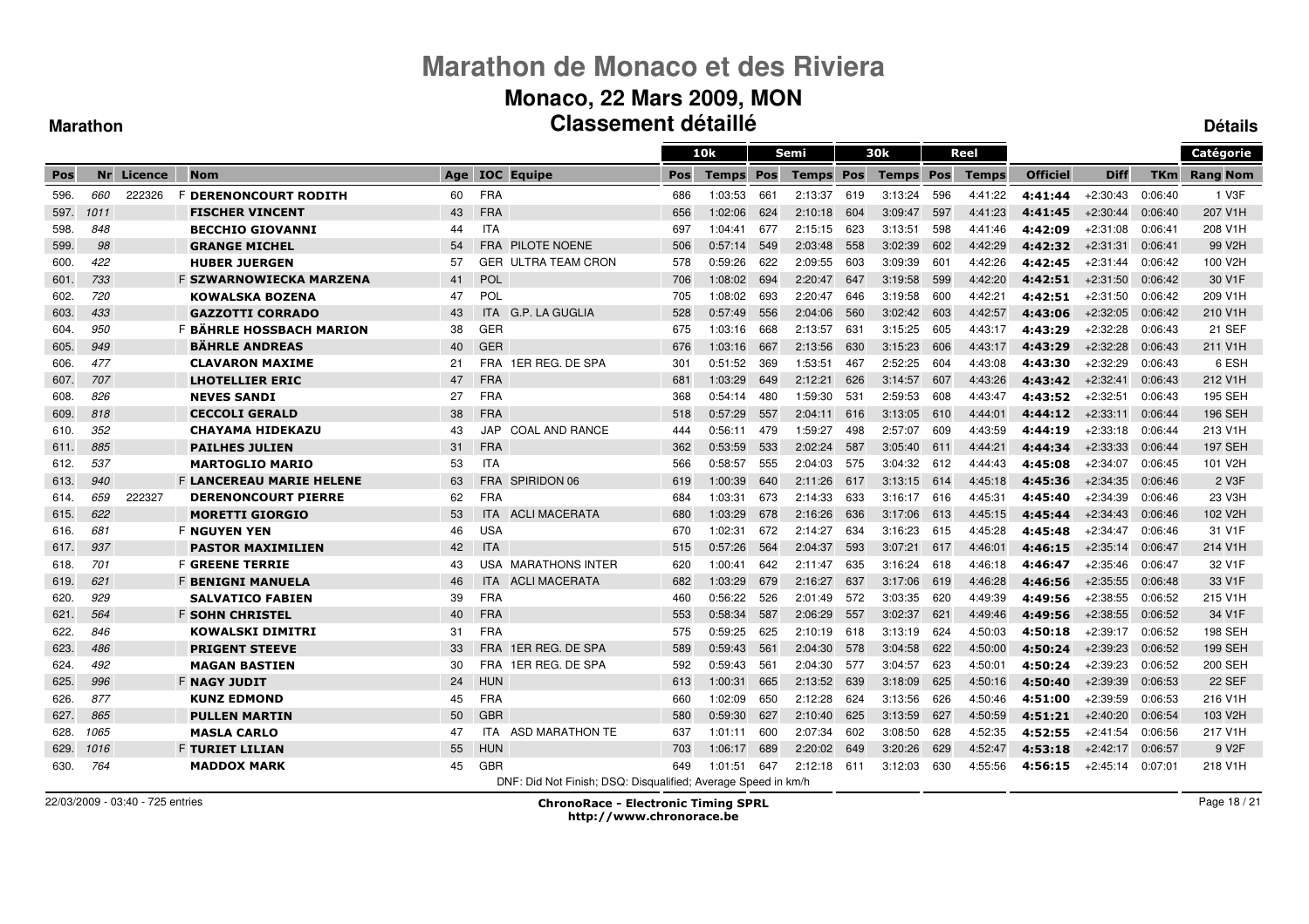# Marathon de Monaco et des Riviera

## Monaco, 22 Mars 2009, MON

## Classement détaillé

**Marathon** | **Détails**

| Pos | Nr | Licence | Nom | Age | IOC | Equipe | 10k Pos | 10k Temps | Semi Pos | Semi Temps | 30k Pos | 30k Temps | Reel Pos | Reel Temps | Officiel | Diff | TKm | Catégorie Rang Nom |
|---|---|---|---|---|---|---|---|---|---|---|---|---|---|---|---|---|---|---|
| 596. | 660 | 222326 | F **DERENONCOURT RODITH** | 60 | FRA | | 686 | 1:03:53 | 661 | 2:13:37 | 619 | 3:13:24 | 596 | 4:41:22 | **4:41:44** | +2:30:43 | 0:06:40 | 1 V3F |
| 597. | 1011 | | **FISCHER VINCENT** | 43 | FRA | | 656 | 1:02:06 | 624 | 2:10:18 | 604 | 3:09:47 | 597 | 4:41:23 | **4:41:45** | +2:30:44 | 0:06:40 | 207 V1H |
| 598. | 848 | | **BECCHIO GIOVANNI** | 44 | ITA | | 697 | 1:04:41 | 677 | 2:15:15 | 623 | 3:13:51 | 598 | 4:41:46 | **4:42:09** | +2:31:08 | 0:06:41 | 208 V1H |
| 599. | 98 | | **GRANGE MICHEL** | 54 | FRA | PILOTE NOENE | 506 | 0:57:14 | 549 | 2:03:48 | 558 | 3:02:39 | 602 | 4:42:29 | **4:42:32** | +2:31:31 | 0:06:41 | 99 V2H |
| 600. | 422 | | **HUBER JUERGEN** | 57 | GER | ULTRA TEAM CRON | 578 | 0:59:26 | 622 | 2:09:55 | 603 | 3:09:39 | 601 | 4:42:26 | **4:42:45** | +2:31:44 | 0:06:42 | 100 V2H |
| 601. | 733 | | F **SZWARNOWIECKA MARZENA** | 41 | POL | | 706 | 1:08:02 | 694 | 2:20:47 | 647 | 3:19:58 | 599 | 4:42:20 | **4:42:51** | +2:31:50 | 0:06:42 | 30 V1F |
| 602. | 720 | | **KOWALSKA BOZENA** | 47 | POL | | 705 | 1:08:02 | 693 | 2:20:47 | 646 | 3:19:58 | 600 | 4:42:21 | **4:42:51** | +2:31:50 | 0:06:42 | 209 V1H |
| 603. | 433 | | **GAZZOTTI CORRADO** | 43 | ITA | G.P. LA GUGLIA | 528 | 0:57:49 | 556 | 2:04:06 | 560 | 3:02:42 | 603 | 4:42:57 | **4:43:06** | +2:32:05 | 0:06:42 | 210 V1H |
| 604. | 950 | | F **BÄHRLE HOSSBACH MARION** | 38 | GER | | 675 | 1:03:16 | 668 | 2:13:57 | 631 | 3:15:25 | 605 | 4:43:17 | **4:43:29** | +2:32:28 | 0:06:43 | 21 SEF |
| 605. | 949 | | **BÄHRLE ANDREAS** | 40 | GER | | 676 | 1:03:16 | 667 | 2:13:56 | 630 | 3:15:23 | 606 | 4:43:17 | **4:43:29** | +2:32:28 | 0:06:43 | 211 V1H |
| 606. | 477 | | **CLAVARON MAXIME** | 21 | FRA | 1ER REG. DE SPA | 301 | 0:51:52 | 369 | 1:53:51 | 467 | 2:52:25 | 604 | 4:43:08 | **4:43:30** | +2:32:29 | 0:06:43 | 6 ESH |
| 607. | 707 | | **LHOTELLIER ERIC** | 47 | FRA | | 681 | 1:03:29 | 649 | 2:12:21 | 626 | 3:14:57 | 607 | 4:43:26 | **4:43:42** | +2:32:41 | 0:06:43 | 212 V1H |
| 608. | 826 | | **NEVES SANDI** | 27 | FRA | | 368 | 0:54:14 | 480 | 1:59:30 | 531 | 2:59:53 | 608 | 4:43:47 | **4:43:52** | +2:32:51 | 0:06:43 | 195 SEH |
| 609. | 818 | | **CECCOLI GERALD** | 38 | FRA | | 518 | 0:57:29 | 557 | 2:04:11 | 616 | 3:13:05 | 610 | 4:44:01 | **4:44:12** | +2:33:11 | 0:06:44 | 196 SEH |
| 610. | 352 | | **CHAYAMA HIDEKAZU** | 43 | JAP | COAL AND RANCE | 444 | 0:56:11 | 479 | 1:59:27 | 498 | 2:57:07 | 609 | 4:43:59 | **4:44:19** | +2:33:18 | 0:06:44 | 213 V1H |
| 611. | 885 | | **PAILHES JULIEN** | 31 | FRA | | 362 | 0:53:59 | 533 | 2:02:24 | 587 | 3:05:40 | 611 | 4:44:21 | **4:44:34** | +2:33:33 | 0:06:44 | 197 SEH |
| 612. | 537 | | **MARTOGLIO MARIO** | 53 | ITA | | 566 | 0:58:57 | 555 | 2:04:03 | 575 | 3:04:32 | 612 | 4:44:43 | **4:45:08** | +2:34:07 | 0:06:45 | 101 V2H |
| 613. | 940 | | F **LANCEREAU MARIE HELENE** | 63 | FRA | SPIRIDON 06 | 619 | 1:00:39 | 640 | 2:11:26 | 617 | 3:13:15 | 614 | 4:45:18 | **4:45:36** | +2:34:35 | 0:06:46 | 2 V3F |
| 614. | 659 | 222327 | **DERENONCOURT PIERRE** | 62 | FRA | | 684 | 1:03:31 | 673 | 2:14:33 | 633 | 3:16:17 | 616 | 4:45:31 | **4:45:40** | +2:34:39 | 0:06:46 | 23 V3H |
| 615. | 622 | | **MORETTI GIORGIO** | 53 | ITA | ACLI MACERATA | 680 | 1:03:29 | 678 | 2:16:26 | 636 | 3:17:06 | 613 | 4:45:15 | **4:45:44** | +2:34:43 | 0:06:46 | 102 V2H |
| 616. | 681 | | F **NGUYEN YEN** | 46 | USA | | 670 | 1:02:31 | 672 | 2:14:27 | 634 | 3:16:23 | 615 | 4:45:28 | **4:45:48** | +2:34:47 | 0:06:46 | 31 V1F |
| 617. | 937 | | **PASTOR MAXIMILIEN** | 42 | ITA | | 515 | 0:57:26 | 564 | 2:04:37 | 593 | 3:07:21 | 617 | 4:46:01 | **4:46:15** | +2:35:14 | 0:06:47 | 214 V1H |
| 618. | 701 | | F **GREENE TERRIE** | 43 | USA | MARATHONS INTER | 620 | 1:00:41 | 642 | 2:11:47 | 635 | 3:16:24 | 618 | 4:46:18 | **4:46:47** | +2:35:46 | 0:06:47 | 32 V1F |
| 619. | 621 | | F **BENIGNI MANUELA** | 46 | ITA | ACLI MACERATA | 682 | 1:03:29 | 679 | 2:16:27 | 637 | 3:17:06 | 619 | 4:46:28 | **4:46:56** | +2:35:55 | 0:06:48 | 33 V1F |
| 620. | 929 | | **SALVATICO FABIEN** | 39 | FRA | | 460 | 0:56:22 | 526 | 2:01:49 | 572 | 3:03:35 | 620 | 4:49:39 | **4:49:56** | +2:38:55 | 0:06:52 | 215 V1H |
| 621. | 564 | | F **SOHN CHRISTEL** | 40 | FRA | | 553 | 0:58:34 | 587 | 2:06:29 | 557 | 3:02:37 | 621 | 4:49:46 | **4:49:56** | +2:38:55 | 0:06:52 | 34 V1F |
| 622. | 846 | | **KOWALSKI DIMITRI** | 31 | FRA | | 575 | 0:59:25 | 625 | 2:10:19 | 618 | 3:13:19 | 624 | 4:50:03 | **4:50:18** | +2:39:17 | 0:06:52 | 198 SEH |
| 623. | 486 | | **PRIGENT STEEVE** | 33 | FRA | 1ER REG. DE SPA | 589 | 0:59:43 | 561 | 2:04:30 | 578 | 3:04:58 | 622 | 4:50:00 | **4:50:24** | +2:39:23 | 0:06:52 | 199 SEH |
| 624. | 492 | | **MAGAN BASTIEN** | 30 | FRA | 1ER REG. DE SPA | 592 | 0:59:43 | 561 | 2:04:30 | 577 | 3:04:57 | 623 | 4:50:01 | **4:50:24** | +2:39:23 | 0:06:52 | 200 SEH |
| 625. | 996 | | F **NAGY JUDIT** | 24 | HUN | | 613 | 1:00:31 | 665 | 2:13:52 | 639 | 3:18:09 | 625 | 4:50:16 | **4:50:40** | +2:39:39 | 0:06:53 | 22 SEF |
| 626. | 877 | | **KUNZ EDMOND** | 45 | FRA | | 660 | 1:02:09 | 650 | 2:12:28 | 624 | 3:13:56 | 626 | 4:50:46 | **4:51:00** | +2:39:59 | 0:06:53 | 216 V1H |
| 627. | 865 | | **PULLEN MARTIN** | 50 | GBR | | 580 | 0:59:30 | 627 | 2:10:40 | 625 | 3:13:59 | 627 | 4:50:59 | **4:51:21** | +2:40:20 | 0:06:54 | 103 V2H |
| 628. | 1065 | | **MASLA CARLO** | 47 | ITA | ASD MARATHON TE | 637 | 1:01:11 | 600 | 2:07:34 | 602 | 3:08:50 | 628 | 4:52:35 | **4:52:55** | +2:41:54 | 0:06:56 | 217 V1H |
| 629. | 1016 | | F **TURIET LILIAN** | 55 | HUN | | 703 | 1:06:17 | 689 | 2:20:02 | 649 | 3:20:26 | 629 | 4:52:47 | **4:53:18** | +2:42:17 | 0:06:57 | 9 V2F |
| 630. | 764 | | **MADDOX MARK** | 45 | GBR | | 649 | 1:01:51 | 647 | 2:12:18 | 611 | 3:12:03 | 630 | 4:55:56 | **4:56:15** | +2:45:14 | 0:07:01 | 218 V1H |

DNF: Did Not Finish; DSQ: Disqualified; Average Speed in km/h

22/03/2009 - 03:40 - 725 entries

**ChronoRace - Electronic Timing SPRL**
**http://www.chronorace.be**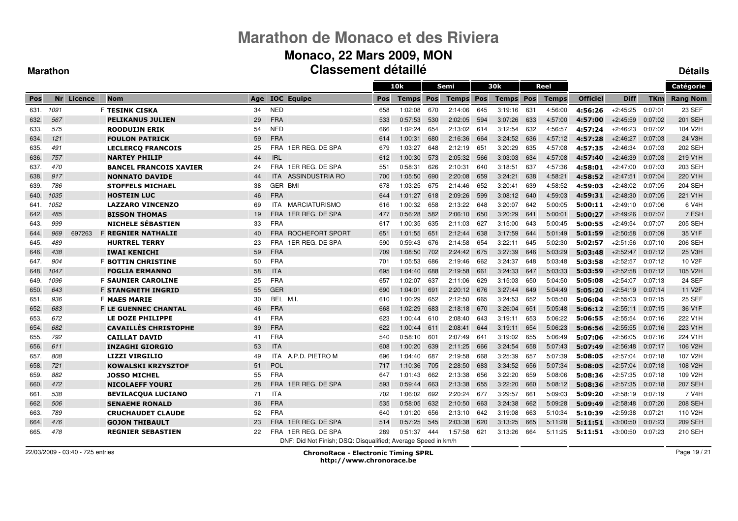# Marathon de Monaco et des Riviera

## Monaco, 22 Mars 2009, MON

## Classement détaillé

**Marathon** **Détails**

| | | | | | | | | 10k | | Semi | | 30k | | Reel | | | | | Catégorie |
|---|---|---|---|---|---|---|---|---|---|---|---|---|---|---|---|---|---|---|---|
| Pos | Nr | Licence | Nom | Age | IOC | Equipe | Pos | Temps | Pos | Temps | Pos | Temps | Pos | Temps | Officiel | Diff | TKm | Rang Nom |
| 631. | 1091 | | F **TESINK CISKA** | 34 | NED | | 658 | 1:02:08 | 670 | 2:14:06 | 645 | 3:19:16 | 631 | 4:56:00 | **4:56:26** | +2:45:25 | 0:07:01 | 23 SEF |
| 632. | 567 | | **PELIKANUS JULIEN** | 29 | FRA | | 533 | 0:57:53 | 530 | 2:02:05 | 594 | 3:07:26 | 633 | 4:57:00 | **4:57:00** | +2:45:59 | 0:07:02 | 201 SEH |
| 633. | 575 | | **ROODUIJN ERIK** | 54 | NED | | 666 | 1:02:24 | 654 | 2:13:02 | 614 | 3:12:54 | 632 | 4:56:57 | **4:57:24** | +2:46:23 | 0:07:02 | 104 V2H |
| 634. | 121 | | **FOULON PATRICK** | 59 | FRA | | 614 | 1:00:31 | 680 | 2:16:36 | 664 | 3:24:52 | 636 | 4:57:12 | **4:57:28** | +2:46:27 | 0:07:03 | 24 V3H |
| 635. | 491 | | **LECLERCQ FRANCOIS** | 25 | FRA | 1ER REG. DE SPA | 679 | 1:03:27 | 648 | 2:12:19 | 651 | 3:20:29 | 635 | 4:57:08 | **4:57:35** | +2:46:34 | 0:07:03 | 202 SEH |
| 636. | 757 | | **NARTEY PHILIP** | 44 | IRL | | 612 | 1:00:30 | 573 | 2:05:32 | 566 | 3:03:03 | 634 | 4:57:08 | **4:57:40** | +2:46:39 | 0:07:03 | 219 V1H |
| 637. | 470 | | **BANCEL FRANCOIS XAVIER** | 24 | FRA | 1ER REG. DE SPA | 551 | 0:58:31 | 626 | 2:10:31 | 640 | 3:18:51 | 637 | 4:57:36 | **4:58:01** | +2:47:00 | 0:07:03 | 203 SEH |
| 638. | 917 | | **NONNATO DAVIDE** | 44 | ITA | ASSINDUSTRIA RO | 700 | 1:05:50 | 690 | 2:20:08 | 659 | 3:24:21 | 638 | 4:58:21 | **4:58:52** | +2:47:51 | 0:07:04 | 220 V1H |
| 639. | 786 | | **STOFFELS MICHAEL** | 38 | GER | BMI | 678 | 1:03:25 | 675 | 2:14:46 | 652 | 3:20:41 | 639 | 4:58:52 | **4:59:03** | +2:48:02 | 0:07:05 | 204 SEH |
| 640. | 1035 | | **HOSTEIN LUC** | 46 | FRA | | 644 | 1:01:27 | 618 | 2:09:26 | 599 | 3:08:12 | 640 | 4:59:03 | **4:59:31** | +2:48:30 | 0:07:05 | 221 V1H |
| 641. | 1052 | | **LAZZARO VINCENZO** | 69 | ITA | MARCIATURISMO | 616 | 1:00:32 | 658 | 2:13:22 | 648 | 3:20:07 | 642 | 5:00:05 | **5:00:11** | +2:49:10 | 0:07:06 | 6 V4H |
| 642. | 485 | | **BISSON THOMAS** | 19 | FRA | 1ER REG. DE SPA | 477 | 0:56:28 | 582 | 2:06:10 | 650 | 3:20:29 | 641 | 5:00:01 | **5:00:27** | +2:49:26 | 0:07:07 | 7 ESH |
| 643. | 999 | | **NICHELE SÉBASTIEN** | 33 | FRA | | 617 | 1:00:35 | 635 | 2:11:03 | 627 | 3:15:00 | 643 | 5:00:45 | **5:00:55** | +2:49:54 | 0:07:07 | 205 SEH |
| 644. | 969 | 697263 | F **REGNIER NATHALIE** | 40 | FRA | ROCHEFORT SPORT | 651 | 1:01:55 | 651 | 2:12:44 | 638 | 3:17:59 | 644 | 5:01:49 | **5:01:59** | +2:50:58 | 0:07:09 | 35 V1F |
| 645. | 489 | | **HURTREL TERRY** | 23 | FRA | 1ER REG. DE SPA | 590 | 0:59:43 | 676 | 2:14:58 | 654 | 3:22:11 | 645 | 5:02:30 | **5:02:57** | +2:51:56 | 0:07:10 | 206 SEH |
| 646. | 438 | | **IWAI KENICHI** | 59 | FRA | | 709 | 1:08:50 | 702 | 2:24:42 | 675 | 3:27:39 | 646 | 5:03:29 | **5:03:48** | +2:52:47 | 0:07:12 | 25 V3H |
| 647. | 904 | | F **BOTTIN CHRISTINE** | 50 | FRA | | 701 | 1:05:53 | 686 | 2:19:46 | 662 | 3:24:37 | 648 | 5:03:48 | **5:03:58** | +2:52:57 | 0:07:12 | 10 V2F |
| 648. | 1047 | | **FOGLIA ERMANNO** | 58 | ITA | | 695 | 1:04:40 | 688 | 2:19:58 | 661 | 3:24:33 | 647 | 5:03:33 | **5:03:59** | +2:52:58 | 0:07:12 | 105 V2H |
| 649. | 1096 | | F **SAUNIER CAROLINE** | 25 | FRA | | 657 | 1:02:07 | 637 | 2:11:06 | 629 | 3:15:03 | 650 | 5:04:50 | **5:05:08** | +2:54:07 | 0:07:13 | 24 SEF |
| 650. | 643 | | F **STANGNETH INGRID** | 55 | GER | | 690 | 1:04:01 | 691 | 2:20:12 | 676 | 3:27:44 | 649 | 5:04:49 | **5:05:20** | +2:54:19 | 0:07:14 | 11 V2F |
| 651. | 936 | | F **MAES MARIE** | 30 | BEL | M.I. | 610 | 1:00:29 | 652 | 2:12:50 | 665 | 3:24:53 | 652 | 5:05:50 | **5:06:04** | +2:55:03 | 0:07:15 | 25 SEF |
| 652. | 683 | | F **LE GUENNEC CHANTAL** | 46 | FRA | | 668 | 1:02:29 | 683 | 2:18:18 | 670 | 3:26:04 | 651 | 5:05:48 | **5:06:12** | +2:55:11 | 0:07:15 | 36 V1F |
| 653. | 672 | | **LE DOZE PHILIPPE** | 41 | FRA | | 623 | 1:00:44 | 610 | 2:08:40 | 643 | 3:19:11 | 653 | 5:06:22 | **5:06:55** | +2:55:54 | 0:07:16 | 222 V1H |
| 654. | 682 | | **CAVAILLÈS CHRISTOPHE** | 39 | FRA | | 622 | 1:00:44 | 611 | 2:08:41 | 644 | 3:19:11 | 654 | 5:06:23 | **5:06:56** | +2:55:55 | 0:07:16 | 223 V1H |
| 655. | 792 | | **CAILLAT DAVID** | 41 | FRA | | 540 | 0:58:10 | 601 | 2:07:49 | 641 | 3:19:02 | 655 | 5:06:49 | **5:07:06** | +2:56:05 | 0:07:16 | 224 V1H |
| 656. | 611 | | **INZAGHI GIORGIO** | 53 | ITA | | 608 | 1:00:20 | 639 | 2:11:25 | 666 | 3:24:54 | 658 | 5:07:43 | **5:07:49** | +2:56:48 | 0:07:17 | 106 V2H |
| 657. | 808 | | **LIZZI VIRGILIO** | 49 | ITA | A.P.D. PIETRO M | 696 | 1:04:40 | 687 | 2:19:58 | 668 | 3:25:39 | 657 | 5:07:39 | **5:08:05** | +2:57:04 | 0:07:18 | 107 V2H |
| 658. | 721 | | **KOWALSKI KRZYSZTOF** | 51 | POL | | 717 | 1:10:36 | 705 | 2:28:50 | 683 | 3:34:52 | 656 | 5:07:34 | **5:08:05** | +2:57:04 | 0:07:18 | 108 V2H |
| 659. | 882 | | **JOSSO MICHEL** | 55 | FRA | | 647 | 1:01:43 | 662 | 2:13:38 | 656 | 3:22:20 | 659 | 5:08:06 | **5:08:36** | +2:57:35 | 0:07:18 | 109 V2H |
| 660. | 472 | | **NICOLAEFF YOURI** | 28 | FRA | 1ER REG. DE SPA | 593 | 0:59:44 | 663 | 2:13:38 | 655 | 3:22:20 | 660 | 5:08:12 | **5:08:36** | +2:57:35 | 0:07:18 | 207 SEH |
| 661. | 538 | | **BEVILACQUA LUCIANO** | 71 | ITA | | 702 | 1:06:02 | 692 | 2:20:24 | 677 | 3:29:57 | 661 | 5:09:03 | **5:09:20** | +2:58:19 | 0:07:19 | 7 V4H |
| 662. | 506 | | **SENAEME RONALD** | 36 | FRA | | 535 | 0:58:05 | 632 | 2:10:50 | 663 | 3:24:38 | 662 | 5:09:28 | **5:09:49** | +2:58:48 | 0:07:20 | 208 SEH |
| 663. | 789 | | **CRUCHAUDET CLAUDE** | 52 | FRA | | 640 | 1:01:20 | 656 | 2:13:10 | 642 | 3:19:08 | 663 | 5:10:34 | **5:10:39** | +2:59:38 | 0:07:21 | 110 V2H |
| 664. | 476 | | **GOJON THIBAULT** | 23 | FRA | 1ER REG. DE SPA | 514 | 0:57:25 | 545 | 2:03:38 | 620 | 3:13:25 | 665 | 5:11:28 | **5:11:51** | +3:00:50 | 0:07:23 | 209 SEH |
| 665. | 478 | | **REGNIER SEBASTIEN** | 22 | FRA | 1ER REG. DE SPA | 289 | 0:51:37 | 444 | 1:57:58 | 621 | 3:13:26 | 664 | 5:11:25 | **5:11:51** | +3:00:50 | 0:07:23 | 210 SEH |

DNF: Did Not Finish; DSQ: Disqualified; Average Speed in km/h

22/03/2009 - 03:40 - 725 entries

**ChronoRace - Electronic Timing SPRL**
**http://www.chronorace.be**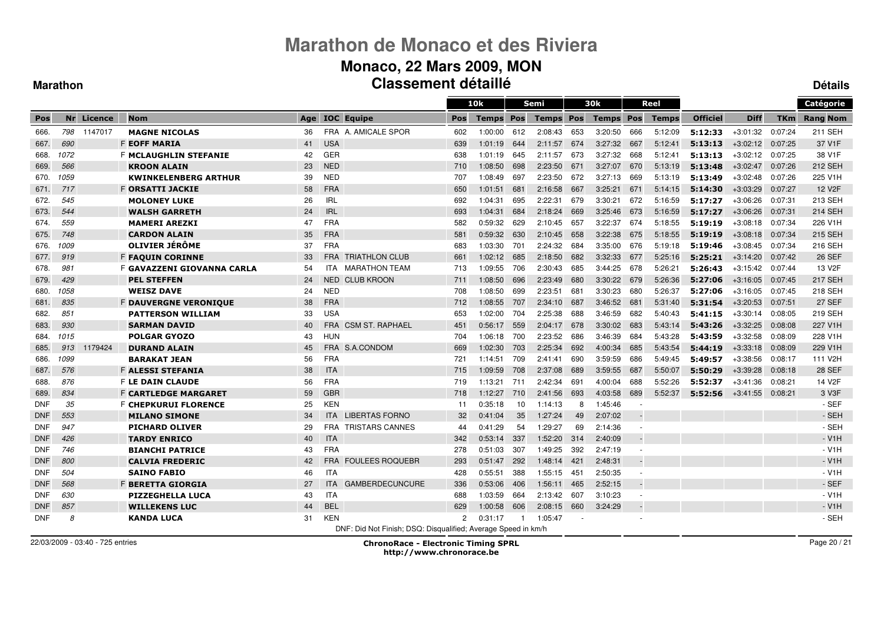# Marathon de Monaco et des Riviera

## Monaco, 22 Mars 2009, MON

### Classement détaillé

**Marathon** — **Détails**

| Pos | Nr | Licence | Nom | Age | IOC | Equipe | 10k Pos | 10k Temps | Semi Pos | Semi Temps | 30k Pos | 30k Temps | Reel Pos | Reel Temps | Officiel | Diff | TKm | Catégorie Rang | Catégorie Nom |
|---|---|---|---|---|---|---|---|---|---|---|---|---|---|---|---|---|---|---|---|
| 666. | 798 | 1147017 | MAGNE NICOLAS | 36 | FRA | A. AMICALE SPOR | 602 | 1:00:00 | 612 | 2:08:43 | 653 | 3:20:50 | 666 | 5:12:09 | **5:12:33** | +3:01:32 | 0:07:24 | 211 | SEH |
| 667. | 690 | | F EOFF MARIA | 41 | USA | | 639 | 1:01:19 | 644 | 2:11:57 | 674 | 3:27:32 | 667 | 5:12:41 | **5:13:13** | +3:02:12 | 0:07:25 | 37 | V1F |
| 668. | 1072 | | F MCLAUGHLIN STEFANIE | 42 | GER | | 638 | 1:01:19 | 645 | 2:11:57 | 673 | 3:27:32 | 668 | 5:12:41 | **5:13:13** | +3:02:12 | 0:07:25 | 38 | V1F |
| 669. | 566 | | KROON ALAIN | 23 | NED | | 710 | 1:08:50 | 698 | 2:23:50 | 671 | 3:27:07 | 670 | 5:13:19 | **5:13:48** | +3:02:47 | 0:07:26 | 212 | SEH |
| 670. | 1059 | | KWINKELENBERG ARTHUR | 39 | NED | | 707 | 1:08:49 | 697 | 2:23:50 | 672 | 3:27:13 | 669 | 5:13:19 | **5:13:49** | +3:02:48 | 0:07:26 | 225 | V1H |
| 671. | 717 | | F ORSATTI JACKIE | 58 | FRA | | 650 | 1:01:51 | 681 | 2:16:58 | 667 | 3:25:21 | 671 | 5:14:15 | **5:14:30** | +3:03:29 | 0:07:27 | 12 | V2F |
| 672. | 545 | | MOLONEY LUKE | 26 | IRL | | 692 | 1:04:31 | 695 | 2:22:31 | 679 | 3:30:21 | 672 | 5:16:59 | **5:17:27** | +3:06:26 | 0:07:31 | 213 | SEH |
| 673. | 544 | | WALSH GARRETH | 24 | IRL | | 693 | 1:04:31 | 684 | 2:18:24 | 669 | 3:25:46 | 673 | 5:16:59 | **5:17:27** | +3:06:26 | 0:07:31 | 214 | SEH |
| 674. | 559 | | MAMERI AREZKI | 47 | FRA | | 582 | 0:59:32 | 629 | 2:10:45 | 657 | 3:22:37 | 674 | 5:18:55 | **5:19:19** | +3:08:18 | 0:07:34 | 226 | V1H |
| 675. | 748 | | CARDON ALAIN | 35 | FRA | | 581 | 0:59:32 | 630 | 2:10:45 | 658 | 3:22:38 | 675 | 5:18:55 | **5:19:19** | +3:08:18 | 0:07:34 | 215 | SEH |
| 676. | 1009 | | OLIVIER JÉRÔME | 37 | FRA | | 683 | 1:03:30 | 701 | 2:24:32 | 684 | 3:35:00 | 676 | 5:19:18 | **5:19:46** | +3:08:45 | 0:07:34 | 216 | SEH |
| 677. | 919 | | F FAQUIN CORINNE | 33 | FRA | TRIATHLON CLUB | 661 | 1:02:12 | 685 | 2:18:50 | 682 | 3:32:33 | 677 | 5:25:16 | **5:25:21** | +3:14:20 | 0:07:42 | 26 | SEF |
| 678. | 981 | | F GAVAZZENI GIOVANNA CARLA | 54 | ITA | MARATHON TEAM | 713 | 1:09:55 | 706 | 2:30:43 | 685 | 3:44:25 | 678 | 5:26:21 | **5:26:43** | +3:15:42 | 0:07:44 | 13 | V2F |
| 679. | 429 | | PEL STEFFEN | 24 | NED | CLUB KROON | 711 | 1:08:50 | 696 | 2:23:49 | 680 | 3:30:22 | 679 | 5:26:36 | **5:27:06** | +3:16:05 | 0:07:45 | 217 | SEH |
| 680. | 1058 | | WEISZ DAVE | 24 | NED | | 708 | 1:08:50 | 699 | 2:23:51 | 681 | 3:30:23 | 680 | 5:26:37 | **5:27:06** | +3:16:05 | 0:07:45 | 218 | SEH |
| 681. | 835 | | F DAUVERGNE VERONIQUE | 38 | FRA | | 712 | 1:08:55 | 707 | 2:34:10 | 687 | 3:46:52 | 681 | 5:31:40 | **5:31:54** | +3:20:53 | 0:07:51 | 27 | SEF |
| 682. | 851 | | PATTERSON WILLIAM | 33 | USA | | 653 | 1:02:00 | 704 | 2:25:38 | 688 | 3:46:59 | 682 | 5:40:43 | **5:41:15** | +3:30:14 | 0:08:05 | 219 | SEH |
| 683. | 930 | | SARMAN DAVID | 40 | FRA | CSM ST. RAPHAEL | 451 | 0:56:17 | 559 | 2:04:17 | 678 | 3:30:02 | 683 | 5:43:14 | **5:43:26** | +3:32:25 | 0:08:08 | 227 | V1H |
| 684. | 1015 | | POLGAR GYOZO | 43 | HUN | | 704 | 1:06:18 | 700 | 2:23:52 | 686 | 3:46:39 | 684 | 5:43:28 | **5:43:59** | +3:32:58 | 0:08:09 | 228 | V1H |
| 685. | 913 | 1179424 | DURAND ALAIN | 45 | FRA | S.A.CONDOM | 669 | 1:02:30 | 703 | 2:25:34 | 692 | 4:00:34 | 685 | 5:43:54 | **5:44:19** | +3:33:18 | 0:08:09 | 229 | V1H |
| 686. | 1099 | | BARAKAT JEAN | 56 | FRA | | 721 | 1:14:51 | 709 | 2:41:41 | 690 | 3:59:59 | 686 | 5:49:45 | **5:49:57** | +3:38:56 | 0:08:17 | 111 | V2H |
| 687. | 576 | | F ALESSI STEFANIA | 38 | ITA | | 715 | 1:09:59 | 708 | 2:37:08 | 689 | 3:59:55 | 687 | 5:50:07 | **5:50:29** | +3:39:28 | 0:08:18 | 28 | SEF |
| 688. | 876 | | F LE DAIN CLAUDE | 56 | FRA | | 719 | 1:13:21 | 711 | 2:42:34 | 691 | 4:00:04 | 688 | 5:52:26 | **5:52:37** | +3:41:36 | 0:08:21 | 14 | V2F |
| 689. | 834 | | F CARTLEDGE MARGARET | 59 | GBR | | 718 | 1:12:27 | 710 | 2:41:56 | 693 | 4:03:58 | 689 | 5:52:37 | **5:52:56** | +3:41:55 | 0:08:21 | 3 | V3F |
| DNF | 35 | | F CHEPKURUI FLORENCE | 25 | KEN | | 11 | 0:35:18 | 10 | 1:14:13 | 8 | 1:45:46 | - | | | | | - | SEF |
| DNF | 553 | | MILANO SIMONE | 34 | ITA | LIBERTAS FORNO | 32 | 0:41:04 | 35 | 1:27:24 | 49 | 2:07:02 | - | | | | | - | SEH |
| DNF | 947 | | PICHARD OLIVER | 29 | FRA | TRISTARS CANNES | 44 | 0:41:29 | 54 | 1:29:27 | 69 | 2:14:36 | - | | | | | - | SEH |
| DNF | 426 | | TARDY ENRICO | 40 | ITA | | 342 | 0:53:14 | 337 | 1:52:20 | 314 | 2:40:09 | - | | | | | - | V1H |
| DNF | 746 | | BIANCHI PATRICE | 43 | FRA | | 278 | 0:51:03 | 307 | 1:49:25 | 392 | 2:47:19 | - | | | | | - | V1H |
| DNF | 800 | | CALVIA FREDERIC | 42 | FRA | FOULEES ROQUEBR | 293 | 0:51:47 | 292 | 1:48:14 | 421 | 2:48:31 | - | | | | | - | V1H |
| DNF | 504 | | SAINO FABIO | 46 | ITA | | 428 | 0:55:51 | 388 | 1:55:15 | 451 | 2:50:35 | - | | | | | - | V1H |
| DNF | 568 | | F BERETTA GIORGIA | 27 | ITA | GAMBERDECUNCURE | 336 | 0:53:06 | 406 | 1:56:11 | 465 | 2:52:15 | - | | | | | - | SEF |
| DNF | 630 | | PIZZEGHELLA LUCA | 43 | ITA | | 688 | 1:03:59 | 664 | 2:13:42 | 607 | 3:10:23 | - | | | | | - | V1H |
| DNF | 857 | | WILLEKENS LUC | 44 | BEL | | 629 | 1:00:58 | 606 | 2:08:15 | 660 | 3:24:29 | - | | | | | - | V1H |
| DNF | 8 | | KANDA LUCA | 31 | KEN | | 2 | 0:31:17 | 1 | 1:05:47 | - | | - | | | | | - | SEH |

DNF: Did Not Finish; DSQ: Disqualified; Average Speed in km/h

22/03/2009 - 03:40 - 725 entries

**ChronoRace - Electronic Timing SPRL**
**http://www.chronorace.be**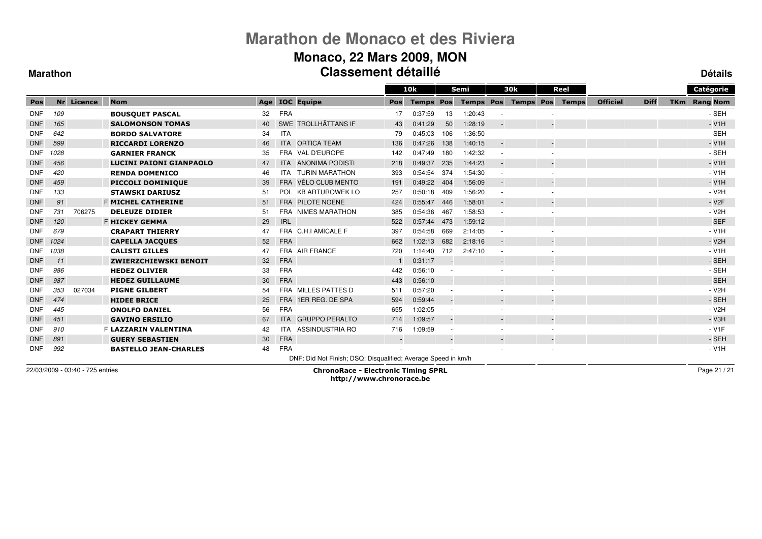# Marathon de Monaco et des Riviera

## Monaco, 22 Mars 2009, MON

**Marathon** — **Classement détaillé** — **Détails**

| | | | | | | | | 10k | | Semi | | 30k | | Reel | | | | | Catégorie | |
|---|---|---|---|---|---|---|---|---|---|---|---|---|---|---|---|---|---|---|---|---|
| Pos | Nr | Licence | | Nom | Age | IOC | Equipe | Pos | Temps | Pos | Temps | Pos | Temps | Pos | Temps | Officiel | Diff | TKm | Rang | Nom |
| DNF | 109 | | | BOUSQUET PASCAL | 32 | FRA | | 17 | 0:37:59 | 13 | 1:20:43 | - | | - | | | | | - | SEH |
| DNF | 165 | | | SALOMONSON TOMAS | 40 | SWE | TROLLHÄTTANS IF | 43 | 0:41:29 | 50 | 1:28:19 | - | | - | | | | | - | V1H |
| DNF | 642 | | | BORDO SALVATORE | 34 | ITA | | 79 | 0:45:03 | 106 | 1:36:50 | - | | - | | | | | - | SEH |
| DNF | 599 | | | RICCARDI LORENZO | 46 | ITA | ORTICA TEAM | 136 | 0:47:26 | 138 | 1:40:15 | - | | - | | | | | - | V1H |
| DNF | 1028 | | | GARNIER FRANCK | 35 | FRA | VAL D'EUROPE | 142 | 0:47:49 | 180 | 1:42:32 | - | | - | | | | | - | SEH |
| DNF | 456 | | | LUCINI PAIONI GIANPAOLO | 47 | ITA | ANONIMA PODISTI | 218 | 0:49:37 | 235 | 1:44:23 | - | | - | | | | | - | V1H |
| DNF | 420 | | | RENDA DOMENICO | 46 | ITA | TURIN MARATHON | 393 | 0:54:54 | 374 | 1:54:30 | - | | - | | | | | - | V1H |
| DNF | 459 | | | PICCOLI DOMINIQUE | 39 | FRA | VÉLO CLUB MENTO | 191 | 0:49:22 | 404 | 1:56:09 | - | | - | | | | | - | V1H |
| DNF | 133 | | | STAWSKI DARIUSZ | 51 | POL | KB ARTUROWEK LO | 257 | 0:50:18 | 409 | 1:56:20 | - | | - | | | | | - | V2H |
| DNF | 91 | | F | MICHEL CATHERINE | 51 | FRA | PILOTE NOENE | 424 | 0:55:47 | 446 | 1:58:01 | - | | - | | | | | - | V2F |
| DNF | 731 | 706275 | | DELEUZE DIDIER | 51 | FRA | NIMES MARATHON | 385 | 0:54:36 | 467 | 1:58:53 | - | | - | | | | | - | V2H |
| DNF | 120 | | F | HICKEY GEMMA | 29 | IRL | | 522 | 0:57:44 | 473 | 1:59:12 | - | | - | | | | | - | SEF |
| DNF | 679 | | | CRAPART THIERRY | 47 | FRA | C.H.I AMICALE F | 397 | 0:54:58 | 669 | 2:14:05 | - | | - | | | | | - | V1H |
| DNF | 1024 | | | CAPELLA JACQUES | 52 | FRA | | 662 | 1:02:13 | 682 | 2:18:16 | - | | - | | | | | - | V2H |
| DNF | 1038 | | | CALISTI GILLES | 47 | FRA | AIR FRANCE | 720 | 1:14:40 | 712 | 2:47:10 | - | | - | | | | | - | V1H |
| DNF | 11 | | | ZWIERZCHIEWSKI BENOIT | 32 | FRA | | 1 | 0:31:17 | - | | - | | - | | | | | - | SEH |
| DNF | 986 | | | HEDEZ OLIVIER | 33 | FRA | | 442 | 0:56:10 | - | | - | | - | | | | | - | SEH |
| DNF | 987 | | | HEDEZ GUILLAUME | 30 | FRA | | 443 | 0:56:10 | - | | - | | - | | | | | - | SEH |
| DNF | 353 | 027034 | | PIGNE GILBERT | 54 | FRA | MILLES PATTES D | 511 | 0:57:20 | - | | - | | - | | | | | - | V2H |
| DNF | 474 | | | HIDEE BRICE | 25 | FRA | 1ER REG. DE SPA | 594 | 0:59:44 | - | | - | | - | | | | | - | SEH |
| DNF | 445 | | | ONOLFO DANIEL | 56 | FRA | | 655 | 1:02:05 | - | | - | | - | | | | | - | V2H |
| DNF | 451 | | | GAVINO ERSILIO | 67 | ITA | GRUPPO PERALTO | 714 | 1:09:57 | - | | - | | - | | | | | - | V3H |
| DNF | 910 | | F | LAZZARIN VALENTINA | 42 | ITA | ASSINDUSTRIA RO | 716 | 1:09:59 | - | | - | | - | | | | | - | V1F |
| DNF | 891 | | | GUERY SEBASTIEN | 30 | FRA | | - | | - | | - | | - | | | | | - | SEH |
| DNF | 992 | | | BASTELLO JEAN-CHARLES | 48 | FRA | | - | | - | | - | | - | | | | | - | V1H |

DNF: Did Not Finish; DSQ: Disqualified; Average Speed in km/h

22/03/2009 - 03:40 - 725 entries

**ChronoRace - Electronic Timing SPRL**
**http://www.chronorace.be**